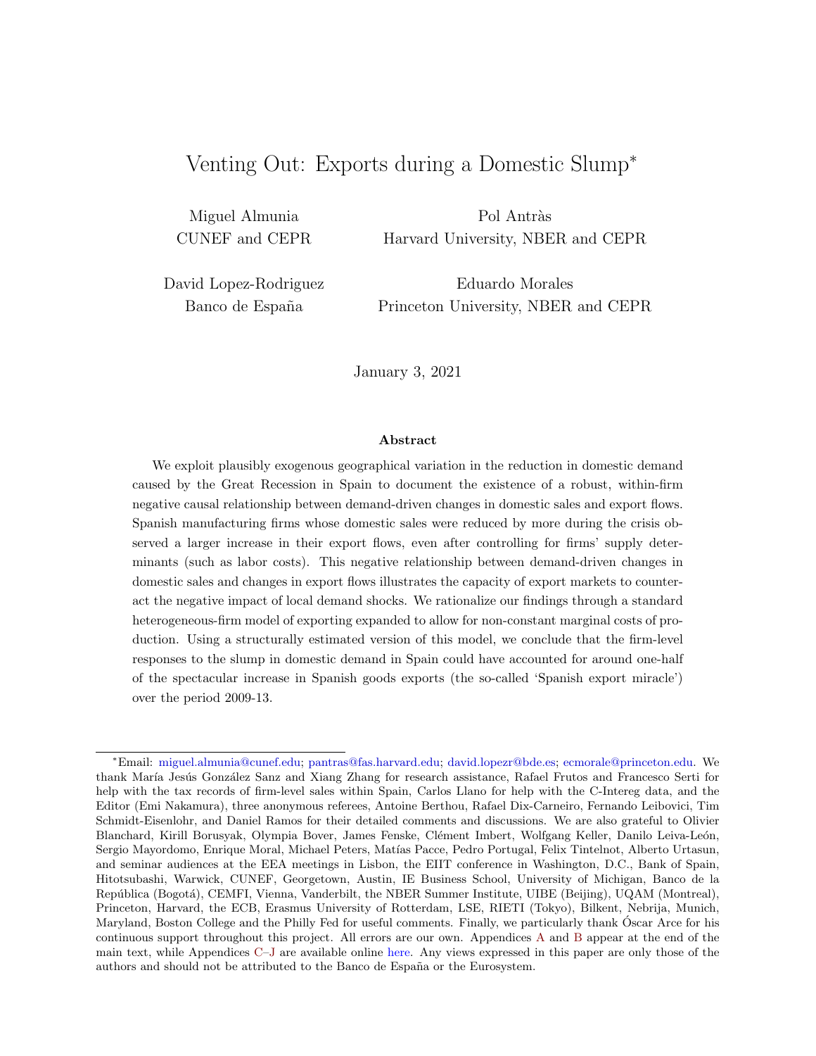# Venting Out: Exports during a Domestic Slump*

Miguel Almunia
CUNEF and CEPR

Pol Antràs
Harvard University, NBER and CEPR

David Lopez-Rodriguez
Banco de España

Eduardo Morales
Princeton University, NBER and CEPR

January 3, 2021

### Abstract

We exploit plausibly exogenous geographical variation in the reduction in domestic demand caused by the Great Recession in Spain to document the existence of a robust, within-firm negative causal relationship between demand-driven changes in domestic sales and export flows. Spanish manufacturing firms whose domestic sales were reduced by more during the crisis observed a larger increase in their export flows, even after controlling for firms' supply determinants (such as labor costs). This negative relationship between demand-driven changes in domestic sales and changes in export flows illustrates the capacity of export markets to counteract the negative impact of local demand shocks. We rationalize our findings through a standard heterogeneous-firm model of exporting expanded to allow for non-constant marginal costs of production. Using a structurally estimated version of this model, we conclude that the firm-level responses to the slump in domestic demand in Spain could have accounted for around one-half of the spectacular increase in Spanish goods exports (the so-called 'Spanish export miracle') over the period 2009-13.

---

*Email: miguel.almunia@cunef.edu; pantras@fas.harvard.edu; david.lopezr@bde.es; ecmorale@princeton.edu. We thank María Jesús González Sanz and Xiang Zhang for research assistance, Rafael Frutos and Francesco Serti for help with the tax records of firm-level sales within Spain, Carlos Llano for help with the C-Intereg data, and the Editor (Emi Nakamura), three anonymous referees, Antoine Berthou, Rafael Dix-Carneiro, Fernando Leibovici, Tim Schmidt-Eisenlohr, and Daniel Ramos for their detailed comments and discussions. We are also grateful to Olivier Blanchard, Kirill Borusyak, Olympia Bover, James Fenske, Clément Imbert, Wolfgang Keller, Danilo Leiva-León, Sergio Mayordomo, Enrique Moral, Michael Peters, Matías Pacce, Pedro Portugal, Felix Tintelnot, Alberto Urtasun, and seminar audiences at the EEA meetings in Lisbon, the EIIT conference in Washington, D.C., Bank of Spain, Hitotsubashi, Warwick, CUNEF, Georgetown, Austin, IE Business School, University of Michigan, Banco de la República (Bogotá), CEMFI, Vienna, Vanderbilt, the NBER Summer Institute, UIBE (Beijing), UQAM (Montreal), Princeton, Harvard, the ECB, Erasmus University of Rotterdam, LSE, RIETI (Tokyo), Bilkent, Nebrija, Munich, Maryland, Boston College and the Philly Fed for useful comments. Finally, we particularly thank Óscar Arce for his continuous support throughout this project. All errors are our own. Appendices A and B appear at the end of the main text, while Appendices C–J are available online here. Any views expressed in this paper are only those of the authors and should not be attributed to the Banco de España or the Eurosystem.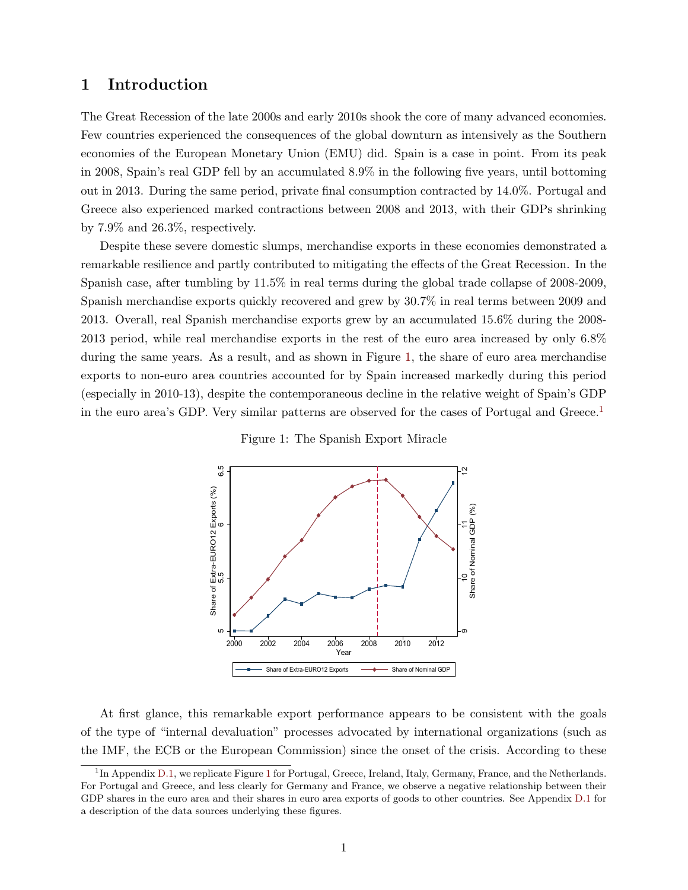# 1 Introduction

The Great Recession of the late 2000s and early 2010s shook the core of many advanced economies. Few countries experienced the consequences of the global downturn as intensively as the Southern economies of the European Monetary Union (EMU) did. Spain is a case in point. From its peak in 2008, Spain's real GDP fell by an accumulated 8.9% in the following five years, until bottoming out in 2013. During the same period, private final consumption contracted by 14.0%. Portugal and Greece also experienced marked contractions between 2008 and 2013, with their GDPs shrinking by 7.9% and 26.3%, respectively.

Despite these severe domestic slumps, merchandise exports in these economies demonstrated a remarkable resilience and partly contributed to mitigating the effects of the Great Recession. In the Spanish case, after tumbling by 11.5% in real terms during the global trade collapse of 2008-2009, Spanish merchandise exports quickly recovered and grew by 30.7% in real terms between 2009 and 2013. Overall, real Spanish merchandise exports grew by an accumulated 15.6% during the 2008-2013 period, while real merchandise exports in the rest of the euro area increased by only 6.8% during the same years. As a result, and as shown in Figure 1, the share of euro area merchandise exports to non-euro area countries accounted for by Spain increased markedly during this period (especially in 2010-13), despite the contemporaneous decline in the relative weight of Spain's GDP in the euro area's GDP. Very similar patterns are observed for the cases of Portugal and Greece.[1]

Figure 1: The Spanish Export Miracle

At first glance, this remarkable export performance appears to be consistent with the goals of the type of "internal devaluation" processes advocated by international organizations (such as the IMF, the ECB or the European Commission) since the onset of the crisis. According to these

[1] In Appendix D.1, we replicate Figure 1 for Portugal, Greece, Ireland, Italy, Germany, France, and the Netherlands. For Portugal and Greece, and less clearly for Germany and France, we observe a negative relationship between their GDP shares in the euro area and their shares in euro area exports of goods to other countries. See Appendix D.1 for a description of the data sources underlying these figures.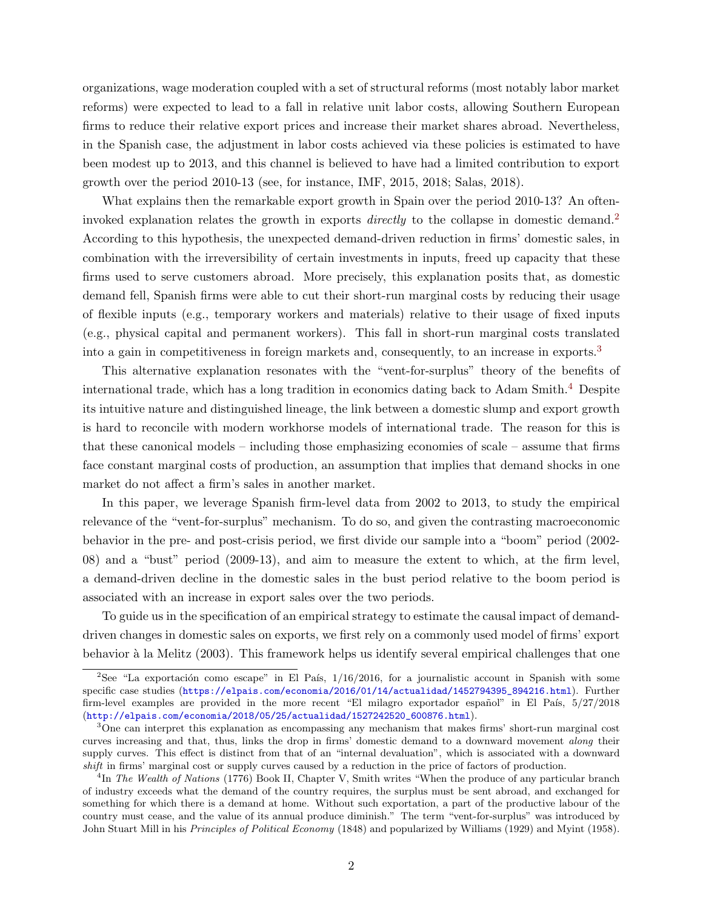organizations, wage moderation coupled with a set of structural reforms (most notably labor market reforms) were expected to lead to a fall in relative unit labor costs, allowing Southern European firms to reduce their relative export prices and increase their market shares abroad. Nevertheless, in the Spanish case, the adjustment in labor costs achieved via these policies is estimated to have been modest up to 2013, and this channel is believed to have had a limited contribution to export growth over the period 2010-13 (see, for instance, IMF, 2015, 2018; Salas, 2018).

What explains then the remarkable export growth in Spain over the period 2010-13? An often-invoked explanation relates the growth in exports *directly* to the collapse in domestic demand.[2] According to this hypothesis, the unexpected demand-driven reduction in firms' domestic sales, in combination with the irreversibility of certain investments in inputs, freed up capacity that these firms used to serve customers abroad. More precisely, this explanation posits that, as domestic demand fell, Spanish firms were able to cut their short-run marginal costs by reducing their usage of flexible inputs (e.g., temporary workers and materials) relative to their usage of fixed inputs (e.g., physical capital and permanent workers). This fall in short-run marginal costs translated into a gain in competitiveness in foreign markets and, consequently, to an increase in exports.[3]

This alternative explanation resonates with the "vent-for-surplus" theory of the benefits of international trade, which has a long tradition in economics dating back to Adam Smith.[4] Despite its intuitive nature and distinguished lineage, the link between a domestic slump and export growth is hard to reconcile with modern workhorse models of international trade. The reason for this is that these canonical models – including those emphasizing economies of scale – assume that firms face constant marginal costs of production, an assumption that implies that demand shocks in one market do not affect a firm's sales in another market.

In this paper, we leverage Spanish firm-level data from 2002 to 2013, to study the empirical relevance of the "vent-for-surplus" mechanism. To do so, and given the contrasting macroeconomic behavior in the pre- and post-crisis period, we first divide our sample into a "boom" period (2002-08) and a "bust" period (2009-13), and aim to measure the extent to which, at the firm level, a demand-driven decline in the domestic sales in the bust period relative to the boom period is associated with an increase in export sales over the two periods.

To guide us in the specification of an empirical strategy to estimate the causal impact of demand-driven changes in domestic sales on exports, we first rely on a commonly used model of firms' export behavior à la Melitz (2003). This framework helps us identify several empirical challenges that one

[2] See "La exportación como escape" in El País, 1/16/2016, for a journalistic account in Spanish with some specific case studies (https://elpais.com/economia/2016/01/14/actualidad/1452794395_894216.html). Further firm-level examples are provided in the more recent "El milagro exportador español" in El País, 5/27/2018 (http://elpais.com/economia/2018/05/25/actualidad/1527242520_600876.html).

[3] One can interpret this explanation as encompassing any mechanism that makes firms' short-run marginal cost curves increasing and that, thus, links the drop in firms' domestic demand to a downward movement *along* their supply curves. This effect is distinct from that of an "internal devaluation", which is associated with a downward *shift* in firms' marginal cost or supply curves caused by a reduction in the price of factors of production.

[4] In *The Wealth of Nations* (1776) Book II, Chapter V, Smith writes "When the produce of any particular branch of industry exceeds what the demand of the country requires, the surplus must be sent abroad, and exchanged for something for which there is a demand at home. Without such exportation, a part of the productive labour of the country must cease, and the value of its annual produce diminish." The term "vent-for-surplus" was introduced by John Stuart Mill in his *Principles of Political Economy* (1848) and popularized by Williams (1929) and Myint (1958).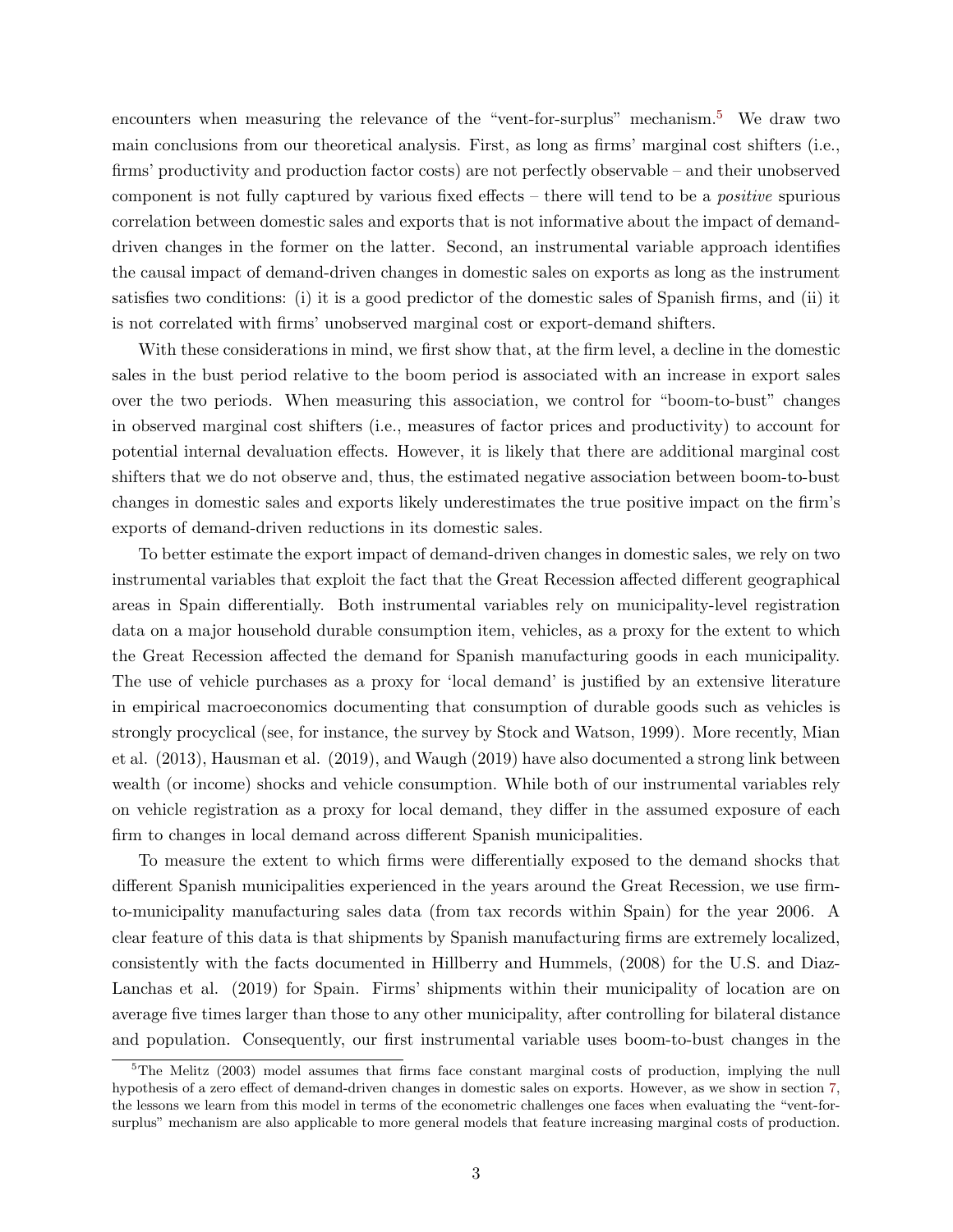encounters when measuring the relevance of the "vent-for-surplus" mechanism.[5] We draw two main conclusions from our theoretical analysis. First, as long as firms' marginal cost shifters (i.e., firms' productivity and production factor costs) are not perfectly observable – and their unobserved component is not fully captured by various fixed effects – there will tend to be a *positive* spurious correlation between domestic sales and exports that is not informative about the impact of demand-driven changes in the former on the latter. Second, an instrumental variable approach identifies the causal impact of demand-driven changes in domestic sales on exports as long as the instrument satisfies two conditions: (i) it is a good predictor of the domestic sales of Spanish firms, and (ii) it is not correlated with firms' unobserved marginal cost or export-demand shifters.

With these considerations in mind, we first show that, at the firm level, a decline in the domestic sales in the bust period relative to the boom period is associated with an increase in export sales over the two periods. When measuring this association, we control for "boom-to-bust" changes in observed marginal cost shifters (i.e., measures of factor prices and productivity) to account for potential internal devaluation effects. However, it is likely that there are additional marginal cost shifters that we do not observe and, thus, the estimated negative association between boom-to-bust changes in domestic sales and exports likely underestimates the true positive impact on the firm's exports of demand-driven reductions in its domestic sales.

To better estimate the export impact of demand-driven changes in domestic sales, we rely on two instrumental variables that exploit the fact that the Great Recession affected different geographical areas in Spain differentially. Both instrumental variables rely on municipality-level registration data on a major household durable consumption item, vehicles, as a proxy for the extent to which the Great Recession affected the demand for Spanish manufacturing goods in each municipality. The use of vehicle purchases as a proxy for 'local demand' is justified by an extensive literature in empirical macroeconomics documenting that consumption of durable goods such as vehicles is strongly procyclical (see, for instance, the survey by Stock and Watson, 1999). More recently, Mian et al. (2013), Hausman et al. (2019), and Waugh (2019) have also documented a strong link between wealth (or income) shocks and vehicle consumption. While both of our instrumental variables rely on vehicle registration as a proxy for local demand, they differ in the assumed exposure of each firm to changes in local demand across different Spanish municipalities.

To measure the extent to which firms were differentially exposed to the demand shocks that different Spanish municipalities experienced in the years around the Great Recession, we use firm-to-municipality manufacturing sales data (from tax records within Spain) for the year 2006. A clear feature of this data is that shipments by Spanish manufacturing firms are extremely localized, consistently with the facts documented in Hillberry and Hummels, (2008) for the U.S. and Diaz-Lanchas et al. (2019) for Spain. Firms' shipments within their municipality of location are on average five times larger than those to any other municipality, after controlling for bilateral distance and population. Consequently, our first instrumental variable uses boom-to-bust changes in the

[5] The Melitz (2003) model assumes that firms face constant marginal costs of production, implying the null hypothesis of a zero effect of demand-driven changes in domestic sales on exports. However, as we show in section 7, the lessons we learn from this model in terms of the econometric challenges one faces when evaluating the "vent-for-surplus" mechanism are also applicable to more general models that feature increasing marginal costs of production.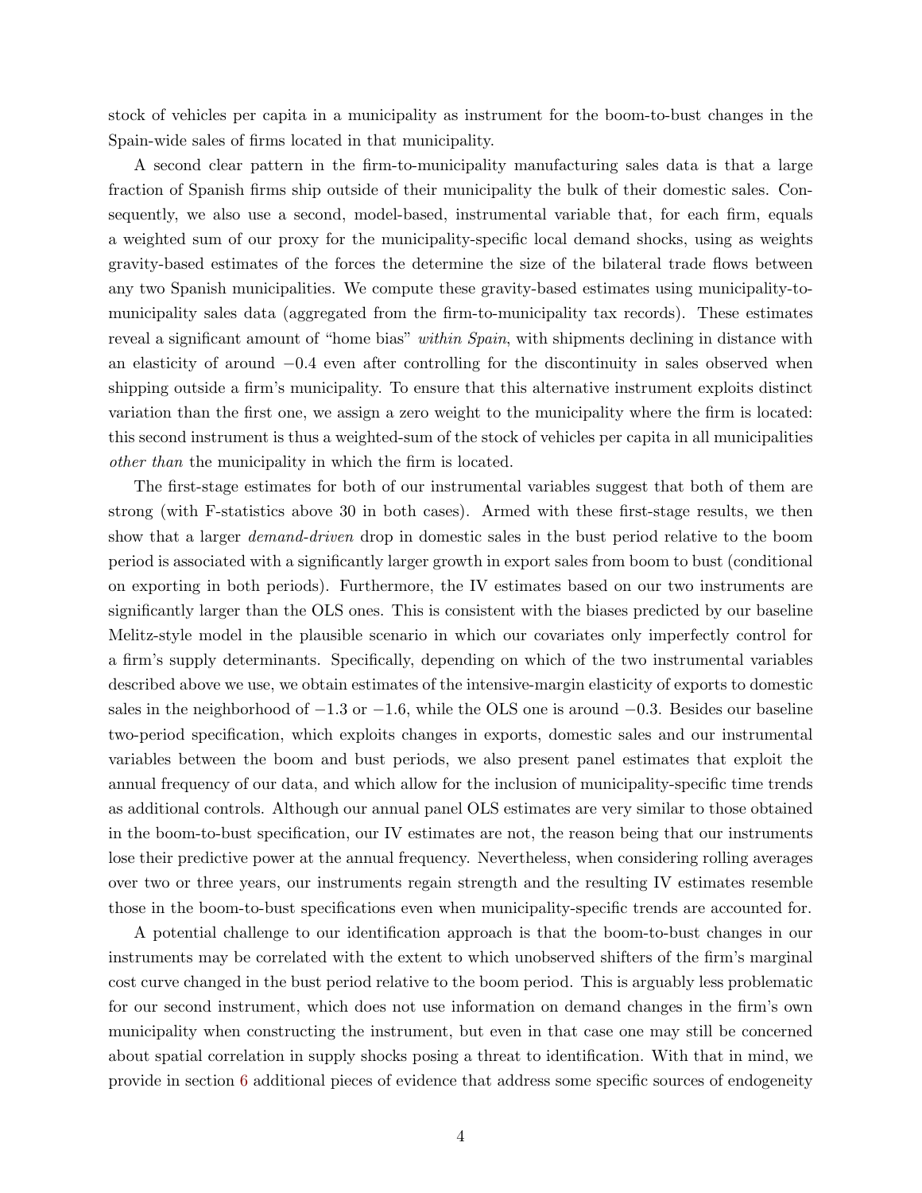stock of vehicles per capita in a municipality as instrument for the boom-to-bust changes in the Spain-wide sales of firms located in that municipality.

A second clear pattern in the firm-to-municipality manufacturing sales data is that a large fraction of Spanish firms ship outside of their municipality the bulk of their domestic sales. Consequently, we also use a second, model-based, instrumental variable that, for each firm, equals a weighted sum of our proxy for the municipality-specific local demand shocks, using as weights gravity-based estimates of the forces the determine the size of the bilateral trade flows between any two Spanish municipalities. We compute these gravity-based estimates using municipality-to-municipality sales data (aggregated from the firm-to-municipality tax records). These estimates reveal a significant amount of "home bias" *within Spain*, with shipments declining in distance with an elasticity of around $-0.4$ even after controlling for the discontinuity in sales observed when shipping outside a firm's municipality. To ensure that this alternative instrument exploits distinct variation than the first one, we assign a zero weight to the municipality where the firm is located: this second instrument is thus a weighted-sum of the stock of vehicles per capita in all municipalities *other than* the municipality in which the firm is located.

The first-stage estimates for both of our instrumental variables suggest that both of them are strong (with F-statistics above 30 in both cases). Armed with these first-stage results, we then show that a larger *demand-driven* drop in domestic sales in the bust period relative to the boom period is associated with a significantly larger growth in export sales from boom to bust (conditional on exporting in both periods). Furthermore, the IV estimates based on our two instruments are significantly larger than the OLS ones. This is consistent with the biases predicted by our baseline Melitz-style model in the plausible scenario in which our covariates only imperfectly control for a firm's supply determinants. Specifically, depending on which of the two instrumental variables described above we use, we obtain estimates of the intensive-margin elasticity of exports to domestic sales in the neighborhood of $-1.3$ or $-1.6$, while the OLS one is around $-0.3$. Besides our baseline two-period specification, which exploits changes in exports, domestic sales and our instrumental variables between the boom and bust periods, we also present panel estimates that exploit the annual frequency of our data, and which allow for the inclusion of municipality-specific time trends as additional controls. Although our annual panel OLS estimates are very similar to those obtained in the boom-to-bust specification, our IV estimates are not, the reason being that our instruments lose their predictive power at the annual frequency. Nevertheless, when considering rolling averages over two or three years, our instruments regain strength and the resulting IV estimates resemble those in the boom-to-bust specifications even when municipality-specific trends are accounted for.

A potential challenge to our identification approach is that the boom-to-bust changes in our instruments may be correlated with the extent to which unobserved shifters of the firm's marginal cost curve changed in the bust period relative to the boom period. This is arguably less problematic for our second instrument, which does not use information on demand changes in the firm's own municipality when constructing the instrument, but even in that case one may still be concerned about spatial correlation in supply shocks posing a threat to identification. With that in mind, we provide in section 6 additional pieces of evidence that address some specific sources of endogeneity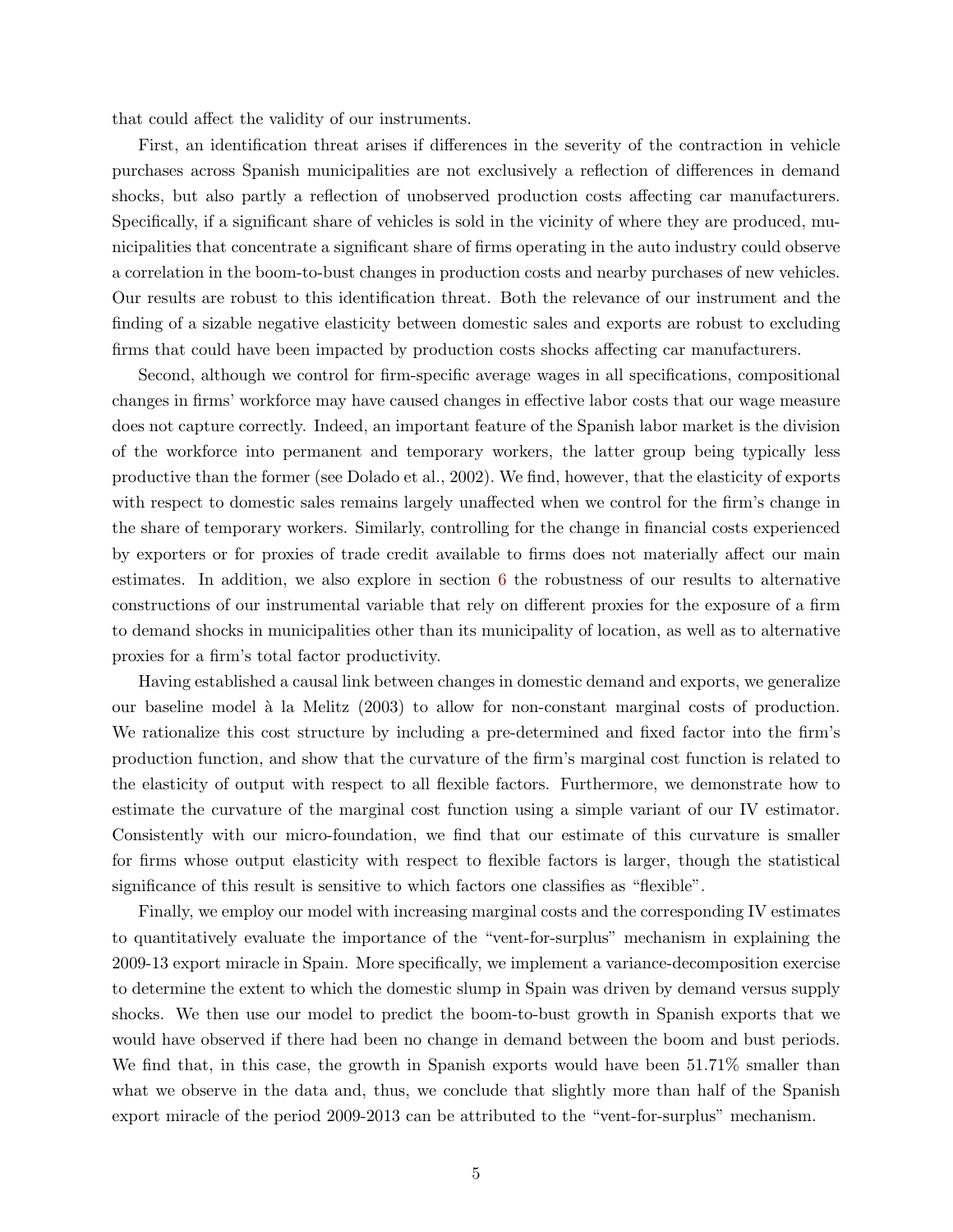that could affect the validity of our instruments.

First, an identification threat arises if differences in the severity of the contraction in vehicle purchases across Spanish municipalities are not exclusively a reflection of differences in demand shocks, but also partly a reflection of unobserved production costs affecting car manufacturers. Specifically, if a significant share of vehicles is sold in the vicinity of where they are produced, municipalities that concentrate a significant share of firms operating in the auto industry could observe a correlation in the boom-to-bust changes in production costs and nearby purchases of new vehicles. Our results are robust to this identification threat. Both the relevance of our instrument and the finding of a sizable negative elasticity between domestic sales and exports are robust to excluding firms that could have been impacted by production costs shocks affecting car manufacturers.

Second, although we control for firm-specific average wages in all specifications, compositional changes in firms' workforce may have caused changes in effective labor costs that our wage measure does not capture correctly. Indeed, an important feature of the Spanish labor market is the division of the workforce into permanent and temporary workers, the latter group being typically less productive than the former (see Dolado et al., 2002). We find, however, that the elasticity of exports with respect to domestic sales remains largely unaffected when we control for the firm's change in the share of temporary workers. Similarly, controlling for the change in financial costs experienced by exporters or for proxies of trade credit available to firms does not materially affect our main estimates. In addition, we also explore in section 6 the robustness of our results to alternative constructions of our instrumental variable that rely on different proxies for the exposure of a firm to demand shocks in municipalities other than its municipality of location, as well as to alternative proxies for a firm's total factor productivity.

Having established a causal link between changes in domestic demand and exports, we generalize our baseline model à la Melitz (2003) to allow for non-constant marginal costs of production. We rationalize this cost structure by including a pre-determined and fixed factor into the firm's production function, and show that the curvature of the firm's marginal cost function is related to the elasticity of output with respect to all flexible factors. Furthermore, we demonstrate how to estimate the curvature of the marginal cost function using a simple variant of our IV estimator. Consistently with our micro-foundation, we find that our estimate of this curvature is smaller for firms whose output elasticity with respect to flexible factors is larger, though the statistical significance of this result is sensitive to which factors one classifies as "flexible".

Finally, we employ our model with increasing marginal costs and the corresponding IV estimates to quantitatively evaluate the importance of the "vent-for-surplus" mechanism in explaining the 2009-13 export miracle in Spain. More specifically, we implement a variance-decomposition exercise to determine the extent to which the domestic slump in Spain was driven by demand versus supply shocks. We then use our model to predict the boom-to-bust growth in Spanish exports that we would have observed if there had been no change in demand between the boom and bust periods. We find that, in this case, the growth in Spanish exports would have been 51.71% smaller than what we observe in the data and, thus, we conclude that slightly more than half of the Spanish export miracle of the period 2009-2013 can be attributed to the "vent-for-surplus" mechanism.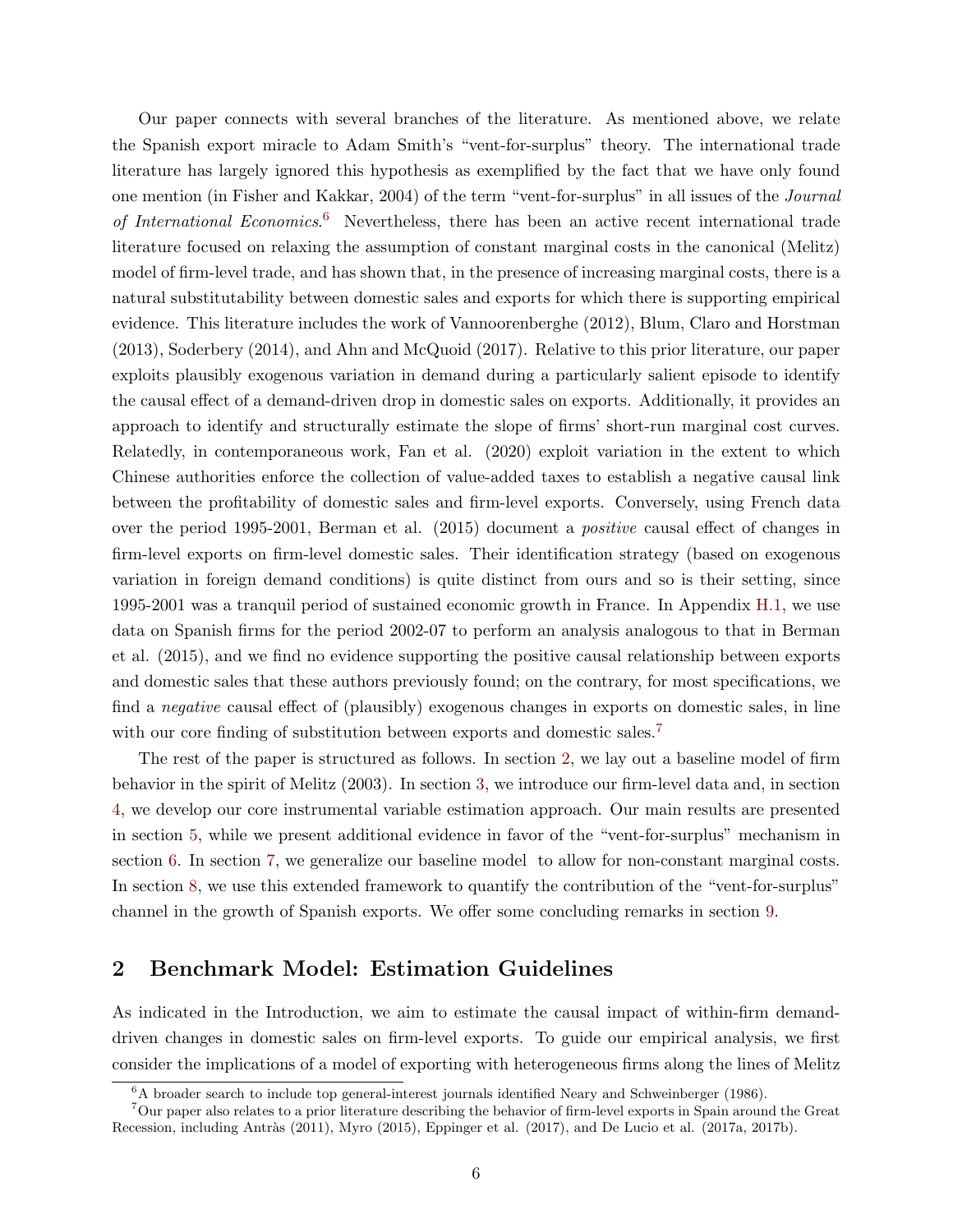Our paper connects with several branches of the literature. As mentioned above, we relate the Spanish export miracle to Adam Smith's "vent-for-surplus" theory. The international trade literature has largely ignored this hypothesis as exemplified by the fact that we have only found one mention (in Fisher and Kakkar, 2004) of the term "vent-for-surplus" in all issues of the *Journal of International Economics*.[6] Nevertheless, there has been an active recent international trade literature focused on relaxing the assumption of constant marginal costs in the canonical (Melitz) model of firm-level trade, and has shown that, in the presence of increasing marginal costs, there is a natural substitutability between domestic sales and exports for which there is supporting empirical evidence. This literature includes the work of Vannoorenberghe (2012), Blum, Claro and Horstman (2013), Soderbery (2014), and Ahn and McQuoid (2017). Relative to this prior literature, our paper exploits plausibly exogenous variation in demand during a particularly salient episode to identify the causal effect of a demand-driven drop in domestic sales on exports. Additionally, it provides an approach to identify and structurally estimate the slope of firms' short-run marginal cost curves. Relatedly, in contemporaneous work, Fan et al. (2020) exploit variation in the extent to which Chinese authorities enforce the collection of value-added taxes to establish a negative causal link between the profitability of domestic sales and firm-level exports. Conversely, using French data over the period 1995-2001, Berman et al. (2015) document a *positive* causal effect of changes in firm-level exports on firm-level domestic sales. Their identification strategy (based on exogenous variation in foreign demand conditions) is quite distinct from ours and so is their setting, since 1995-2001 was a tranquil period of sustained economic growth in France. In Appendix H.1, we use data on Spanish firms for the period 2002-07 to perform an analysis analogous to that in Berman et al. (2015), and we find no evidence supporting the positive causal relationship between exports and domestic sales that these authors previously found; on the contrary, for most specifications, we find a *negative* causal effect of (plausibly) exogenous changes in exports on domestic sales, in line with our core finding of substitution between exports and domestic sales.[7]

The rest of the paper is structured as follows. In section 2, we lay out a baseline model of firm behavior in the spirit of Melitz (2003). In section 3, we introduce our firm-level data and, in section 4, we develop our core instrumental variable estimation approach. Our main results are presented in section 5, while we present additional evidence in favor of the "vent-for-surplus" mechanism in section 6. In section 7, we generalize our baseline model to allow for non-constant marginal costs. In section 8, we use this extended framework to quantify the contribution of the "vent-for-surplus" channel in the growth of Spanish exports. We offer some concluding remarks in section 9.

## 2 Benchmark Model: Estimation Guidelines

As indicated in the Introduction, we aim to estimate the causal impact of within-firm demand-driven changes in domestic sales on firm-level exports. To guide our empirical analysis, we first consider the implications of a model of exporting with heterogeneous firms along the lines of Melitz

[6] A broader search to include top general-interest journals identified Neary and Schweinberger (1986).

[7] Our paper also relates to a prior literature describing the behavior of firm-level exports in Spain around the Great Recession, including Antràs (2011), Myro (2015), Eppinger et al. (2017), and De Lucio et al. (2017a, 2017b).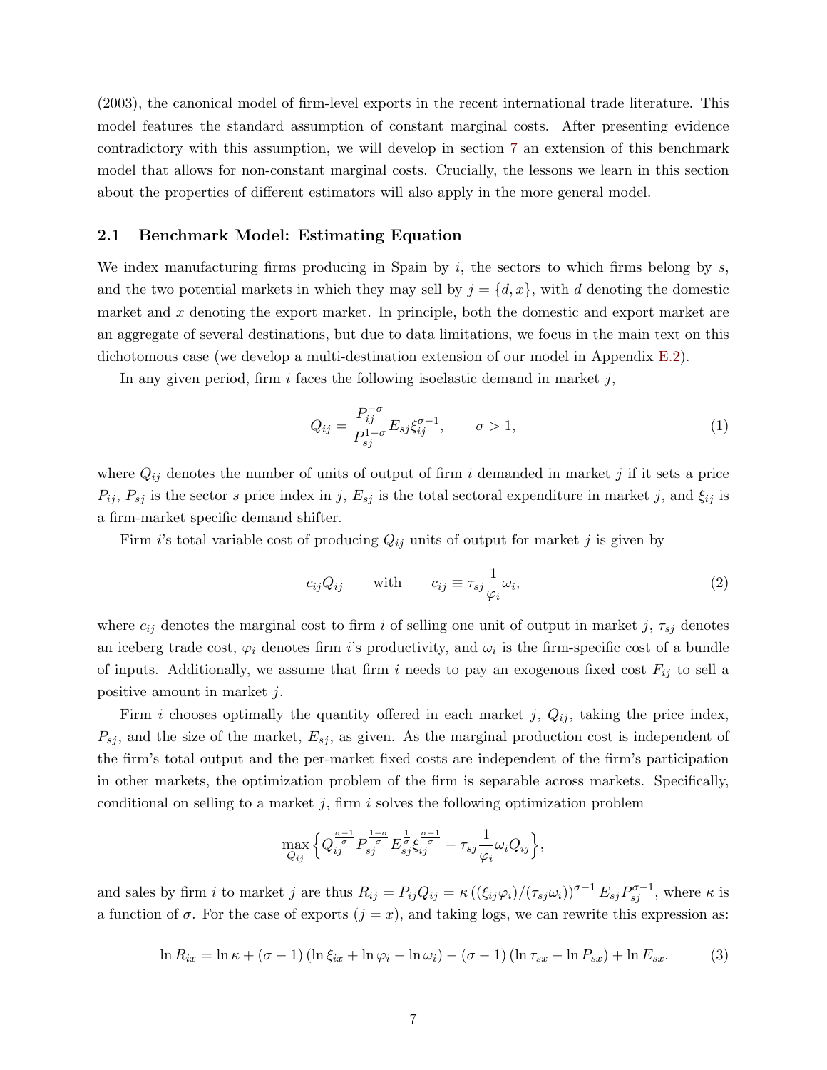(2003), the canonical model of firm-level exports in the recent international trade literature. This model features the standard assumption of constant marginal costs. After presenting evidence contradictory with this assumption, we will develop in section 7 an extension of this benchmark model that allows for non-constant marginal costs. Crucially, the lessons we learn in this section about the properties of different estimators will also apply in the more general model.

### 2.1 Benchmark Model: Estimating Equation

We index manufacturing firms producing in Spain by $i$, the sectors to which firms belong by $s$, and the two potential markets in which they may sell by $j = \{d, x\}$, with $d$ denoting the domestic market and $x$ denoting the export market. In principle, both the domestic and export market are an aggregate of several destinations, but due to data limitations, we focus in the main text on this dichotomous case (we develop a multi-destination extension of our model in Appendix E.2).

In any given period, firm $i$ faces the following isoelastic demand in market $j$,

$$Q_{ij} = \frac{P_{ij}^{-\sigma}}{P_{sj}^{1-\sigma}} E_{sj} \xi_{ij}^{\sigma-1}, \qquad \sigma > 1, \tag{1}$$

where $Q_{ij}$ denotes the number of units of output of firm $i$ demanded in market $j$ if it sets a price $P_{ij}$, $P_{sj}$ is the sector $s$ price index in $j$, $E_{sj}$ is the total sectoral expenditure in market $j$, and $\xi_{ij}$ is a firm-market specific demand shifter.

Firm $i$'s total variable cost of producing $Q_{ij}$ units of output for market $j$ is given by

$$c_{ij} Q_{ij} \qquad \text{with} \qquad c_{ij} \equiv \tau_{sj} \frac{1}{\varphi_i} \omega_i, \tag{2}$$

where $c_{ij}$ denotes the marginal cost to firm $i$ of selling one unit of output in market $j$, $\tau_{sj}$ denotes an iceberg trade cost, $\varphi_i$ denotes firm $i$'s productivity, and $\omega_i$ is the firm-specific cost of a bundle of inputs. Additionally, we assume that firm $i$ needs to pay an exogenous fixed cost $F_{ij}$ to sell a positive amount in market $j$.

Firm $i$ chooses optimally the quantity offered in each market $j$, $Q_{ij}$, taking the price index, $P_{sj}$, and the size of the market, $E_{sj}$, as given. As the marginal production cost is independent of the firm's total output and the per-market fixed costs are independent of the firm's participation in other markets, the optimization problem of the firm is separable across markets. Specifically, conditional on selling to a market $j$, firm $i$ solves the following optimization problem

$$\max_{Q_{ij}} \Big\{ Q_{ij}^{\frac{\sigma-1}{\sigma}} P_{sj}^{\frac{1-\sigma}{\sigma}} E_{sj}^{\frac{1}{\sigma}} \xi_{ij}^{\frac{\sigma-1}{\sigma}} - \tau_{sj} \frac{1}{\varphi_i} \omega_i Q_{ij} \Big\},$$

and sales by firm $i$ to market $j$ are thus $R_{ij} = P_{ij} Q_{ij} = \kappa \left( (\xi_{ij} \varphi_i)/(\tau_{sj} \omega_i) \right)^{\sigma-1} E_{sj} P_{sj}^{\sigma-1}$, where $\kappa$ is a function of $\sigma$. For the case of exports ($j = x$), and taking logs, we can rewrite this expression as:

$$\ln R_{ix} = \ln \kappa + (\sigma - 1) \left( \ln \xi_{ix} + \ln \varphi_i - \ln \omega_i \right) - (\sigma - 1) \left( \ln \tau_{sx} - \ln P_{sx} \right) + \ln E_{sx}. \tag{3}$$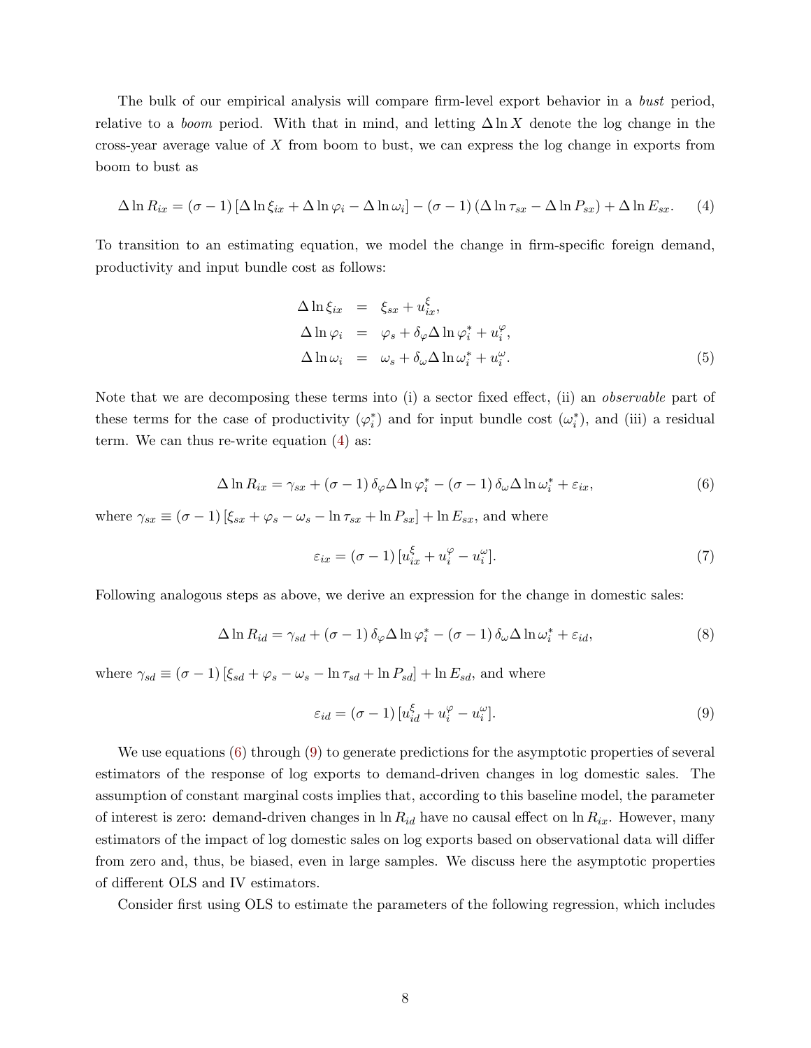The bulk of our empirical analysis will compare firm-level export behavior in a *bust* period, relative to a *boom* period. With that in mind, and letting $\Delta \ln X$ denote the log change in the cross-year average value of $X$ from boom to bust, we can express the log change in exports from boom to bust as

$$\Delta \ln R_{ix} = (\sigma - 1) [\Delta \ln \xi_{ix} + \Delta \ln \varphi_i - \Delta \ln \omega_i] - (\sigma - 1) (\Delta \ln \tau_{sx} - \Delta \ln P_{sx}) + \Delta \ln E_{sx}. \quad (4)$$

To transition to an estimating equation, we model the change in firm-specific foreign demand, productivity and input bundle cost as follows:

$$\begin{aligned}
\Delta \ln \xi_{ix} &= \xi_{sx} + u^{\xi}_{ix}, \\
\Delta \ln \varphi_i &= \varphi_s + \delta_\varphi \Delta \ln \varphi^*_i + u^{\varphi}_i, \\
\Delta \ln \omega_i &= \omega_s + \delta_\omega \Delta \ln \omega^*_i + u^{\omega}_i.
\end{aligned} \quad (5)$$

Note that we are decomposing these terms into (i) a sector fixed effect, (ii) an *observable* part of these terms for the case of productivity ($\varphi^*_i$) and for input bundle cost ($\omega^*_i$), and (iii) a residual term. We can thus re-write equation (4) as:

$$\Delta \ln R_{ix} = \gamma_{sx} + (\sigma - 1) \delta_\varphi \Delta \ln \varphi^*_i - (\sigma - 1) \delta_\omega \Delta \ln \omega^*_i + \varepsilon_{ix}, \quad (6)$$

where $\gamma_{sx} \equiv (\sigma - 1) [\xi_{sx} + \varphi_s - \omega_s - \ln \tau_{sx} + \ln P_{sx}] + \ln E_{sx}$, and where

$$\varepsilon_{ix} = (\sigma - 1) [u^{\xi}_{ix} + u^{\varphi}_i - u^{\omega}_i]. \quad (7)$$

Following analogous steps as above, we derive an expression for the change in domestic sales:

$$\Delta \ln R_{id} = \gamma_{sd} + (\sigma - 1) \delta_\varphi \Delta \ln \varphi^*_i - (\sigma - 1) \delta_\omega \Delta \ln \omega^*_i + \varepsilon_{id}, \quad (8)$$

where $\gamma_{sd} \equiv (\sigma - 1) [\xi_{sd} + \varphi_s - \omega_s - \ln \tau_{sd} + \ln P_{sd}] + \ln E_{sd}$, and where

$$\varepsilon_{id} = (\sigma - 1) [u^{\xi}_{id} + u^{\varphi}_i - u^{\omega}_i]. \quad (9)$$

We use equations (6) through (9) to generate predictions for the asymptotic properties of several estimators of the response of log exports to demand-driven changes in log domestic sales. The assumption of constant marginal costs implies that, according to this baseline model, the parameter of interest is zero: demand-driven changes in $\ln R_{id}$ have no causal effect on $\ln R_{ix}$. However, many estimators of the impact of log domestic sales on log exports based on observational data will differ from zero and, thus, be biased, even in large samples. We discuss here the asymptotic properties of different OLS and IV estimators.

Consider first using OLS to estimate the parameters of the following regression, which includes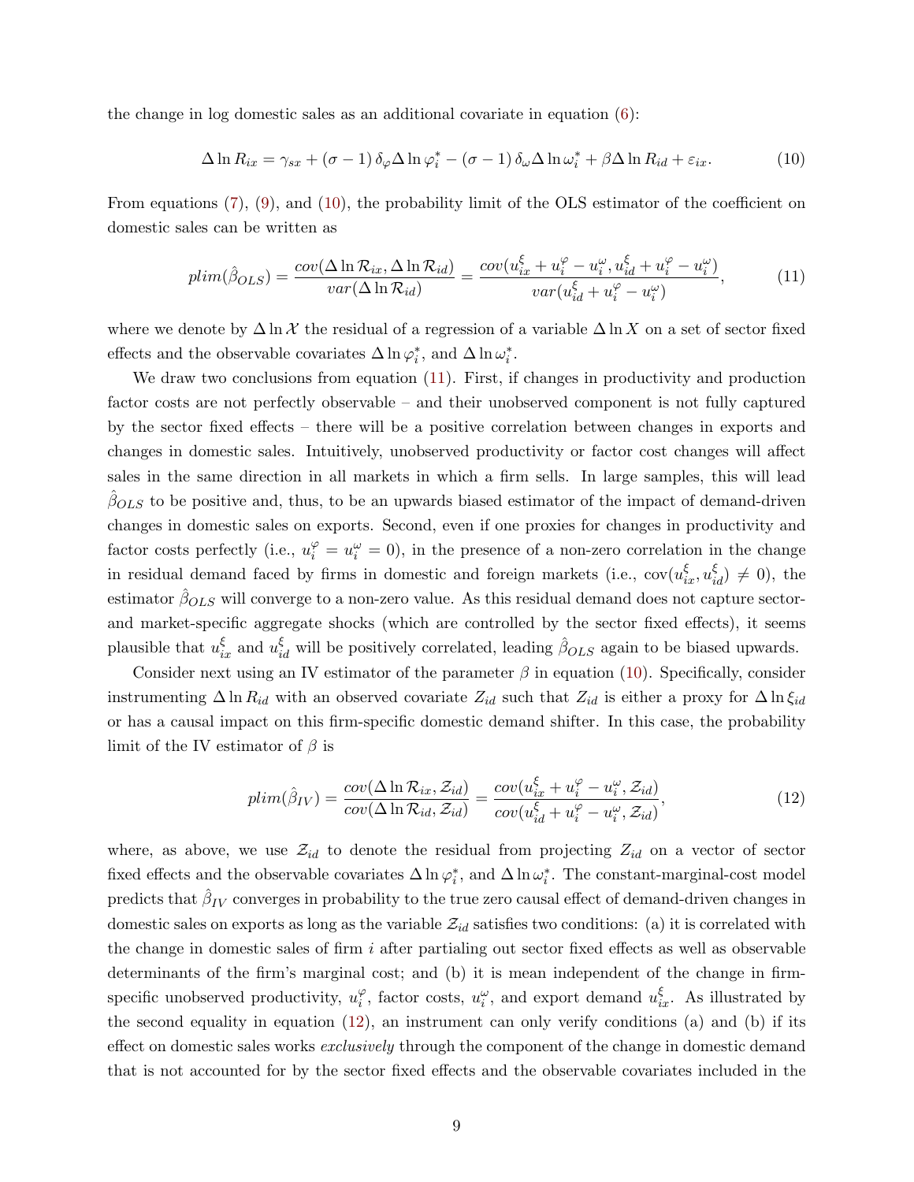the change in log domestic sales as an additional covariate in equation (6):

$$\Delta \ln R_{ix} = \gamma_{sx} + (\sigma - 1)\,\delta_{\varphi} \Delta \ln \varphi_i^* - (\sigma - 1)\,\delta_{\omega} \Delta \ln \omega_i^* + \beta \Delta \ln R_{id} + \varepsilon_{ix}. \tag{10}$$

From equations (7), (9), and (10), the probability limit of the OLS estimator of the coefficient on domestic sales can be written as

$$plim(\hat{\beta}_{OLS}) = \frac{cov(\Delta \ln \mathcal{R}_{ix}, \Delta \ln \mathcal{R}_{id})}{var(\Delta \ln \mathcal{R}_{id})} = \frac{cov(u_{ix}^{\xi} + u_i^{\varphi} - u_i^{\omega}, u_{id}^{\xi} + u_i^{\varphi} - u_i^{\omega})}{var(u_{id}^{\xi} + u_i^{\varphi} - u_i^{\omega})}, \tag{11}$$

where we denote by $\Delta \ln \mathcal{X}$ the residual of a regression of a variable $\Delta \ln X$ on a set of sector fixed effects and the observable covariates $\Delta \ln \varphi_i^*$, and $\Delta \ln \omega_i^*$.

We draw two conclusions from equation (11). First, if changes in productivity and production factor costs are not perfectly observable – and their unobserved component is not fully captured by the sector fixed effects – there will be a positive correlation between changes in exports and changes in domestic sales. Intuitively, unobserved productivity or factor cost changes will affect sales in the same direction in all markets in which a firm sells. In large samples, this will lead $\hat{\beta}_{OLS}$ to be positive and, thus, to be an upwards biased estimator of the impact of demand-driven changes in domestic sales on exports. Second, even if one proxies for changes in productivity and factor costs perfectly (i.e., $u_i^{\varphi} = u_i^{\omega} = 0$), in the presence of a non-zero correlation in the change in residual demand faced by firms in domestic and foreign markets (i.e., $\text{cov}(u_{ix}^{\xi}, u_{id}^{\xi}) \neq 0$), the estimator $\hat{\beta}_{OLS}$ will converge to a non-zero value. As this residual demand does not capture sector- and market-specific aggregate shocks (which are controlled by the sector fixed effects), it seems plausible that $u_{ix}^{\xi}$ and $u_{id}^{\xi}$ will be positively correlated, leading $\hat{\beta}_{OLS}$ again to be biased upwards.

Consider next using an IV estimator of the parameter $\beta$ in equation (10). Specifically, consider instrumenting $\Delta \ln R_{id}$ with an observed covariate $Z_{id}$ such that $Z_{id}$ is either a proxy for $\Delta \ln \xi_{id}$ or has a causal impact on this firm-specific domestic demand shifter. In this case, the probability limit of the IV estimator of $\beta$ is

$$plim(\hat{\beta}_{IV}) = \frac{cov(\Delta \ln \mathcal{R}_{ix}, \mathcal{Z}_{id})}{cov(\Delta \ln \mathcal{R}_{id}, \mathcal{Z}_{id})} = \frac{cov(u_{ix}^{\xi} + u_i^{\varphi} - u_i^{\omega}, \mathcal{Z}_{id})}{cov(u_{id}^{\xi} + u_i^{\varphi} - u_i^{\omega}, \mathcal{Z}_{id})}, \tag{12}$$

where, as above, we use $\mathcal{Z}_{id}$ to denote the residual from projecting $Z_{id}$ on a vector of sector fixed effects and the observable covariates $\Delta \ln \varphi_i^*$, and $\Delta \ln \omega_i^*$. The constant-marginal-cost model predicts that $\hat{\beta}_{IV}$ converges in probability to the true zero causal effect of demand-driven changes in domestic sales on exports as long as the variable $\mathcal{Z}_{id}$ satisfies two conditions: (a) it is correlated with the change in domestic sales of firm $i$ after partialing out sector fixed effects as well as observable determinants of the firm's marginal cost; and (b) it is mean independent of the change in firm-specific unobserved productivity, $u_i^{\varphi}$, factor costs, $u_i^{\omega}$, and export demand $u_{ix}^{\xi}$. As illustrated by the second equality in equation (12), an instrument can only verify conditions (a) and (b) if its effect on domestic sales works *exclusively* through the component of the change in domestic demand that is not accounted for by the sector fixed effects and the observable covariates included in the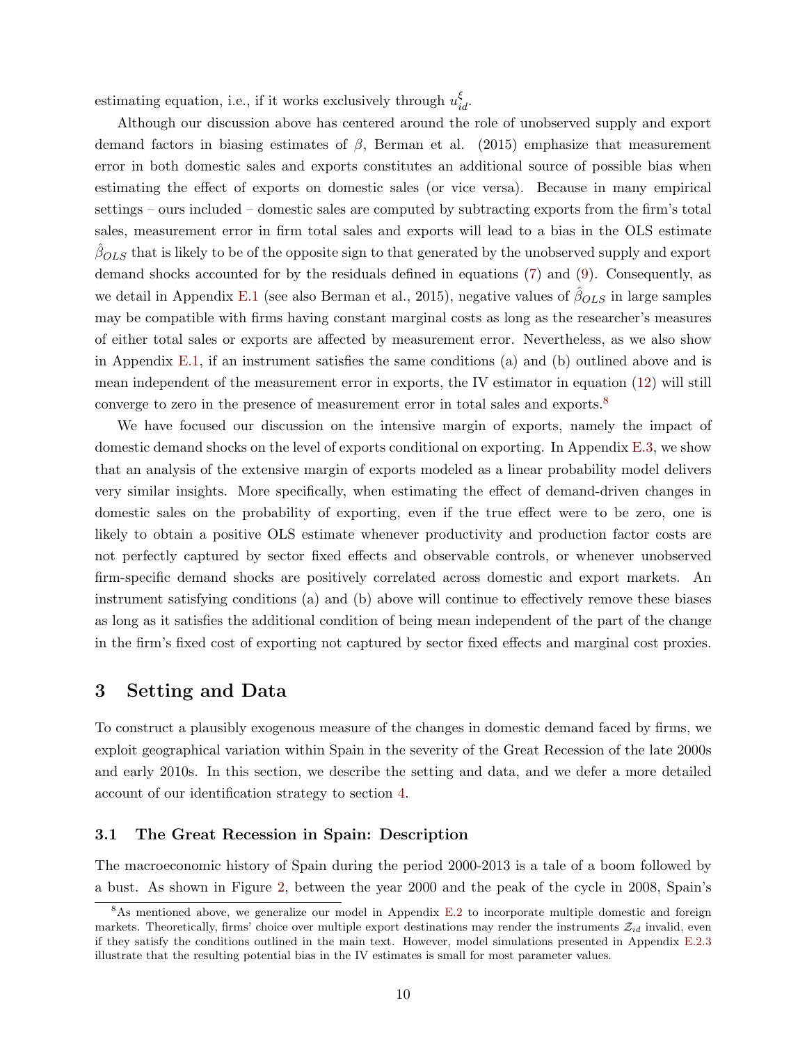estimating equation, i.e., if it works exclusively through $u^{\xi}_{id}$.

Although our discussion above has centered around the role of unobserved supply and export demand factors in biasing estimates of $\beta$, Berman et al. (2015) emphasize that measurement error in both domestic sales and exports constitutes an additional source of possible bias when estimating the effect of exports on domestic sales (or vice versa). Because in many empirical settings – ours included – domestic sales are computed by subtracting exports from the firm's total sales, measurement error in firm total sales and exports will lead to a bias in the OLS estimate $\hat{\beta}_{OLS}$ that is likely to be of the opposite sign to that generated by the unobserved supply and export demand shocks accounted for by the residuals defined in equations (7) and (9). Consequently, as we detail in Appendix E.1 (see also Berman et al., 2015), negative values of $\hat{\beta}_{OLS}$ in large samples may be compatible with firms having constant marginal costs as long as the researcher's measures of either total sales or exports are affected by measurement error. Nevertheless, as we also show in Appendix E.1, if an instrument satisfies the same conditions (a) and (b) outlined above and is mean independent of the measurement error in exports, the IV estimator in equation (12) will still converge to zero in the presence of measurement error in total sales and exports.[8]

We have focused our discussion on the intensive margin of exports, namely the impact of domestic demand shocks on the level of exports conditional on exporting. In Appendix E.3, we show that an analysis of the extensive margin of exports modeled as a linear probability model delivers very similar insights. More specifically, when estimating the effect of demand-driven changes in domestic sales on the probability of exporting, even if the true effect were to be zero, one is likely to obtain a positive OLS estimate whenever productivity and production factor costs are not perfectly captured by sector fixed effects and observable controls, or whenever unobserved firm-specific demand shocks are positively correlated across domestic and export markets. An instrument satisfying conditions (a) and (b) above will continue to effectively remove these biases as long as it satisfies the additional condition of being mean independent of the part of the change in the firm's fixed cost of exporting not captured by sector fixed effects and marginal cost proxies.

# 3 Setting and Data

To construct a plausibly exogenous measure of the changes in domestic demand faced by firms, we exploit geographical variation within Spain in the severity of the Great Recession of the late 2000s and early 2010s. In this section, we describe the setting and data, and we defer a more detailed account of our identification strategy to section 4.

## 3.1 The Great Recession in Spain: Description

The macroeconomic history of Spain during the period 2000-2013 is a tale of a boom followed by a bust. As shown in Figure 2, between the year 2000 and the peak of the cycle in 2008, Spain's

[8] As mentioned above, we generalize our model in Appendix E.2 to incorporate multiple domestic and foreign markets. Theoretically, firms' choice over multiple export destinations may render the instruments $\mathcal{Z}_{id}$ invalid, even if they satisfy the conditions outlined in the main text. However, model simulations presented in Appendix E.2.3 illustrate that the resulting potential bias in the IV estimates is small for most parameter values.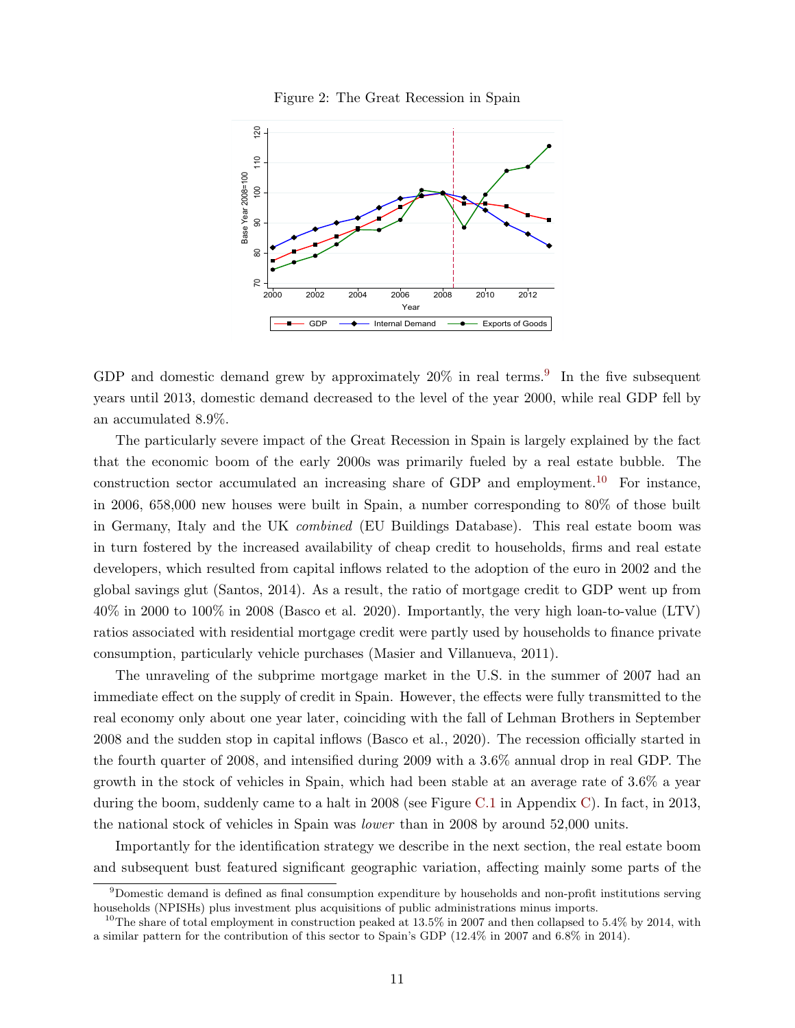Figure 2: The Great Recession in Spain

GDP and domestic demand grew by approximately 20% in real terms.[9] In the five subsequent years until 2013, domestic demand decreased to the level of the year 2000, while real GDP fell by an accumulated 8.9%.

The particularly severe impact of the Great Recession in Spain is largely explained by the fact that the economic boom of the early 2000s was primarily fueled by a real estate bubble. The construction sector accumulated an increasing share of GDP and employment.[10] For instance, in 2006, 658,000 new houses were built in Spain, a number corresponding to 80% of those built in Germany, Italy and the UK *combined* (EU Buildings Database). This real estate boom was in turn fostered by the increased availability of cheap credit to households, firms and real estate developers, which resulted from capital inflows related to the adoption of the euro in 2002 and the global savings glut (Santos, 2014). As a result, the ratio of mortgage credit to GDP went up from 40% in 2000 to 100% in 2008 (Basco et al. 2020). Importantly, the very high loan-to-value (LTV) ratios associated with residential mortgage credit were partly used by households to finance private consumption, particularly vehicle purchases (Masier and Villanueva, 2011).

The unraveling of the subprime mortgage market in the U.S. in the summer of 2007 had an immediate effect on the supply of credit in Spain. However, the effects were fully transmitted to the real economy only about one year later, coinciding with the fall of Lehman Brothers in September 2008 and the sudden stop in capital inflows (Basco et al., 2020). The recession officially started in the fourth quarter of 2008, and intensified during 2009 with a 3.6% annual drop in real GDP. The growth in the stock of vehicles in Spain, which had been stable at an average rate of 3.6% a year during the boom, suddenly came to a halt in 2008 (see Figure C.1 in Appendix C). In fact, in 2013, the national stock of vehicles in Spain was *lower* than in 2008 by around 52,000 units.

Importantly for the identification strategy we describe in the next section, the real estate boom and subsequent bust featured significant geographic variation, affecting mainly some parts of the

[9] Domestic demand is defined as final consumption expenditure by households and non-profit institutions serving households (NPISHs) plus investment plus acquisitions of public administrations minus imports.

[10] The share of total employment in construction peaked at 13.5% in 2007 and then collapsed to 5.4% by 2014, with a similar pattern for the contribution of this sector to Spain's GDP (12.4% in 2007 and 6.8% in 2014).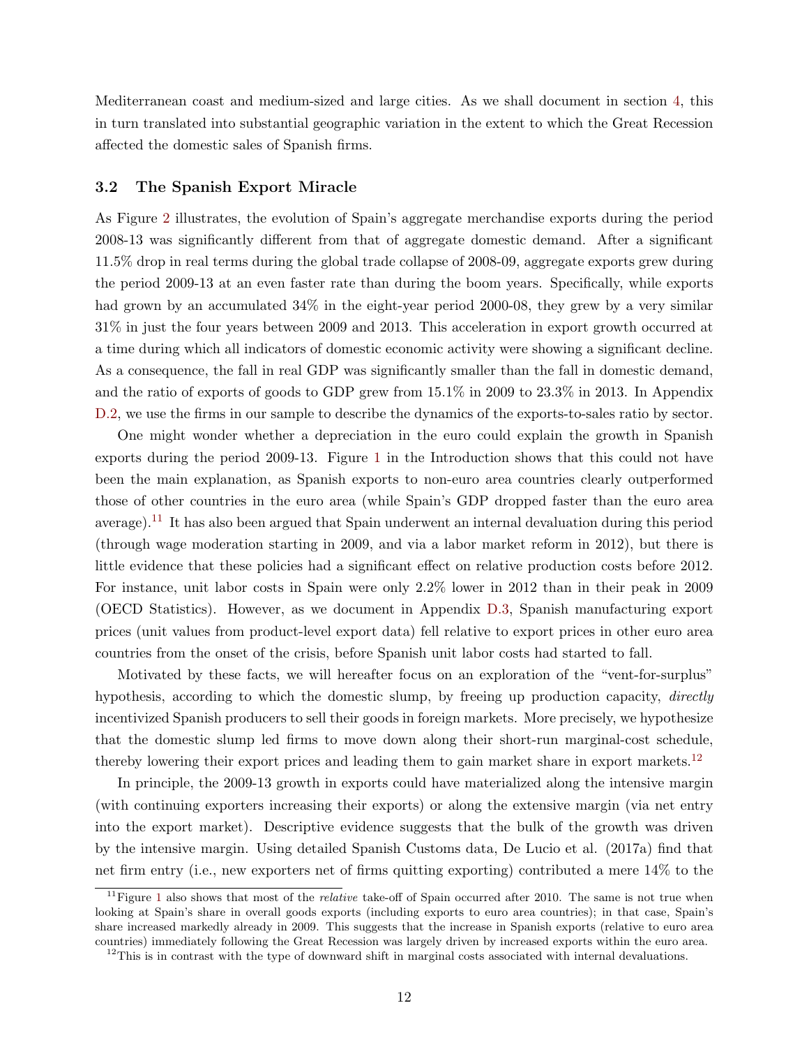Mediterranean coast and medium-sized and large cities. As we shall document in section 4, this in turn translated into substantial geographic variation in the extent to which the Great Recession affected the domestic sales of Spanish firms.

### 3.2 The Spanish Export Miracle

As Figure 2 illustrates, the evolution of Spain's aggregate merchandise exports during the period 2008-13 was significantly different from that of aggregate domestic demand. After a significant 11.5% drop in real terms during the global trade collapse of 2008-09, aggregate exports grew during the period 2009-13 at an even faster rate than during the boom years. Specifically, while exports had grown by an accumulated 34% in the eight-year period 2000-08, they grew by a very similar 31% in just the four years between 2009 and 2013. This acceleration in export growth occurred at a time during which all indicators of domestic economic activity were showing a significant decline. As a consequence, the fall in real GDP was significantly smaller than the fall in domestic demand, and the ratio of exports of goods to GDP grew from 15.1% in 2009 to 23.3% in 2013. In Appendix D.2, we use the firms in our sample to describe the dynamics of the exports-to-sales ratio by sector.

One might wonder whether a depreciation in the euro could explain the growth in Spanish exports during the period 2009-13. Figure 1 in the Introduction shows that this could not have been the main explanation, as Spanish exports to non-euro area countries clearly outperformed those of other countries in the euro area (while Spain's GDP dropped faster than the euro area average).[11] It has also been argued that Spain underwent an internal devaluation during this period (through wage moderation starting in 2009, and via a labor market reform in 2012), but there is little evidence that these policies had a significant effect on relative production costs before 2012. For instance, unit labor costs in Spain were only 2.2% lower in 2012 than in their peak in 2009 (OECD Statistics). However, as we document in Appendix D.3, Spanish manufacturing export prices (unit values from product-level export data) fell relative to export prices in other euro area countries from the onset of the crisis, before Spanish unit labor costs had started to fall.

Motivated by these facts, we will hereafter focus on an exploration of the "vent-for-surplus" hypothesis, according to which the domestic slump, by freeing up production capacity, *directly* incentivized Spanish producers to sell their goods in foreign markets. More precisely, we hypothesize that the domestic slump led firms to move down along their short-run marginal-cost schedule, thereby lowering their export prices and leading them to gain market share in export markets.[12]

In principle, the 2009-13 growth in exports could have materialized along the intensive margin (with continuing exporters increasing their exports) or along the extensive margin (via net entry into the export market). Descriptive evidence suggests that the bulk of the growth was driven by the intensive margin. Using detailed Spanish Customs data, De Lucio et al. (2017a) find that net firm entry (i.e., new exporters net of firms quitting exporting) contributed a mere 14% to the

[11] Figure 1 also shows that most of the *relative* take-off of Spain occurred after 2010. The same is not true when looking at Spain's share in overall goods exports (including exports to euro area countries); in that case, Spain's share increased markedly already in 2009. This suggests that the increase in Spanish exports (relative to euro area countries) immediately following the Great Recession was largely driven by increased exports within the euro area.

[12] This is in contrast with the type of downward shift in marginal costs associated with internal devaluations.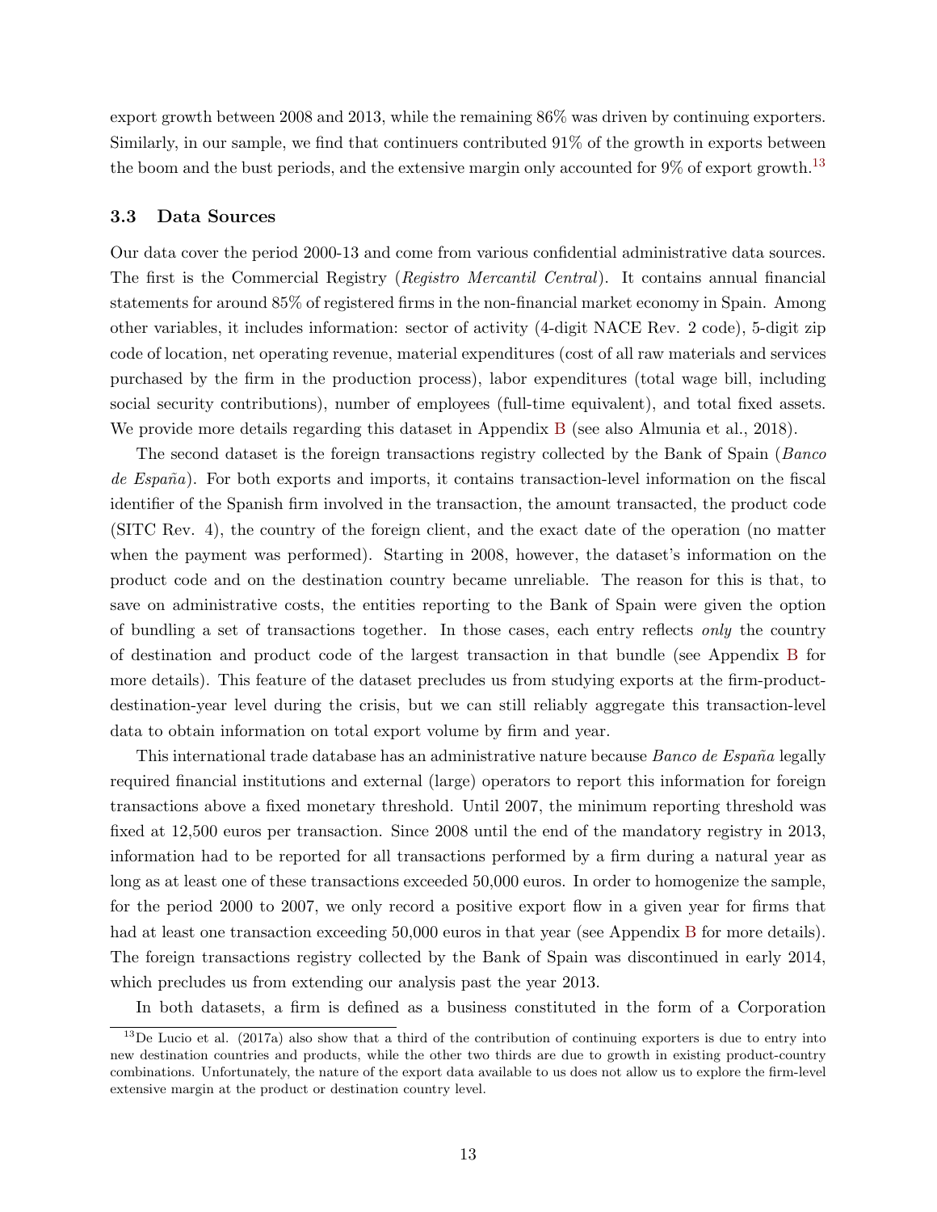export growth between 2008 and 2013, while the remaining 86% was driven by continuing exporters. Similarly, in our sample, we find that continuers contributed 91% of the growth in exports between the boom and the bust periods, and the extensive margin only accounted for 9% of export growth.[13]

### 3.3 Data Sources

Our data cover the period 2000-13 and come from various confidential administrative data sources. The first is the Commercial Registry (*Registro Mercantil Central*). It contains annual financial statements for around 85% of registered firms in the non-financial market economy in Spain. Among other variables, it includes information: sector of activity (4-digit NACE Rev. 2 code), 5-digit zip code of location, net operating revenue, material expenditures (cost of all raw materials and services purchased by the firm in the production process), labor expenditures (total wage bill, including social security contributions), number of employees (full-time equivalent), and total fixed assets. We provide more details regarding this dataset in Appendix B (see also Almunia et al., 2018).

The second dataset is the foreign transactions registry collected by the Bank of Spain (*Banco de España*). For both exports and imports, it contains transaction-level information on the fiscal identifier of the Spanish firm involved in the transaction, the amount transacted, the product code (SITC Rev. 4), the country of the foreign client, and the exact date of the operation (no matter when the payment was performed). Starting in 2008, however, the dataset's information on the product code and on the destination country became unreliable. The reason for this is that, to save on administrative costs, the entities reporting to the Bank of Spain were given the option of bundling a set of transactions together. In those cases, each entry reflects *only* the country of destination and product code of the largest transaction in that bundle (see Appendix B for more details). This feature of the dataset precludes us from studying exports at the firm-product-destination-year level during the crisis, but we can still reliably aggregate this transaction-level data to obtain information on total export volume by firm and year.

This international trade database has an administrative nature because *Banco de España* legally required financial institutions and external (large) operators to report this information for foreign transactions above a fixed monetary threshold. Until 2007, the minimum reporting threshold was fixed at 12,500 euros per transaction. Since 2008 until the end of the mandatory registry in 2013, information had to be reported for all transactions performed by a firm during a natural year as long as at least one of these transactions exceeded 50,000 euros. In order to homogenize the sample, for the period 2000 to 2007, we only record a positive export flow in a given year for firms that had at least one transaction exceeding 50,000 euros in that year (see Appendix B for more details). The foreign transactions registry collected by the Bank of Spain was discontinued in early 2014, which precludes us from extending our analysis past the year 2013.

In both datasets, a firm is defined as a business constituted in the form of a Corporation

[13] De Lucio et al. (2017a) also show that a third of the contribution of continuing exporters is due to entry into new destination countries and products, while the other two thirds are due to growth in existing product-country combinations. Unfortunately, the nature of the export data available to us does not allow us to explore the firm-level extensive margin at the product or destination country level.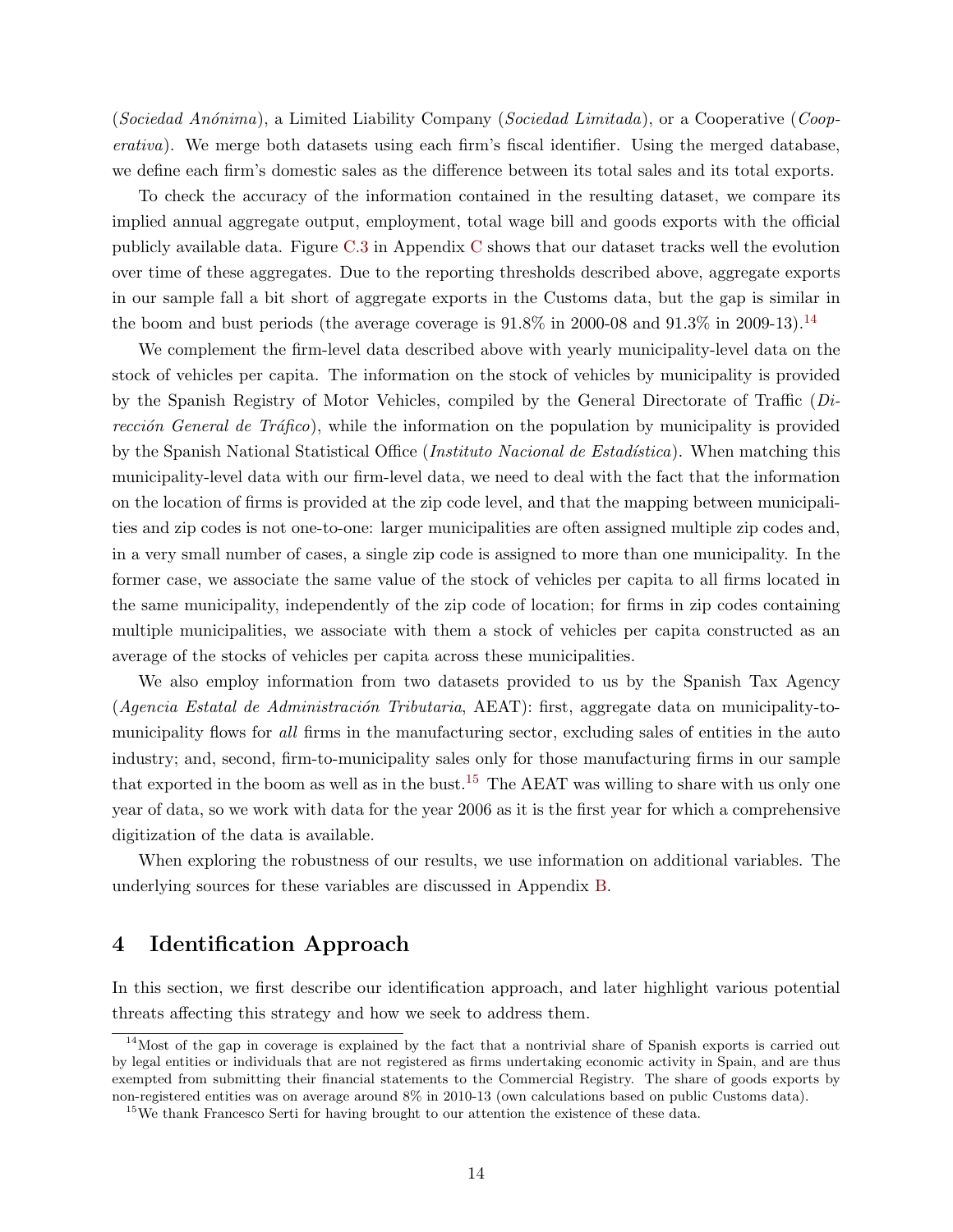(*Sociedad Anónima*), a Limited Liability Company (*Sociedad Limitada*), or a Cooperative (*Cooperativa*). We merge both datasets using each firm's fiscal identifier. Using the merged database, we define each firm's domestic sales as the difference between its total sales and its total exports.

To check the accuracy of the information contained in the resulting dataset, we compare its implied annual aggregate output, employment, total wage bill and goods exports with the official publicly available data. Figure C.3 in Appendix C shows that our dataset tracks well the evolution over time of these aggregates. Due to the reporting thresholds described above, aggregate exports in our sample fall a bit short of aggregate exports in the Customs data, but the gap is similar in the boom and bust periods (the average coverage is 91.8% in 2000-08 and 91.3% in 2009-13).[14]

We complement the firm-level data described above with yearly municipality-level data on the stock of vehicles per capita. The information on the stock of vehicles by municipality is provided by the Spanish Registry of Motor Vehicles, compiled by the General Directorate of Traffic (*Dirección General de Tráfico*), while the information on the population by municipality is provided by the Spanish National Statistical Office (*Instituto Nacional de Estadística*). When matching this municipality-level data with our firm-level data, we need to deal with the fact that the information on the location of firms is provided at the zip code level, and that the mapping between municipalities and zip codes is not one-to-one: larger municipalities are often assigned multiple zip codes and, in a very small number of cases, a single zip code is assigned to more than one municipality. In the former case, we associate the same value of the stock of vehicles per capita to all firms located in the same municipality, independently of the zip code of location; for firms in zip codes containing multiple municipalities, we associate with them a stock of vehicles per capita constructed as an average of the stocks of vehicles per capita across these municipalities.

We also employ information from two datasets provided to us by the Spanish Tax Agency (*Agencia Estatal de Administración Tributaria*, AEAT): first, aggregate data on municipality-to-municipality flows for *all* firms in the manufacturing sector, excluding sales of entities in the auto industry; and, second, firm-to-municipality sales only for those manufacturing firms in our sample that exported in the boom as well as in the bust.[15] The AEAT was willing to share with us only one year of data, so we work with data for the year 2006 as it is the first year for which a comprehensive digitization of the data is available.

When exploring the robustness of our results, we use information on additional variables. The underlying sources for these variables are discussed in Appendix B.

# 4 Identification Approach

In this section, we first describe our identification approach, and later highlight various potential threats affecting this strategy and how we seek to address them.

[14] Most of the gap in coverage is explained by the fact that a nontrivial share of Spanish exports is carried out by legal entities or individuals that are not registered as firms undertaking economic activity in Spain, and are thus exempted from submitting their financial statements to the Commercial Registry. The share of goods exports by non-registered entities was on average around 8% in 2010-13 (own calculations based on public Customs data).

[15] We thank Francesco Serti for having brought to our attention the existence of these data.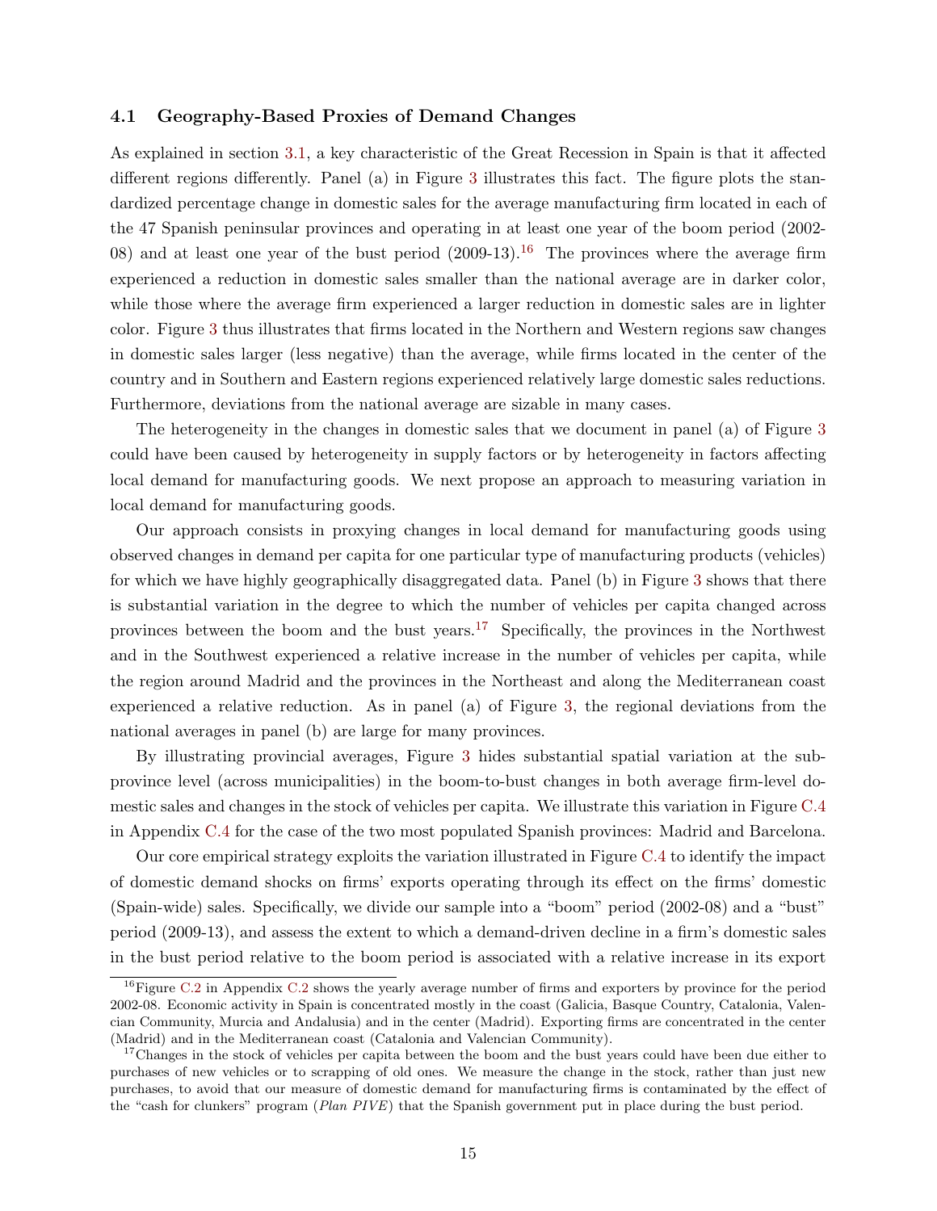### 4.1 Geography-Based Proxies of Demand Changes

As explained in section 3.1, a key characteristic of the Great Recession in Spain is that it affected different regions differently. Panel (a) in Figure 3 illustrates this fact. The figure plots the standardized percentage change in domestic sales for the average manufacturing firm located in each of the 47 Spanish peninsular provinces and operating in at least one year of the boom period (2002-08) and at least one year of the bust period (2009-13).[16] The provinces where the average firm experienced a reduction in domestic sales smaller than the national average are in darker color, while those where the average firm experienced a larger reduction in domestic sales are in lighter color. Figure 3 thus illustrates that firms located in the Northern and Western regions saw changes in domestic sales larger (less negative) than the average, while firms located in the center of the country and in Southern and Eastern regions experienced relatively large domestic sales reductions. Furthermore, deviations from the national average are sizable in many cases.

The heterogeneity in the changes in domestic sales that we document in panel (a) of Figure 3 could have been caused by heterogeneity in supply factors or by heterogeneity in factors affecting local demand for manufacturing goods. We next propose an approach to measuring variation in local demand for manufacturing goods.

Our approach consists in proxying changes in local demand for manufacturing goods using observed changes in demand per capita for one particular type of manufacturing products (vehicles) for which we have highly geographically disaggregated data. Panel (b) in Figure 3 shows that there is substantial variation in the degree to which the number of vehicles per capita changed across provinces between the boom and the bust years.[17] Specifically, the provinces in the Northwest and in the Southwest experienced a relative increase in the number of vehicles per capita, while the region around Madrid and the provinces in the Northeast and along the Mediterranean coast experienced a relative reduction. As in panel (a) of Figure 3, the regional deviations from the national averages in panel (b) are large for many provinces.

By illustrating provincial averages, Figure 3 hides substantial spatial variation at the sub-province level (across municipalities) in the boom-to-bust changes in both average firm-level domestic sales and changes in the stock of vehicles per capita. We illustrate this variation in Figure C.4 in Appendix C.4 for the case of the two most populated Spanish provinces: Madrid and Barcelona.

Our core empirical strategy exploits the variation illustrated in Figure C.4 to identify the impact of domestic demand shocks on firms' exports operating through its effect on the firms' domestic (Spain-wide) sales. Specifically, we divide our sample into a "boom" period (2002-08) and a "bust" period (2009-13), and assess the extent to which a demand-driven decline in a firm's domestic sales in the bust period relative to the boom period is associated with a relative increase in its export

[16] Figure C.2 in Appendix C.2 shows the yearly average number of firms and exporters by province for the period 2002-08. Economic activity in Spain is concentrated mostly in the coast (Galicia, Basque Country, Catalonia, Valencian Community, Murcia and Andalusia) and in the center (Madrid). Exporting firms are concentrated in the center (Madrid) and in the Mediterranean coast (Catalonia and Valencian Community).

[17] Changes in the stock of vehicles per capita between the boom and the bust years could have been due either to purchases of new vehicles or to scrapping of old ones. We measure the change in the stock, rather than just new purchases, to avoid that our measure of domestic demand for manufacturing firms is contaminated by the effect of the "cash for clunkers" program (*Plan PIVE*) that the Spanish government put in place during the bust period.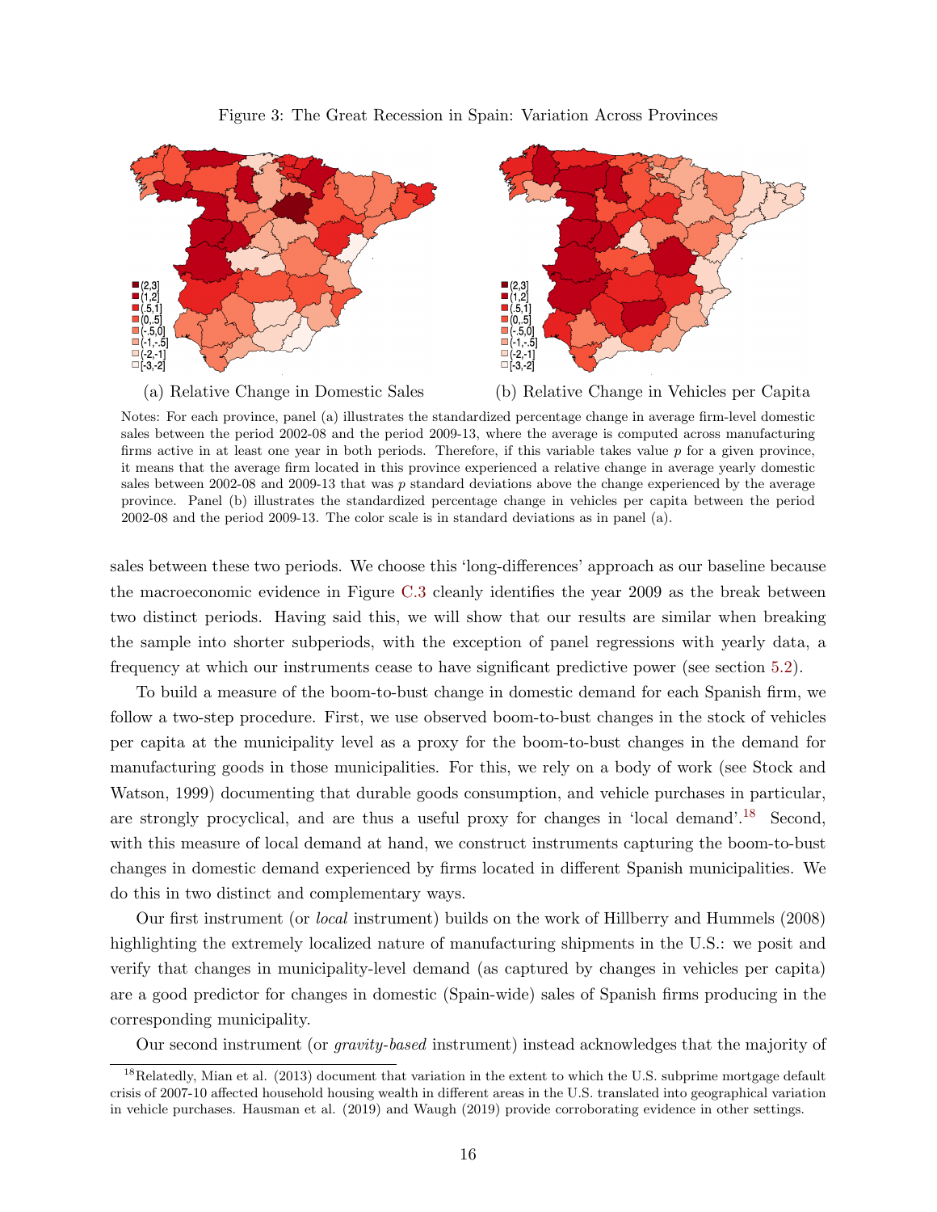Figure 3: The Great Recession in Spain: Variation Across Provinces

(a) Relative Change in Domestic Sales

(b) Relative Change in Vehicles per Capita

Notes: For each province, panel (a) illustrates the standardized percentage change in average firm-level domestic sales between the period 2002-08 and the period 2009-13, where the average is computed across manufacturing firms active in at least one year in both periods. Therefore, if this variable takes value $p$ for a given province, it means that the average firm located in this province experienced a relative change in average yearly domestic sales between 2002-08 and 2009-13 that was $p$ standard deviations above the change experienced by the average province. Panel (b) illustrates the standardized percentage change in vehicles per capita between the period 2002-08 and the period 2009-13. The color scale is in standard deviations as in panel (a).

sales between these two periods. We choose this 'long-differences' approach as our baseline because the macroeconomic evidence in Figure C.3 cleanly identifies the year 2009 as the break between two distinct periods. Having said this, we will show that our results are similar when breaking the sample into shorter subperiods, with the exception of panel regressions with yearly data, a frequency at which our instruments cease to have significant predictive power (see section 5.2).

To build a measure of the boom-to-bust change in domestic demand for each Spanish firm, we follow a two-step procedure. First, we use observed boom-to-bust changes in the stock of vehicles per capita at the municipality level as a proxy for the boom-to-bust changes in the demand for manufacturing goods in those municipalities. For this, we rely on a body of work (see Stock and Watson, 1999) documenting that durable goods consumption, and vehicle purchases in particular, are strongly procyclical, and are thus a useful proxy for changes in 'local demand'.[18] Second, with this measure of local demand at hand, we construct instruments capturing the boom-to-bust changes in domestic demand experienced by firms located in different Spanish municipalities. We do this in two distinct and complementary ways.

Our first instrument (or *local* instrument) builds on the work of Hillberry and Hummels (2008) highlighting the extremely localized nature of manufacturing shipments in the U.S.: we posit and verify that changes in municipality-level demand (as captured by changes in vehicles per capita) are a good predictor for changes in domestic (Spain-wide) sales of Spanish firms producing in the corresponding municipality.

Our second instrument (or *gravity-based* instrument) instead acknowledges that the majority of

[18] Relatedly, Mian et al. (2013) document that variation in the extent to which the U.S. subprime mortgage default crisis of 2007-10 affected household housing wealth in different areas in the U.S. translated into geographical variation in vehicle purchases. Hausman et al. (2019) and Waugh (2019) provide corroborating evidence in other settings.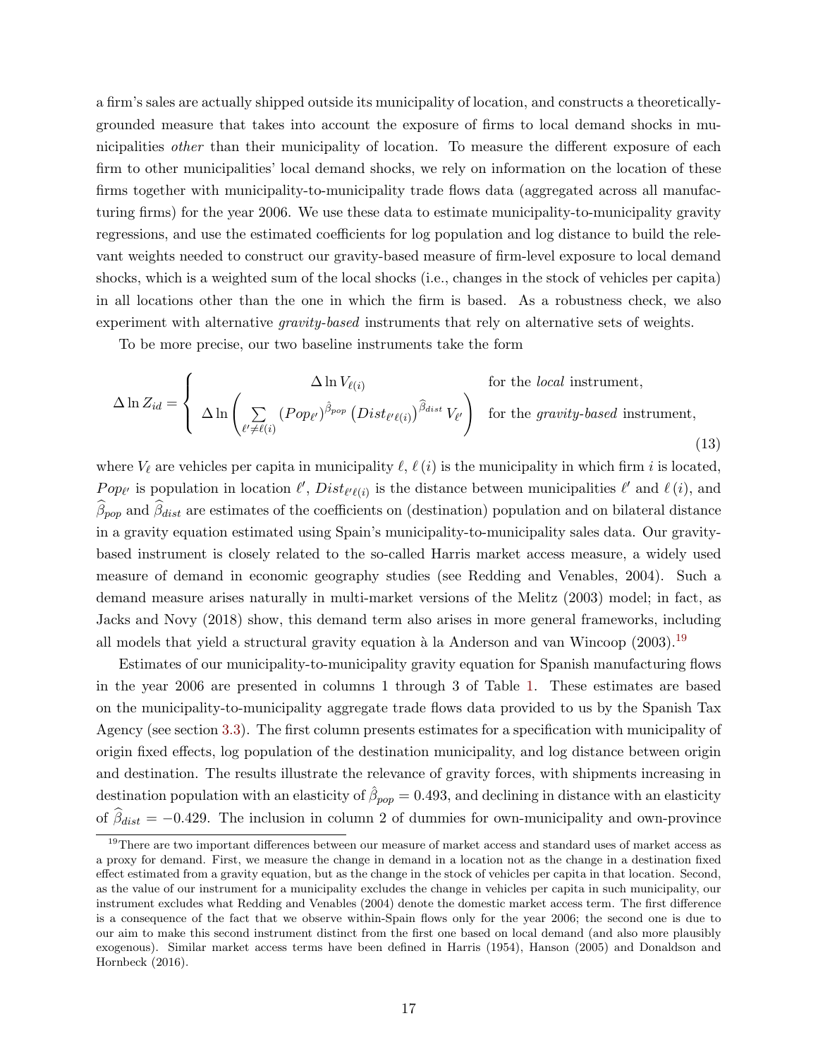a firm's sales are actually shipped outside its municipality of location, and constructs a theoretically-grounded measure that takes into account the exposure of firms to local demand shocks in municipalities *other* than their municipality of location. To measure the different exposure of each firm to other municipalities' local demand shocks, we rely on information on the location of these firms together with municipality-to-municipality trade flows data (aggregated across all manufacturing firms) for the year 2006. We use these data to estimate municipality-to-municipality gravity regressions, and use the estimated coefficients for log population and log distance to build the relevant weights needed to construct our gravity-based measure of firm-level exposure to local demand shocks, which is a weighted sum of the local shocks (i.e., changes in the stock of vehicles per capita) in all locations other than the one in which the firm is based. As a robustness check, we also experiment with alternative *gravity-based* instruments that rely on alternative sets of weights.

To be more precise, our two baseline instruments take the form

$$\Delta \ln Z_{id} = \begin{cases} \Delta \ln V_{\ell(i)} & \text{for the } \textit{local} \text{ instrument,} \\ \Delta \ln \left( \sum_{\ell' \neq \ell(i)} (Pop_{\ell'})^{\hat{\beta}_{pop}} \left(Dist_{\ell'\ell(i)}\right)^{\widehat{\beta}_{dist}} V_{\ell'} \right) & \text{for the } \textit{gravity-based} \text{ instrument,} \end{cases} \tag{13}$$

where $V_\ell$ are vehicles per capita in municipality $\ell$, $\ell(i)$ is the municipality in which firm $i$ is located, $Pop_{\ell'}$ is population in location $\ell'$, $Dist_{\ell'\ell(i)}$ is the distance between municipalities $\ell'$ and $\ell(i)$, and $\widehat{\beta}_{pop}$ and $\widehat{\beta}_{dist}$ are estimates of the coefficients on (destination) population and on bilateral distance in a gravity equation estimated using Spain's municipality-to-municipality sales data. Our gravity-based instrument is closely related to the so-called Harris market access measure, a widely used measure of demand in economic geography studies (see Redding and Venables, 2004). Such a demand measure arises naturally in multi-market versions of the Melitz (2003) model; in fact, as Jacks and Novy (2018) show, this demand term also arises in more general frameworks, including all models that yield a structural gravity equation à la Anderson and van Wincoop (2003).[19]

Estimates of our municipality-to-municipality gravity equation for Spanish manufacturing flows in the year 2006 are presented in columns 1 through 3 of Table 1. These estimates are based on the municipality-to-municipality aggregate trade flows data provided to us by the Spanish Tax Agency (see section 3.3). The first column presents estimates for a specification with municipality of origin fixed effects, log population of the destination municipality, and log distance between origin and destination. The results illustrate the relevance of gravity forces, with shipments increasing in destination population with an elasticity of $\hat{\beta}_{pop} = 0.493$, and declining in distance with an elasticity of $\widehat{\beta}_{dist} = -0.429$. The inclusion in column 2 of dummies for own-municipality and own-province

[19] There are two important differences between our measure of market access and standard uses of market access as a proxy for demand. First, we measure the change in demand in a location not as the change in a destination fixed effect estimated from a gravity equation, but as the change in the stock of vehicles per capita in that location. Second, as the value of our instrument for a municipality excludes the change in vehicles per capita in such municipality, our instrument excludes what Redding and Venables (2004) denote the domestic market access term. The first difference is a consequence of the fact that we observe within-Spain flows only for the year 2006; the second one is due to our aim to make this second instrument distinct from the first one based on local demand (and also more plausibly exogenous). Similar market access terms have been defined in Harris (1954), Hanson (2005) and Donaldson and Hornbeck (2016).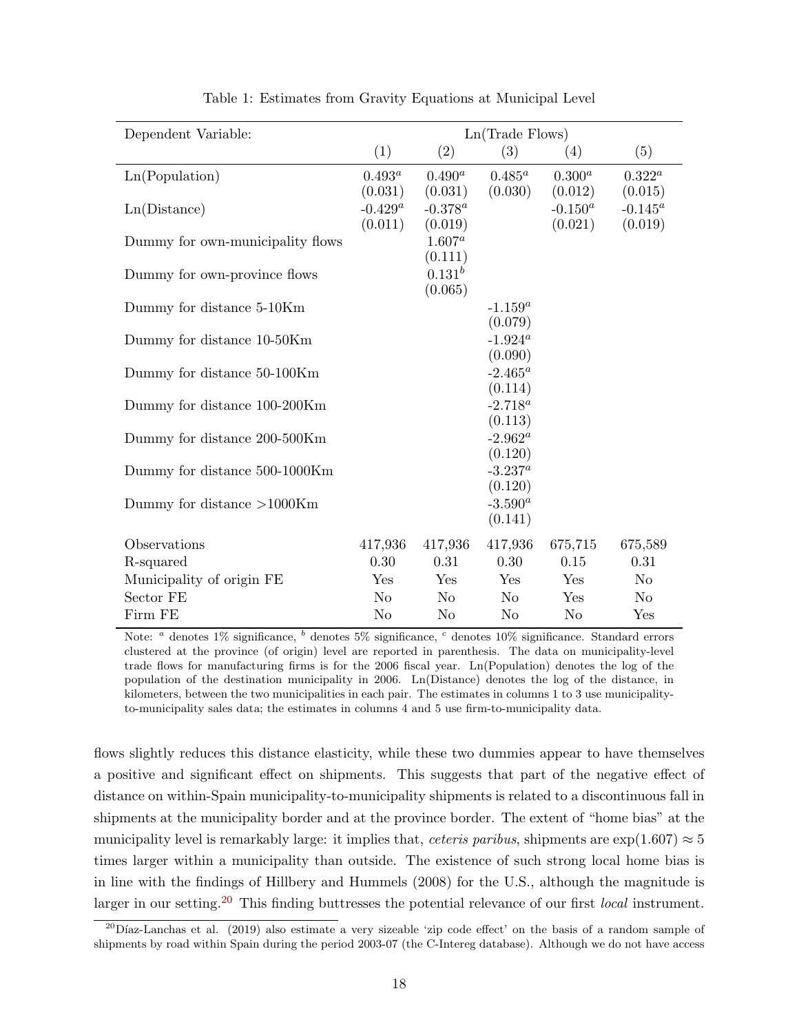Table 1: Estimates from Gravity Equations at Municipal Level

| Dependent Variable: | Ln(Trade Flows) | | | | |
|---|---|---|---|---|---|
| | (1) | (2) | (3) | (4) | (5) |
| Ln(Population) | $0.493^a$ | $0.490^a$ | $0.485^a$ | $0.300^a$ | $0.322^a$ |
| | (0.031) | (0.031) | (0.030) | (0.012) | (0.015) |
| Ln(Distance) | $-0.429^a$ | $-0.378^a$ | | $-0.150^a$ | $-0.145^a$ |
| | (0.011) | (0.019) | | (0.021) | (0.019) |
| Dummy for own-municipality flows | | $1.607^a$ | | | |
| | | (0.111) | | | |
| Dummy for own-province flows | | $0.131^b$ | | | |
| | | (0.065) | | | |
| Dummy for distance 5-10Km | | | $-1.159^a$ | | |
| | | | (0.079) | | |
| Dummy for distance 10-50Km | | | $-1.924^a$ | | |
| | | | (0.090) | | |
| Dummy for distance 50-100Km | | | $-2.465^a$ | | |
| | | | (0.114) | | |
| Dummy for distance 100-200Km | | | $-2.718^a$ | | |
| | | | (0.113) | | |
| Dummy for distance 200-500Km | | | $-2.962^a$ | | |
| | | | (0.120) | | |
| Dummy for distance 500-1000Km | | | $-3.237^a$ | | |
| | | | (0.120) | | |
| Dummy for distance >1000Km | | | $-3.590^a$ | | |
| | | | (0.141) | | |
| Observations | 417,936 | 417,936 | 417,936 | 675,715 | 675,589 |
| R-squared | 0.30 | 0.31 | 0.30 | 0.15 | 0.31 |
| Municipality of origin FE | Yes | Yes | Yes | Yes | No |
| Sector FE | No | No | No | Yes | No |
| Firm FE | No | No | No | No | Yes |

Note: [a] denotes 1% significance, [b] denotes 5% significance, [c] denotes 10% significance. Standard errors clustered at the province (of origin) level are reported in parenthesis. The data on municipality-level trade flows for manufacturing firms is for the 2006 fiscal year. Ln(Population) denotes the log of the population of the destination municipality in 2006. Ln(Distance) denotes the log of the distance, in kilometers, between the two municipalities in each pair. The estimates in columns 1 to 3 use municipality-to-municipality sales data; the estimates in columns 4 and 5 use firm-to-municipality data.

flows slightly reduces this distance elasticity, while these two dummies appear to have themselves a positive and significant effect on shipments. This suggests that part of the negative effect of distance on within-Spain municipality-to-municipality shipments is related to a discontinuous fall in shipments at the municipality border and at the province border. The extent of "home bias" at the municipality level is remarkably large: it implies that, *ceteris paribus*, shipments are $\exp(1.607) \approx 5$ times larger within a municipality than outside. The existence of such strong local home bias is in line with the findings of Hillbery and Hummels (2008) for the U.S., although the magnitude is larger in our setting.[20] This finding buttresses the potential relevance of our first *local* instrument.

[20] Díaz-Lanchas et al. (2019) also estimate a very sizeable 'zip code effect' on the basis of a random sample of shipments by road within Spain during the period 2003-07 (the C-Intereg database). Although we do not have access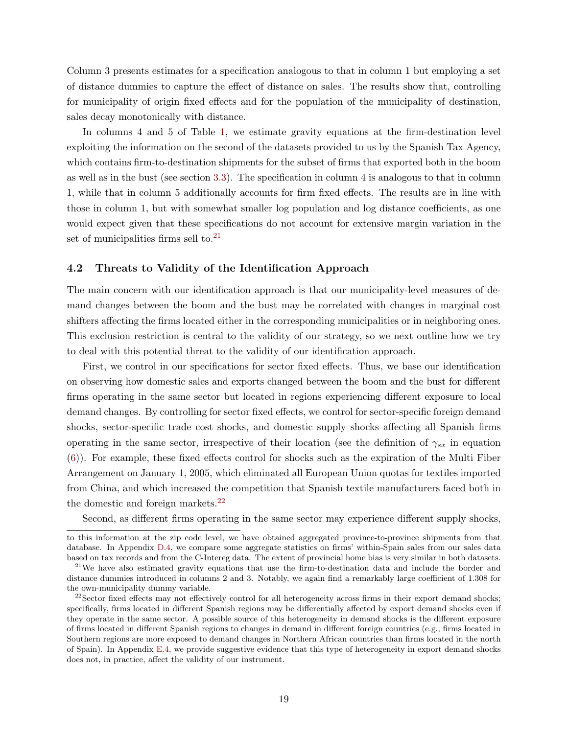Column 3 presents estimates for a specification analogous to that in column 1 but employing a set of distance dummies to capture the effect of distance on sales. The results show that, controlling for municipality of origin fixed effects and for the population of the municipality of destination, sales decay monotonically with distance.

In columns 4 and 5 of Table 1, we estimate gravity equations at the firm-destination level exploiting the information on the second of the datasets provided to us by the Spanish Tax Agency, which contains firm-to-destination shipments for the subset of firms that exported both in the boom as well as in the bust (see section 3.3). The specification in column 4 is analogous to that in column 1, while that in column 5 additionally accounts for firm fixed effects. The results are in line with those in column 1, but with somewhat smaller log population and log distance coefficients, as one would expect given that these specifications do not account for extensive margin variation in the set of municipalities firms sell to.[21]

### 4.2 Threats to Validity of the Identification Approach

The main concern with our identification approach is that our municipality-level measures of demand changes between the boom and the bust may be correlated with changes in marginal cost shifters affecting the firms located either in the corresponding municipalities or in neighboring ones. This exclusion restriction is central to the validity of our strategy, so we next outline how we try to deal with this potential threat to the validity of our identification approach.

First, we control in our specifications for sector fixed effects. Thus, we base our identification on observing how domestic sales and exports changed between the boom and the bust for different firms operating in the same sector but located in regions experiencing different exposure to local demand changes. By controlling for sector fixed effects, we control for sector-specific foreign demand shocks, sector-specific trade cost shocks, and domestic supply shocks affecting all Spanish firms operating in the same sector, irrespective of their location (see the definition of $\gamma_{sx}$ in equation (6)). For example, these fixed effects control for shocks such as the expiration of the Multi Fiber Arrangement on January 1, 2005, which eliminated all European Union quotas for textiles imported from China, and which increased the competition that Spanish textile manufacturers faced both in the domestic and foreign markets.[22]

Second, as different firms operating in the same sector may experience different supply shocks,

---

to this information at the zip code level, we have obtained aggregated province-to-province shipments from that database. In Appendix D.4, we compare some aggregate statistics on firms' within-Spain sales from our sales data based on tax records and from the C-Intereg data. The extent of provincial home bias is very similar in both datasets.

[21] We have also estimated gravity equations that use the firm-to-destination data and include the border and distance dummies introduced in columns 2 and 3. Notably, we again find a remarkably large coefficient of 1.308 for the own-municipality dummy variable.

[22] Sector fixed effects may not effectively control for all heterogeneity across firms in their export demand shocks; specifically, firms located in different Spanish regions may be differentially affected by export demand shocks even if they operate in the same sector. A possible source of this heterogeneity in demand shocks is the different exposure of firms located in different Spanish regions to changes in demand in different foreign countries (e.g., firms located in Southern regions are more exposed to demand changes in Northern African countries than firms located in the north of Spain). In Appendix E.4, we provide suggestive evidence that this type of heterogeneity in export demand shocks does not, in practice, affect the validity of our instrument.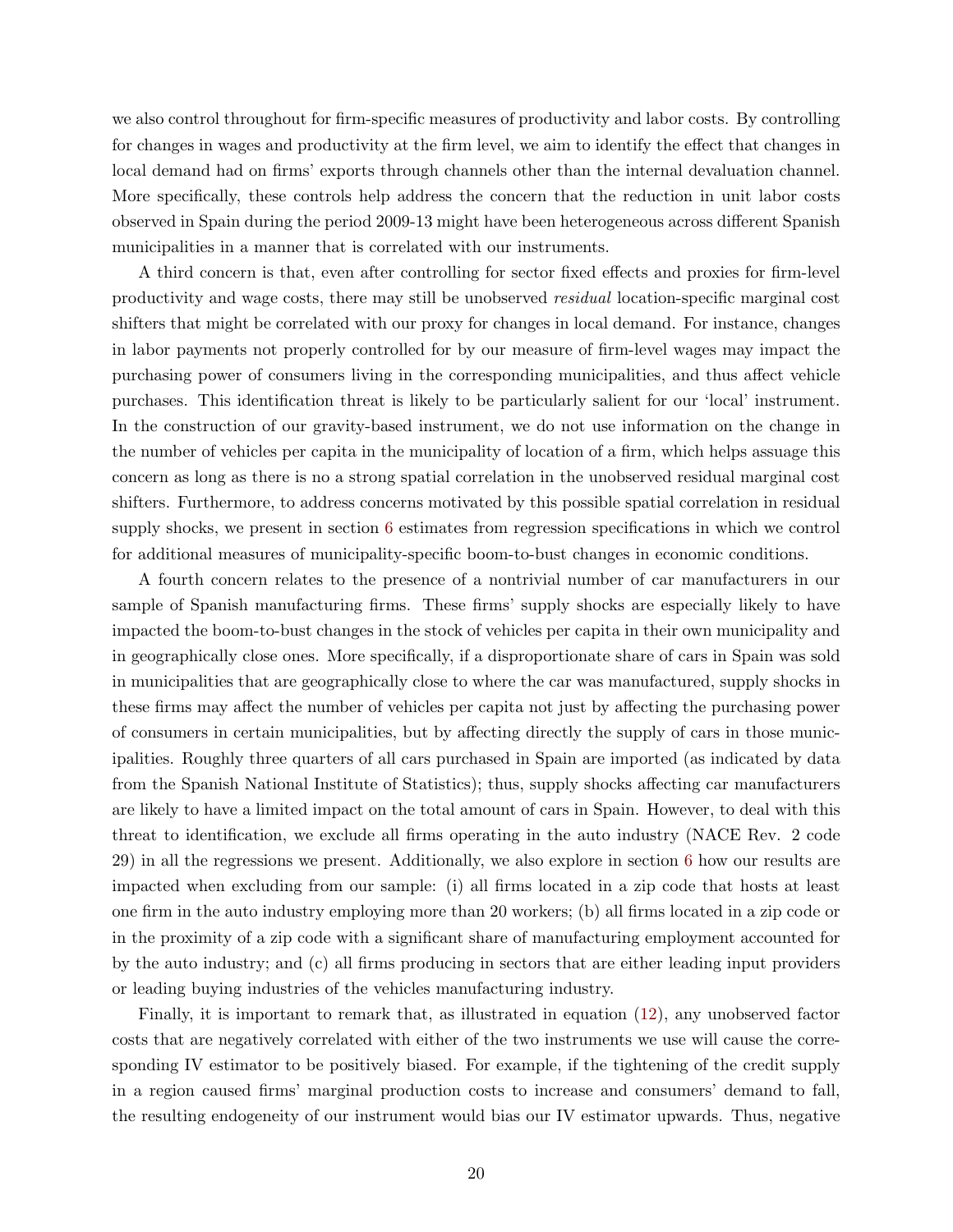we also control throughout for firm-specific measures of productivity and labor costs. By controlling for changes in wages and productivity at the firm level, we aim to identify the effect that changes in local demand had on firms' exports through channels other than the internal devaluation channel. More specifically, these controls help address the concern that the reduction in unit labor costs observed in Spain during the period 2009-13 might have been heterogeneous across different Spanish municipalities in a manner that is correlated with our instruments.

A third concern is that, even after controlling for sector fixed effects and proxies for firm-level productivity and wage costs, there may still be unobserved *residual* location-specific marginal cost shifters that might be correlated with our proxy for changes in local demand. For instance, changes in labor payments not properly controlled for by our measure of firm-level wages may impact the purchasing power of consumers living in the corresponding municipalities, and thus affect vehicle purchases. This identification threat is likely to be particularly salient for our 'local' instrument. In the construction of our gravity-based instrument, we do not use information on the change in the number of vehicles per capita in the municipality of location of a firm, which helps assuage this concern as long as there is no a strong spatial correlation in the unobserved residual marginal cost shifters. Furthermore, to address concerns motivated by this possible spatial correlation in residual supply shocks, we present in section 6 estimates from regression specifications in which we control for additional measures of municipality-specific boom-to-bust changes in economic conditions.

A fourth concern relates to the presence of a nontrivial number of car manufacturers in our sample of Spanish manufacturing firms. These firms' supply shocks are especially likely to have impacted the boom-to-bust changes in the stock of vehicles per capita in their own municipality and in geographically close ones. More specifically, if a disproportionate share of cars in Spain was sold in municipalities that are geographically close to where the car was manufactured, supply shocks in these firms may affect the number of vehicles per capita not just by affecting the purchasing power of consumers in certain municipalities, but by affecting directly the supply of cars in those municipalities. Roughly three quarters of all cars purchased in Spain are imported (as indicated by data from the Spanish National Institute of Statistics); thus, supply shocks affecting car manufacturers are likely to have a limited impact on the total amount of cars in Spain. However, to deal with this threat to identification, we exclude all firms operating in the auto industry (NACE Rev. 2 code 29) in all the regressions we present. Additionally, we also explore in section 6 how our results are impacted when excluding from our sample: (i) all firms located in a zip code that hosts at least one firm in the auto industry employing more than 20 workers; (b) all firms located in a zip code or in the proximity of a zip code with a significant share of manufacturing employment accounted for by the auto industry; and (c) all firms producing in sectors that are either leading input providers or leading buying industries of the vehicles manufacturing industry.

Finally, it is important to remark that, as illustrated in equation (12), any unobserved factor costs that are negatively correlated with either of the two instruments we use will cause the corresponding IV estimator to be positively biased. For example, if the tightening of the credit supply in a region caused firms' marginal production costs to increase and consumers' demand to fall, the resulting endogeneity of our instrument would bias our IV estimator upwards. Thus, negative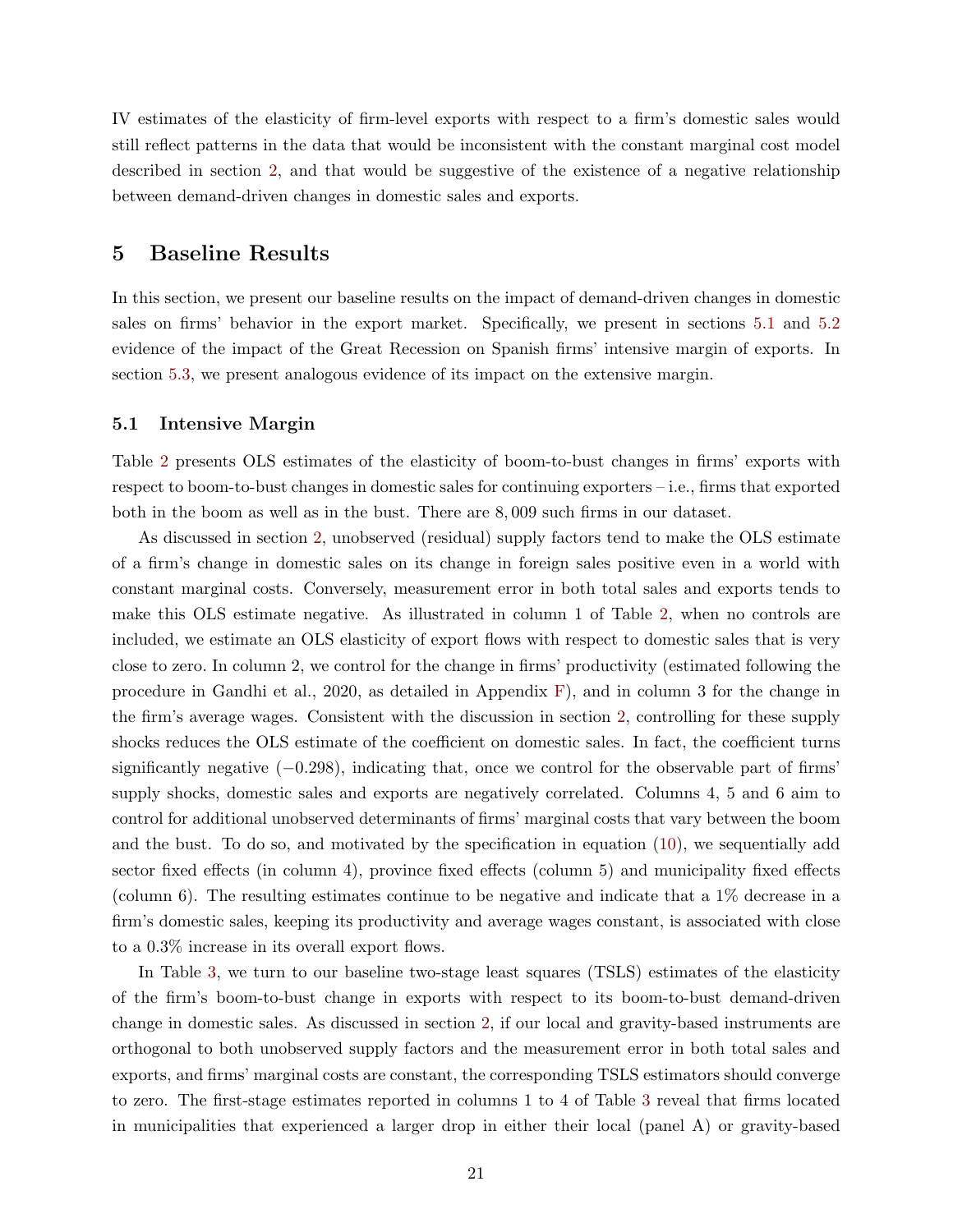IV estimates of the elasticity of firm-level exports with respect to a firm's domestic sales would still reflect patterns in the data that would be inconsistent with the constant marginal cost model described in section 2, and that would be suggestive of the existence of a negative relationship between demand-driven changes in domestic sales and exports.

# 5 Baseline Results

In this section, we present our baseline results on the impact of demand-driven changes in domestic sales on firms' behavior in the export market. Specifically, we present in sections 5.1 and 5.2 evidence of the impact of the Great Recession on Spanish firms' intensive margin of exports. In section 5.3, we present analogous evidence of its impact on the extensive margin.

## 5.1 Intensive Margin

Table 2 presents OLS estimates of the elasticity of boom-to-bust changes in firms' exports with respect to boom-to-bust changes in domestic sales for continuing exporters – i.e., firms that exported both in the boom as well as in the bust. There are 8,009 such firms in our dataset.

As discussed in section 2, unobserved (residual) supply factors tend to make the OLS estimate of a firm's change in domestic sales on its change in foreign sales positive even in a world with constant marginal costs. Conversely, measurement error in both total sales and exports tends to make this OLS estimate negative. As illustrated in column 1 of Table 2, when no controls are included, we estimate an OLS elasticity of export flows with respect to domestic sales that is very close to zero. In column 2, we control for the change in firms' productivity (estimated following the procedure in Gandhi et al., 2020, as detailed in Appendix F), and in column 3 for the change in the firm's average wages. Consistent with the discussion in section 2, controlling for these supply shocks reduces the OLS estimate of the coefficient on domestic sales. In fact, the coefficient turns significantly negative ($-0.298$), indicating that, once we control for the observable part of firms' supply shocks, domestic sales and exports are negatively correlated. Columns 4, 5 and 6 aim to control for additional unobserved determinants of firms' marginal costs that vary between the boom and the bust. To do so, and motivated by the specification in equation (10), we sequentially add sector fixed effects (in column 4), province fixed effects (column 5) and municipality fixed effects (column 6). The resulting estimates continue to be negative and indicate that a 1% decrease in a firm's domestic sales, keeping its productivity and average wages constant, is associated with close to a 0.3% increase in its overall export flows.

In Table 3, we turn to our baseline two-stage least squares (TSLS) estimates of the elasticity of the firm's boom-to-bust change in exports with respect to its boom-to-bust demand-driven change in domestic sales. As discussed in section 2, if our local and gravity-based instruments are orthogonal to both unobserved supply factors and the measurement error in both total sales and exports, and firms' marginal costs are constant, the corresponding TSLS estimators should converge to zero. The first-stage estimates reported in columns 1 to 4 of Table 3 reveal that firms located in municipalities that experienced a larger drop in either their local (panel A) or gravity-based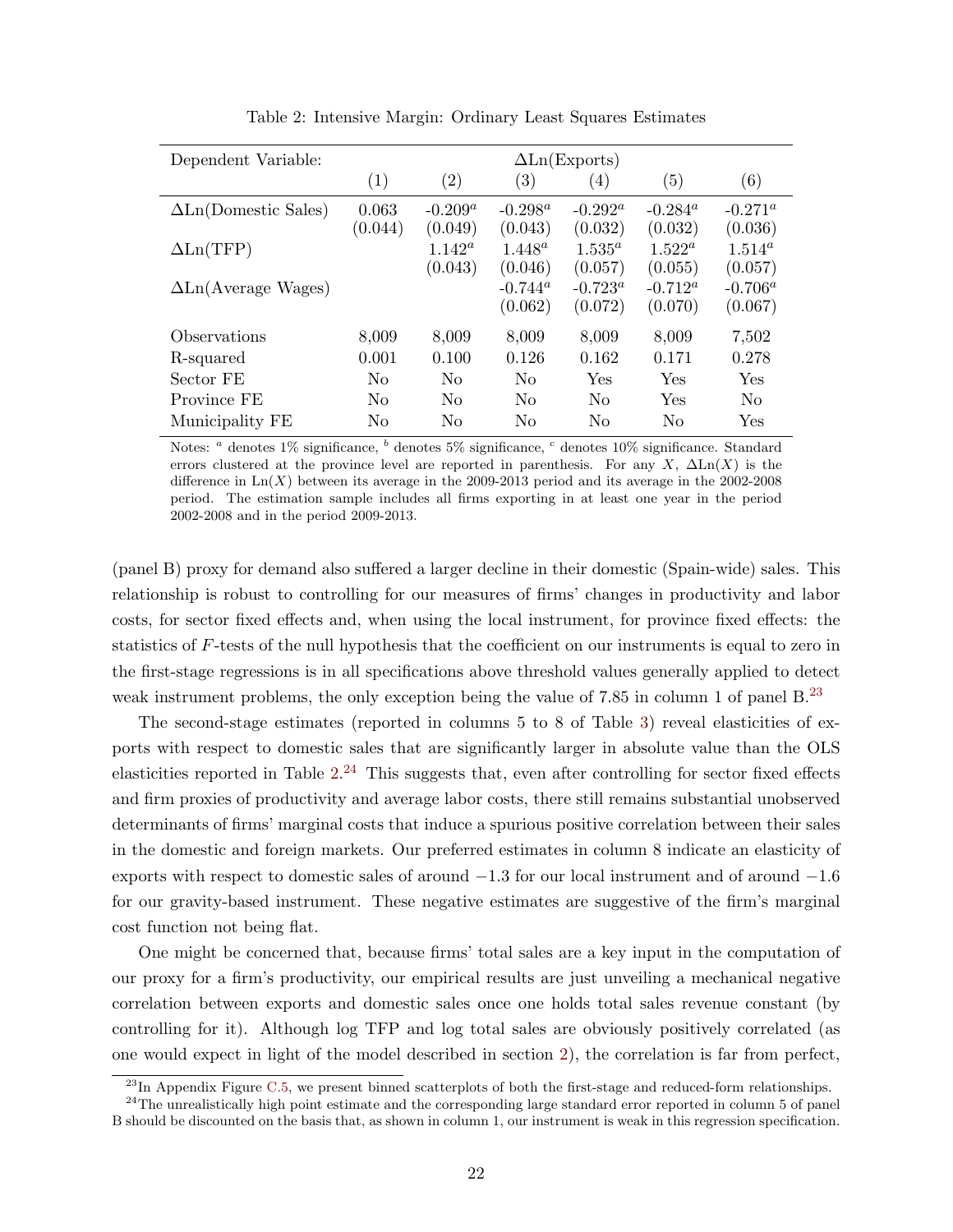Table 2: Intensive Margin: Ordinary Least Squares Estimates

| Dependent Variable: | $\Delta$Ln(Exports) | | | | | |
|---|---|---|---|---|---|---|
| | (1) | (2) | (3) | (4) | (5) | (6) |
| $\Delta$Ln(Domestic Sales) | 0.063 | -0.209[a] | -0.298[a] | -0.292[a] | -0.284[a] | -0.271[a] |
| | (0.044) | (0.049) | (0.043) | (0.032) | (0.032) | (0.036) |
| $\Delta$Ln(TFP) | | 1.142[a] | 1.448[a] | 1.535[a] | 1.522[a] | 1.514[a] |
| | | (0.043) | (0.046) | (0.057) | (0.055) | (0.057) |
| $\Delta$Ln(Average Wages) | | | -0.744[a] | -0.723[a] | -0.712[a] | -0.706[a] |
| | | | (0.062) | (0.072) | (0.070) | (0.067) |
| Observations | 8,009 | 8,009 | 8,009 | 8,009 | 8,009 | 7,502 |
| R-squared | 0.001 | 0.100 | 0.126 | 0.162 | 0.171 | 0.278 |
| Sector FE | No | No | No | Yes | Yes | Yes |
| Province FE | No | No | No | No | Yes | No |
| Municipality FE | No | No | No | No | No | Yes |

Notes: [a] denotes 1% significance, [b] denotes 5% significance, [c] denotes 10% significance. Standard errors clustered at the province level are reported in parenthesis. For any $X$, $\Delta\text{Ln}(X)$ is the difference in $\text{Ln}(X)$ between its average in the 2009-2013 period and its average in the 2002-2008 period. The estimation sample includes all firms exporting in at least one year in the period 2002-2008 and in the period 2009-2013.

(panel B) proxy for demand also suffered a larger decline in their domestic (Spain-wide) sales. This relationship is robust to controlling for our measures of firms' changes in productivity and labor costs, for sector fixed effects and, when using the local instrument, for province fixed effects: the statistics of $F$-tests of the null hypothesis that the coefficient on our instruments is equal to zero in the first-stage regressions is in all specifications above threshold values generally applied to detect weak instrument problems, the only exception being the value of 7.85 in column 1 of panel B.[23]

The second-stage estimates (reported in columns 5 to 8 of Table 3) reveal elasticities of exports with respect to domestic sales that are significantly larger in absolute value than the OLS elasticities reported in Table 2.[24] This suggests that, even after controlling for sector fixed effects and firm proxies of productivity and average labor costs, there still remains substantial unobserved determinants of firms' marginal costs that induce a spurious positive correlation between their sales in the domestic and foreign markets. Our preferred estimates in column 8 indicate an elasticity of exports with respect to domestic sales of around $-1.3$ for our local instrument and of around $-1.6$ for our gravity-based instrument. These negative estimates are suggestive of the firm's marginal cost function not being flat.

One might be concerned that, because firms' total sales are a key input in the computation of our proxy for a firm's productivity, our empirical results are just unveiling a mechanical negative correlation between exports and domestic sales once one holds total sales revenue constant (by controlling for it). Although log TFP and log total sales are obviously positively correlated (as one would expect in light of the model described in section 2), the correlation is far from perfect,

[23] In Appendix Figure C.5, we present binned scatterplots of both the first-stage and reduced-form relationships.

[24] The unrealistically high point estimate and the corresponding large standard error reported in column 5 of panel B should be discounted on the basis that, as shown in column 1, our instrument is weak in this regression specfication.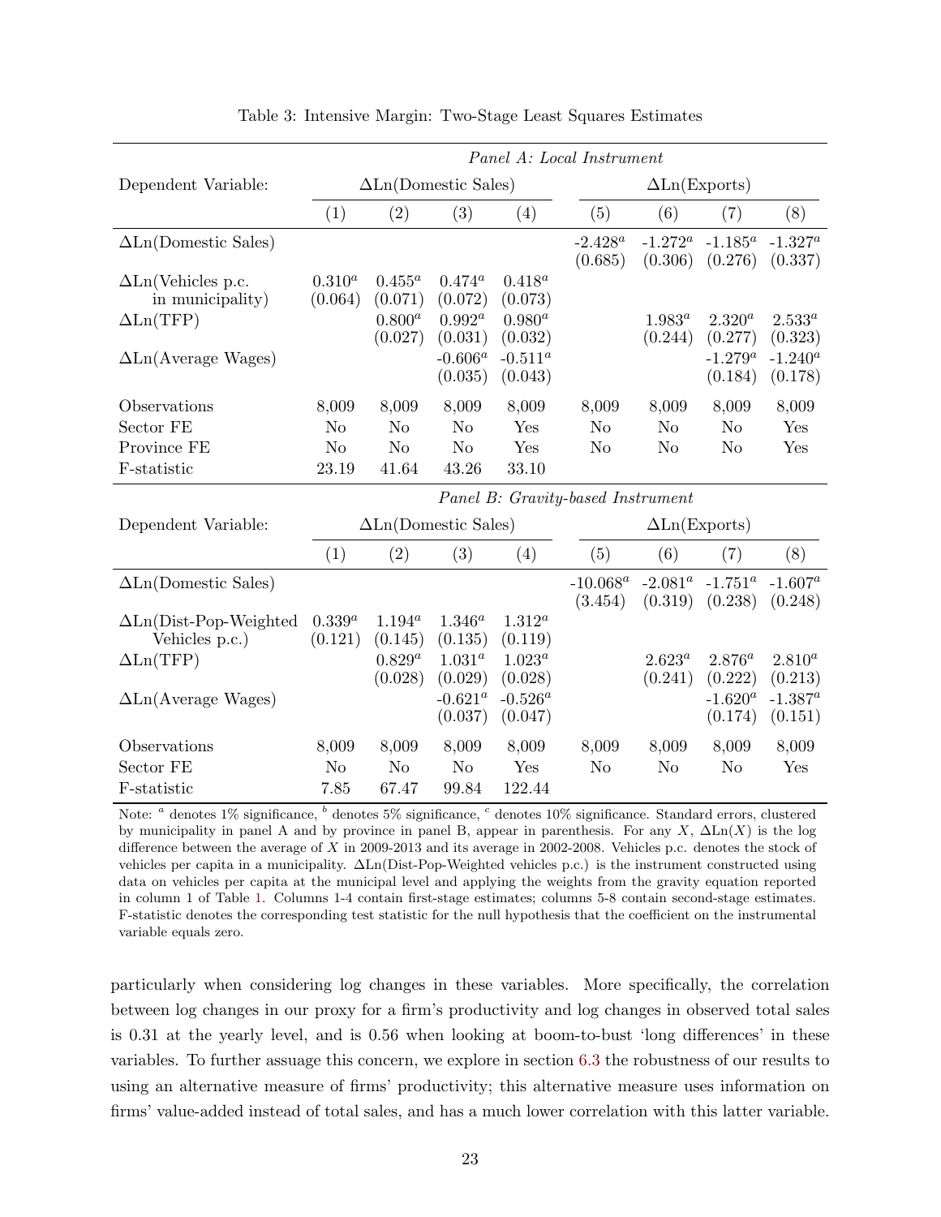Table 3: Intensive Margin: Two-Stage Least Squares Estimates

| | *Panel A: Local Instrument* | | | | | | | |
|---|---|---|---|---|---|---|---|---|
| Dependent Variable: | ΔLn(Domestic Sales) | | | | ΔLn(Exports) | | | |
| | (1) | (2) | (3) | (4) | (5) | (6) | (7) | (8) |
| ΔLn(Domestic Sales) | | | | | -2.428[a] (0.685) | -1.272[a] (0.306) | -1.185[a] (0.276) | -1.327[a] (0.337) |
| ΔLn(Vehicles p.c. in municipality) | 0.310[a] (0.064) | 0.455[a] (0.071) | 0.474[a] (0.072) | 0.418[a] (0.073) | | | | |
| ΔLn(TFP) | | 0.800[a] (0.027) | 0.992[a] (0.031) | 0.980[a] (0.032) | | 1.983[a] (0.244) | 2.320[a] (0.277) | 2.533[a] (0.323) |
| ΔLn(Average Wages) | | | -0.606[a] (0.035) | -0.511[a] (0.043) | | | -1.279[a] (0.184) | -1.240[a] (0.178) |
| Observations | 8,009 | 8,009 | 8,009 | 8,009 | 8,009 | 8,009 | 8,009 | 8,009 |
| Sector FE | No | No | No | Yes | No | No | No | Yes |
| Province FE | No | No | No | Yes | No | No | No | Yes |
| F-statistic | 23.19 | 41.64 | 43.26 | 33.10 | | | | |
| | *Panel B: Gravity-based Instrument* | | | | | | | |
| Dependent Variable: | ΔLn(Domestic Sales) | | | | ΔLn(Exports) | | | |
| | (1) | (2) | (3) | (4) | (5) | (6) | (7) | (8) |
| ΔLn(Domestic Sales) | | | | | -10.068[a] (3.454) | -2.081[a] (0.319) | -1.751[a] (0.238) | -1.607[a] (0.248) |
| ΔLn(Dist-Pop-Weighted Vehicles p.c.) | 0.339[a] (0.121) | 1.194[a] (0.145) | 1.346[a] (0.135) | 1.312[a] (0.119) | | | | |
| ΔLn(TFP) | | 0.829[a] (0.028) | 1.031[a] (0.029) | 1.023[a] (0.028) | | 2.623[a] (0.241) | 2.876[a] (0.222) | 2.810[a] (0.213) |
| ΔLn(Average Wages) | | | -0.621[a] (0.037) | -0.526[a] (0.047) | | | -1.620[a] (0.174) | -1.387[a] (0.151) |
| Observations | 8,009 | 8,009 | 8,009 | 8,009 | 8,009 | 8,009 | 8,009 | 8,009 |
| Sector FE | No | No | No | Yes | No | No | No | Yes |
| F-statistic | 7.85 | 67.47 | 99.84 | 122.44 | | | | |

Note: [a] denotes 1% significance, [b] denotes 5% significance, [c] denotes 10% significance. Standard errors, clustered by municipality in panel A and by province in panel B, appear in parenthesis. For any $X$, $\Delta\text{Ln}(X)$ is the log difference between the average of $X$ in 2009-2013 and its average in 2002-2008. Vehicles p.c. denotes the stock of vehicles per capita in a municipality. ΔLn(Dist-Pop-Weighted vehicles p.c.) is the instrument constructed using data on vehicles per capita at the municipal level and applying the weights from the gravity equation reported in column 1 of Table 1. Columns 1-4 contain first-stage estimates; columns 5-8 contain second-stage estimates. F-statistic denotes the corresponding test statistic for the null hypothesis that the coefficient on the instrumental variable equals zero.

particularly when considering log changes in these variables. More specifically, the correlation between log changes in our proxy for a firm's productivity and log changes in observed total sales is 0.31 at the yearly level, and is 0.56 when looking at boom-to-bust 'long differences' in these variables. To further assuage this concern, we explore in section 6.3 the robustness of our results to using an alternative measure of firms' productivity; this alternative measure uses information on firms' value-added instead of total sales, and has a much lower correlation with this latter variable.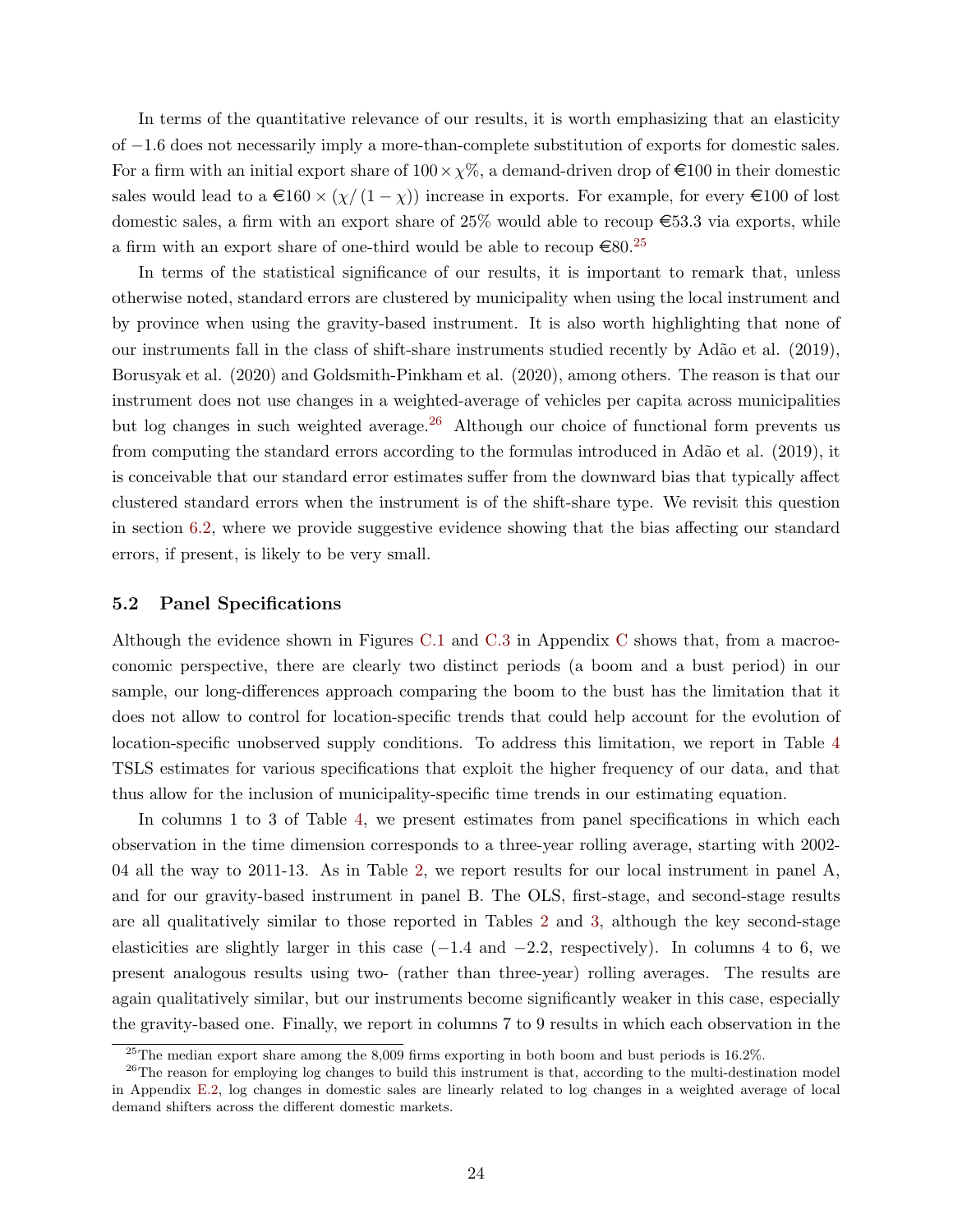In terms of the quantitative relevance of our results, it is worth emphasizing that an elasticity of $-1.6$ does not necessarily imply a more-than-complete substitution of exports for domestic sales. For a firm with an initial export share of $100 \times \chi\%$, a demand-driven drop of €100 in their domestic sales would lead to a €$160 \times (\chi/(1-\chi))$ increase in exports. For example, for every €100 of lost domestic sales, a firm with an export share of 25% would able to recoup €53.3 via exports, while a firm with an export share of one-third would be able to recoup €80.[25]

In terms of the statistical significance of our results, it is important to remark that, unless otherwise noted, standard errors are clustered by municipality when using the local instrument and by province when using the gravity-based instrument. It is also worth highlighting that none of our instruments fall in the class of shift-share instruments studied recently by Adão et al. (2019), Borusyak et al. (2020) and Goldsmith-Pinkham et al. (2020), among others. The reason is that our instrument does not use changes in a weighted-average of vehicles per capita across municipalities but log changes in such weighted average.[26] Although our choice of functional form prevents us from computing the standard errors according to the formulas introduced in Adão et al. (2019), it is conceivable that our standard error estimates suffer from the downward bias that typically affect clustered standard errors when the instrument is of the shift-share type. We revisit this question in section 6.2, where we provide suggestive evidence showing that the bias affecting our standard errors, if present, is likely to be very small.

### 5.2 Panel Specifications

Although the evidence shown in Figures C.1 and C.3 in Appendix C shows that, from a macroeconomic perspective, there are clearly two distinct periods (a boom and a bust period) in our sample, our long-differences approach comparing the boom to the bust has the limitation that it does not allow to control for location-specific trends that could help account for the evolution of location-specific unobserved supply conditions. To address this limitation, we report in Table 4 TSLS estimates for various specifications that exploit the higher frequency of our data, and that thus allow for the inclusion of municipality-specific time trends in our estimating equation.

In columns 1 to 3 of Table 4, we present estimates from panel specifications in which each observation in the time dimension corresponds to a three-year rolling average, starting with 2002-04 all the way to 2011-13. As in Table 2, we report results for our local instrument in panel A, and for our gravity-based instrument in panel B. The OLS, first-stage, and second-stage results are all qualitatively similar to those reported in Tables 2 and 3, although the key second-stage elasticities are slightly larger in this case ($-1.4$ and $-2.2$, respectively). In columns 4 to 6, we present analogous results using two- (rather than three-year) rolling averages. The results are again qualitatively similar, but our instruments become significantly weaker in this case, especially the gravity-based one. Finally, we report in columns 7 to 9 results in which each observation in the

[25] The median export share among the 8,009 firms exporting in both boom and bust periods is 16.2%.

[26] The reason for employing log changes to build this instrument is that, according to the multi-destination model in Appendix E.2, log changes in domestic sales are linearly related to log changes in a weighted average of local demand shifters across the different domestic markets.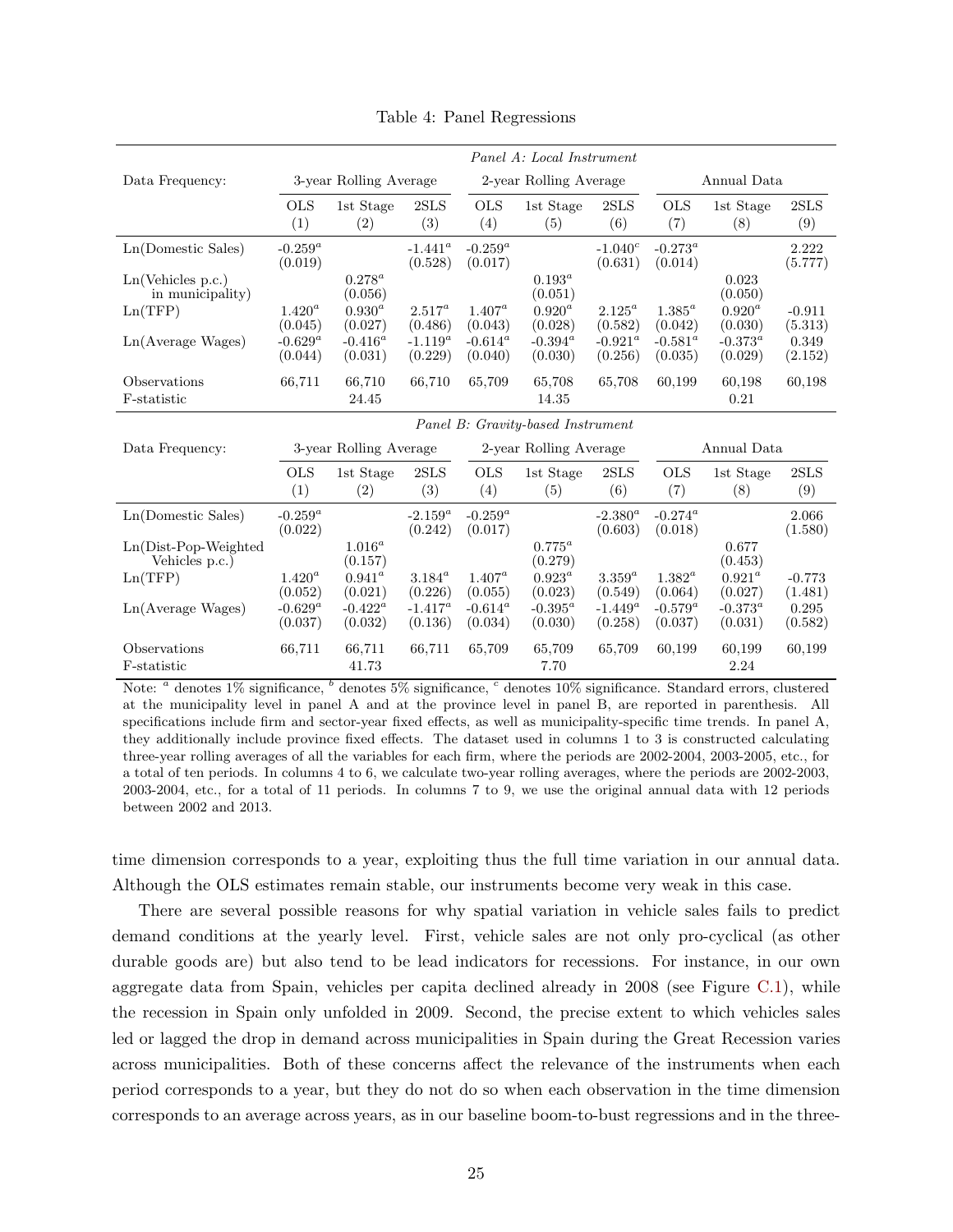Table 4: Panel Regressions

| | *Panel A: Local Instrument* | | | | | | | | |
|---|---|---|---|---|---|---|---|---|---|
| Data Frequency: | 3-year Rolling Average | | | 2-year Rolling Average | | | Annual Data | | |
| | OLS (1) | 1st Stage (2) | 2SLS (3) | OLS (4) | 1st Stage (5) | 2SLS (6) | OLS (7) | 1st Stage (8) | 2SLS (9) |
| Ln(Domestic Sales) | -0.259[a] (0.019) | | -1.441[a] (0.528) | -0.259[a] (0.017) | | -1.040[c] (0.631) | -0.273[a] (0.014) | | 2.222 (5.777) |
| Ln(Vehicles p.c.) in municipality) | | 0.278[a] (0.056) | | | 0.193[a] (0.051) | | | 0.023 (0.050) | |
| Ln(TFP) | 1.420[a] (0.045) | 0.930[a] (0.027) | 2.517[a] (0.486) | 1.407[a] (0.043) | 0.920[a] (0.028) | 2.125[a] (0.582) | 1.385[a] (0.042) | 0.920[a] (0.030) | -0.911 (5.313) |
| Ln(Average Wages) | -0.629[a] (0.044) | -0.416[a] (0.031) | -1.119[a] (0.229) | -0.614[a] (0.040) | -0.394[a] (0.030) | -0.921[a] (0.256) | -0.581[a] (0.035) | -0.373[a] (0.029) | 0.349 (2.152) |
| Observations | 66,711 | 66,710 | 66,710 | 65,709 | 65,708 | 65,708 | 60,199 | 60,198 | 60,198 |
| F-statistic | | 24.45 | | | 14.35 | | | 0.21 | |

| | *Panel B: Gravity-based Instrument* | | | | | | | | |
|---|---|---|---|---|---|---|---|---|---|
| Data Frequency: | 3-year Rolling Average | | | 2-year Rolling Average | | | Annual Data | | |
| | OLS (1) | 1st Stage (2) | 2SLS (3) | OLS (4) | 1st Stage (5) | 2SLS (6) | OLS (7) | 1st Stage (8) | 2SLS (9) |
| Ln(Domestic Sales) | -0.259[a] (0.022) | | -2.159[a] (0.242) | -0.259[a] (0.017) | | -2.380[a] (0.603) | -0.274[a] (0.018) | | 2.066 (1.580) |
| Ln(Dist-Pop-Weighted Vehicles p.c.) | | 1.016[a] (0.157) | | | 0.775[a] (0.279) | | | 0.677 (0.453) | |
| Ln(TFP) | 1.420[a] (0.052) | 0.941[a] (0.021) | 3.184[a] (0.226) | 1.407[a] (0.055) | 0.923[a] (0.023) | 3.359[a] (0.549) | 1.382[a] (0.064) | 0.921[a] (0.027) | -0.773 (1.481) |
| Ln(Average Wages) | -0.629[a] (0.037) | -0.422[a] (0.032) | -1.417[a] (0.136) | -0.614[a] (0.034) | -0.395[a] (0.030) | -1.449[a] (0.258) | -0.579[a] (0.037) | -0.373[a] (0.031) | 0.295 (0.582) |
| Observations | 66,711 | 66,711 | 66,711 | 65,709 | 65,709 | 65,709 | 60,199 | 60,199 | 60,199 |
| F-statistic | | 41.73 | | | 7.70 | | | 2.24 | |

Note: [a] denotes 1% significance, [b] denotes 5% significance, [c] denotes 10% significance. Standard errors, clustered at the municipality level in panel A and at the province level in panel B, are reported in parenthesis. All specifications include firm and sector-year fixed effects, as well as municipality-specific time trends. In panel A, they additionally include province fixed effects. The dataset used in columns 1 to 3 is constructed calculating three-year rolling averages of all the variables for each firm, where the periods are 2002-2004, 2003-2005, etc., for a total of ten periods. In columns 4 to 6, we calculate two-year rolling averages, where the periods are 2002-2003, 2003-2004, etc., for a total of 11 periods. In columns 7 to 9, we use the original annual data with 12 periods between 2002 and 2013.

time dimension corresponds to a year, exploiting thus the full time variation in our annual data. Although the OLS estimates remain stable, our instruments become very weak in this case.

There are several possible reasons for why spatial variation in vehicle sales fails to predict demand conditions at the yearly level. First, vehicle sales are not only pro-cyclical (as other durable goods are) but also tend to be lead indicators for recessions. For instance, in our own aggregate data from Spain, vehicles per capita declined already in 2008 (see Figure C.1), while the recession in Spain only unfolded in 2009. Second, the precise extent to which vehicles sales led or lagged the drop in demand across municipalities in Spain during the Great Recession varies across municipalities. Both of these concerns affect the relevance of the instruments when each period corresponds to a year, but they do not do so when each observation in the time dimension corresponds to an average across years, as in our baseline boom-to-bust regressions and in the three-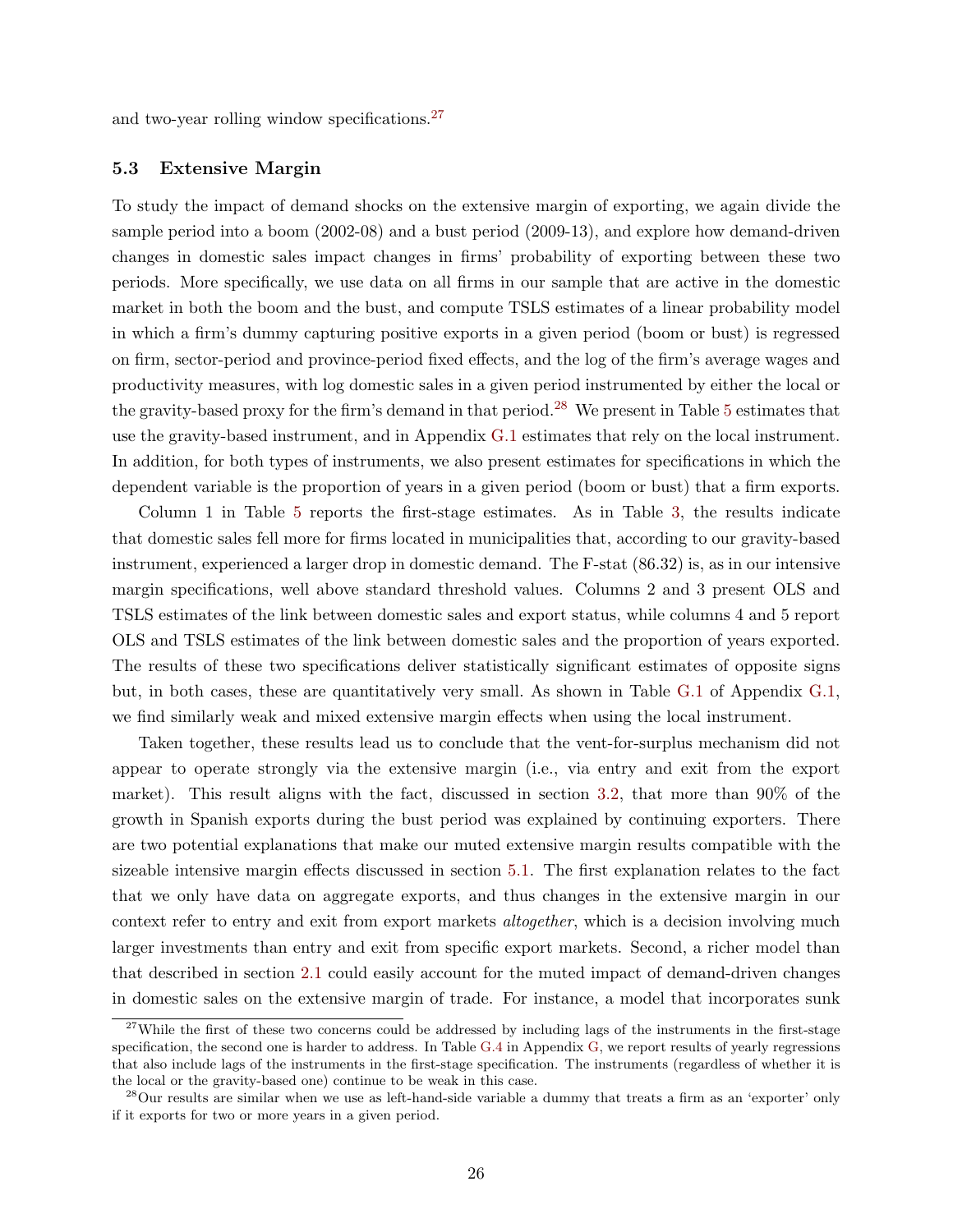and two-year rolling window specifications.[27]

### 5.3 Extensive Margin

To study the impact of demand shocks on the extensive margin of exporting, we again divide the sample period into a boom (2002-08) and a bust period (2009-13), and explore how demand-driven changes in domestic sales impact changes in firms' probability of exporting between these two periods. More specifically, we use data on all firms in our sample that are active in the domestic market in both the boom and the bust, and compute TSLS estimates of a linear probability model in which a firm's dummy capturing positive exports in a given period (boom or bust) is regressed on firm, sector-period and province-period fixed effects, and the log of the firm's average wages and productivity measures, with log domestic sales in a given period instrumented by either the local or the gravity-based proxy for the firm's demand in that period.[28] We present in Table 5 estimates that use the gravity-based instrument, and in Appendix G.1 estimates that rely on the local instrument. In addition, for both types of instruments, we also present estimates for specifications in which the dependent variable is the proportion of years in a given period (boom or bust) that a firm exports.

Column 1 in Table 5 reports the first-stage estimates. As in Table 3, the results indicate that domestic sales fell more for firms located in municipalities that, according to our gravity-based instrument, experienced a larger drop in domestic demand. The F-stat (86.32) is, as in our intensive margin specifications, well above standard threshold values. Columns 2 and 3 present OLS and TSLS estimates of the link between domestic sales and export status, while columns 4 and 5 report OLS and TSLS estimates of the link between domestic sales and the proportion of years exported. The results of these two specifications deliver statistically significant estimates of opposite signs but, in both cases, these are quantitatively very small. As shown in Table G.1 of Appendix G.1, we find similarly weak and mixed extensive margin effects when using the local instrument.

Taken together, these results lead us to conclude that the vent-for-surplus mechanism did not appear to operate strongly via the extensive margin (i.e., via entry and exit from the export market). This result aligns with the fact, discussed in section 3.2, that more than 90% of the growth in Spanish exports during the bust period was explained by continuing exporters. There are two potential explanations that make our muted extensive margin results compatible with the sizeable intensive margin effects discussed in section 5.1. The first explanation relates to the fact that we only have data on aggregate exports, and thus changes in the extensive margin in our context refer to entry and exit from export markets *altogether*, which is a decision involving much larger investments than entry and exit from specific export markets. Second, a richer model than that described in section 2.1 could easily account for the muted impact of demand-driven changes in domestic sales on the extensive margin of trade. For instance, a model that incorporates sunk

[27] While the first of these two concerns could be addressed by including lags of the instruments in the first-stage specification, the second one is harder to address. In Table G.4 in Appendix G, we report results of yearly regressions that also include lags of the instruments in the first-stage specification. The instruments (regardless of whether it is the local or the gravity-based one) continue to be weak in this case.

[28] Our results are similar when we use as left-hand-side variable a dummy that treats a firm as an 'exporter' only if it exports for two or more years in a given period.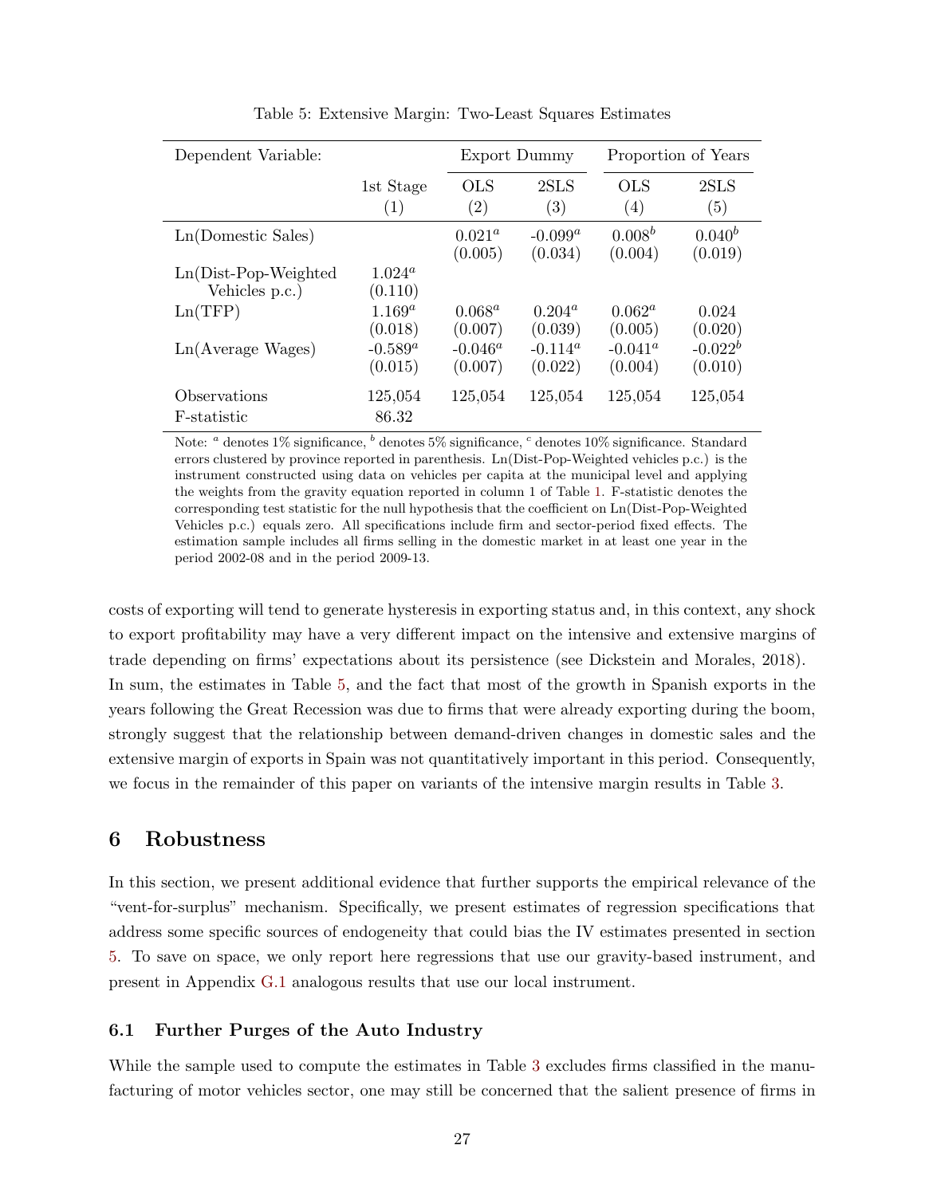Table 5: Extensive Margin: Two-Least Squares Estimates

| Dependent Variable: | | Export Dummy | | Proportion of Years | |
|---|---|---|---|---|---|
| | 1st Stage | OLS | 2SLS | OLS | 2SLS |
| | (1) | (2) | (3) | (4) | (5) |
| Ln(Domestic Sales) | | 0.021[a] (0.005) | -0.099[a] (0.034) | 0.008[b] (0.004) | 0.040[b] (0.019) |
| Ln(Dist-Pop-Weighted Vehicles p.c.) | 1.024[a] (0.110) | | | | |
| Ln(TFP) | 1.169[a] (0.018) | 0.068[a] (0.007) | 0.204[a] (0.039) | 0.062[a] (0.005) | 0.024 (0.020) |
| Ln(Average Wages) | -0.589[a] (0.015) | -0.046[a] (0.007) | -0.114[a] (0.022) | -0.041[a] (0.004) | -0.022[b] (0.010) |
| Observations | 125,054 | 125,054 | 125,054 | 125,054 | 125,054 |
| F-statistic | 86.32 | | | | |

Note: [a] denotes 1% significance, [b] denotes 5% significance, [c] denotes 10% significance. Standard errors clustered by province reported in parenthesis. Ln(Dist-Pop-Weighted vehicles p.c.) is the instrument constructed using data on vehicles per capita at the municipal level and applying the weights from the gravity equation reported in column 1 of Table 1. F-statistic denotes the corresponding test statistic for the null hypothesis that the coefficient on Ln(Dist-Pop-Weighted Vehicles p.c.) equals zero. All specifications include firm and sector-period fixed effects. The estimation sample includes all firms selling in the domestic market in at least one year in the period 2002-08 and in the period 2009-13.

costs of exporting will tend to generate hysteresis in exporting status and, in this context, any shock to export profitability may have a very different impact on the intensive and extensive margins of trade depending on firms' expectations about its persistence (see Dickstein and Morales, 2018). In sum, the estimates in Table 5, and the fact that most of the growth in Spanish exports in the years following the Great Recession was due to firms that were already exporting during the boom, strongly suggest that the relationship between demand-driven changes in domestic sales and the extensive margin of exports in Spain was not quantitatively important in this period. Consequently, we focus in the remainder of this paper on variants of the intensive margin results in Table 3.

## 6 Robustness

In this section, we present additional evidence that further supports the empirical relevance of the "vent-for-surplus" mechanism. Specifically, we present estimates of regression specifications that address some specific sources of endogeneity that could bias the IV estimates presented in section 5. To save on space, we only report here regressions that use our gravity-based instrument, and present in Appendix G.1 analogous results that use our local instrument.

### 6.1 Further Purges of the Auto Industry

While the sample used to compute the estimates in Table 3 excludes firms classified in the manufacturing of motor vehicles sector, one may still be concerned that the salient presence of firms in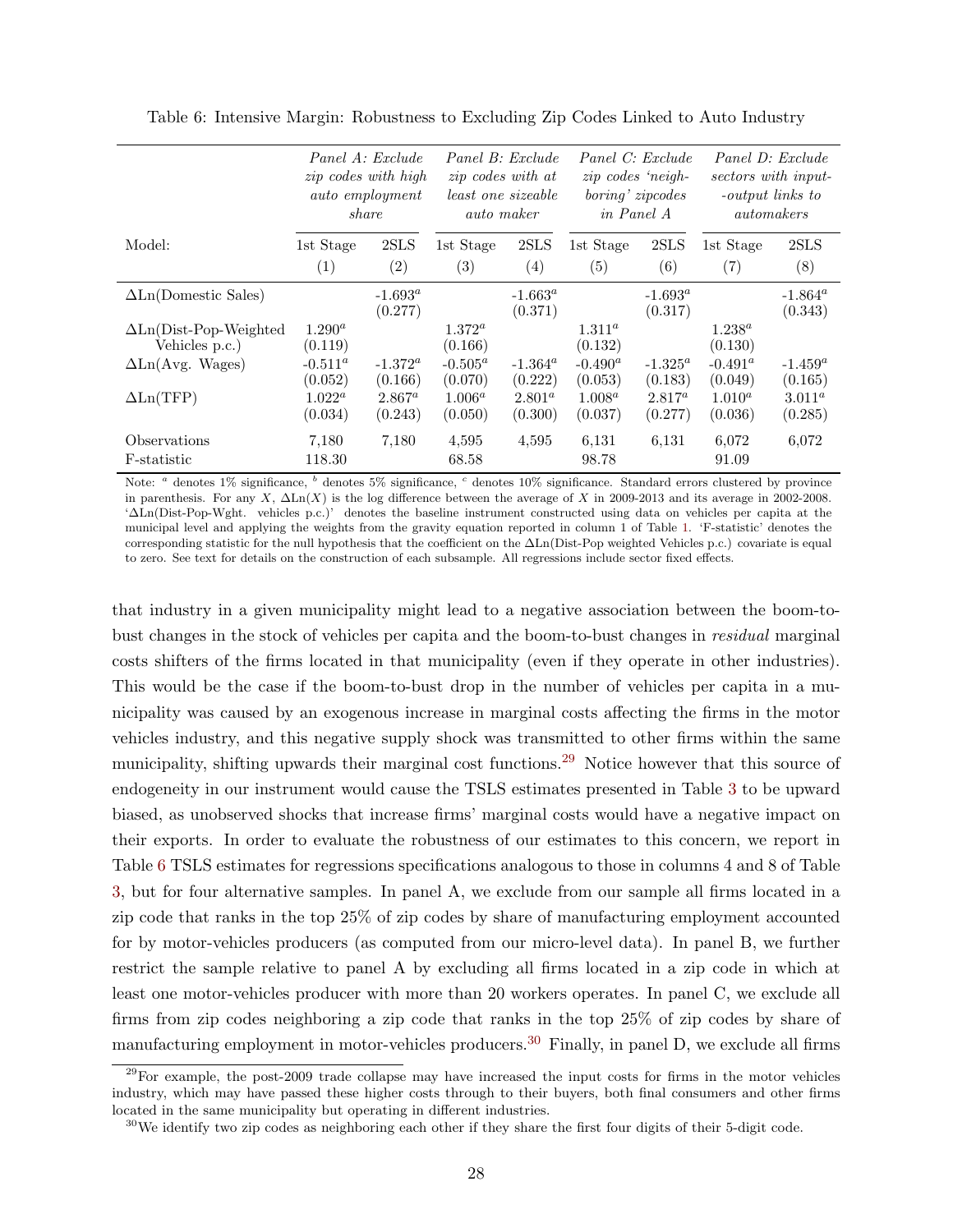Table 6: Intensive Margin: Robustness to Excluding Zip Codes Linked to Auto Industry

| | *Panel A: Exclude zip codes with high auto employment share* | | *Panel B: Exclude zip codes with at least one sizeable auto maker* | | *Panel C: Exclude zip codes 'neighboring' zipcodes in Panel A* | | *Panel D: Exclude sectors with input- -output links to automakers* | |
|---|---|---|---|---|---|---|---|---|
| Model: | 1st Stage | 2SLS | 1st Stage | 2SLS | 1st Stage | 2SLS | 1st Stage | 2SLS |
| | (1) | (2) | (3) | (4) | (5) | (6) | (7) | (8) |
| ΔLn(Domestic Sales) | | -1.693[a] | | -1.663[a] | | -1.693[a] | | -1.864[a] |
| | | (0.277) | | (0.371) | | (0.317) | | (0.343) |
| ΔLn(Dist-Pop-Weighted Vehicles p.c.) | 1.290[a] | | 1.372[a] | | 1.311[a] | | 1.238[a] | |
| | (0.119) | | (0.166) | | (0.132) | | (0.130) | |
| ΔLn(Avg. Wages) | -0.511[a] | -1.372[a] | -0.505[a] | -1.364[a] | -0.490[a] | -1.325[a] | -0.491[a] | -1.459[a] |
| | (0.052) | (0.166) | (0.070) | (0.222) | (0.053) | (0.183) | (0.049) | (0.165) |
| ΔLn(TFP) | 1.022[a] | 2.867[a] | 1.006[a] | 2.801[a] | 1.008[a] | 2.817[a] | 1.010[a] | 3.011[a] |
| | (0.034) | (0.243) | (0.050) | (0.300) | (0.037) | (0.277) | (0.036) | (0.285) |
| Observations | 7,180 | 7,180 | 4,595 | 4,595 | 6,131 | 6,131 | 6,072 | 6,072 |
| F-statistic | 118.30 | | 68.58 | | 98.78 | | 91.09 | |

Note: [a] denotes 1% significance, [b] denotes 5% significance, [c] denotes 10% significance. Standard errors clustered by province in parenthesis. For any $X$, $\Delta\text{Ln}(X)$ is the log difference between the average of $X$ in 2009-2013 and its average in 2002-2008. 'ΔLn(Dist-Pop-Wght. vehicles p.c.)' denotes the baseline instrument constructed using data on vehicles per capita at the municipal level and applying the weights from the gravity equation reported in column 1 of Table 1. 'F-statistic' denotes the corresponding statistic for the null hypothesis that the coefficient on the ΔLn(Dist-Pop weighted Vehicles p.c.) covariate is equal to zero. See text for details on the construction of each subsample. All regressions include sector fixed effects.

that industry in a given municipality might lead to a negative association between the boom-to-bust changes in the stock of vehicles per capita and the boom-to-bust changes in *residual* marginal costs shifters of the firms located in that municipality (even if they operate in other industries). This would be the case if the boom-to-bust drop in the number of vehicles per capita in a municipality was caused by an exogenous increase in marginal costs affecting the firms in the motor vehicles industry, and this negative supply shock was transmitted to other firms within the same municipality, shifting upwards their marginal cost functions.[29] Notice however that this source of endogeneity in our instrument would cause the TSLS estimates presented in Table 3 to be upward biased, as unobserved shocks that increase firms' marginal costs would have a negative impact on their exports. In order to evaluate the robustness of our estimates to this concern, we report in Table 6 TSLS estimates for regressions specifications analogous to those in columns 4 and 8 of Table 3, but for four alternative samples. In panel A, we exclude from our sample all firms located in a zip code that ranks in the top 25% of zip codes by share of manufacturing employment accounted for by motor-vehicles producers (as computed from our micro-level data). In panel B, we further restrict the sample relative to panel A by excluding all firms located in a zip code in which at least one motor-vehicles producer with more than 20 workers operates. In panel C, we exclude all firms from zip codes neighboring a zip code that ranks in the top 25% of zip codes by share of manufacturing employment in motor-vehicles producers.[30] Finally, in panel D, we exclude all firms

[29] For example, the post-2009 trade collapse may have increased the input costs for firms in the motor vehicles industry, which may have passed these higher costs through to their buyers, both final consumers and other firms located in the same municipality but operating in different industries.

[30] We identify two zip codes as neighboring each other if they share the first four digits of their 5-digit code.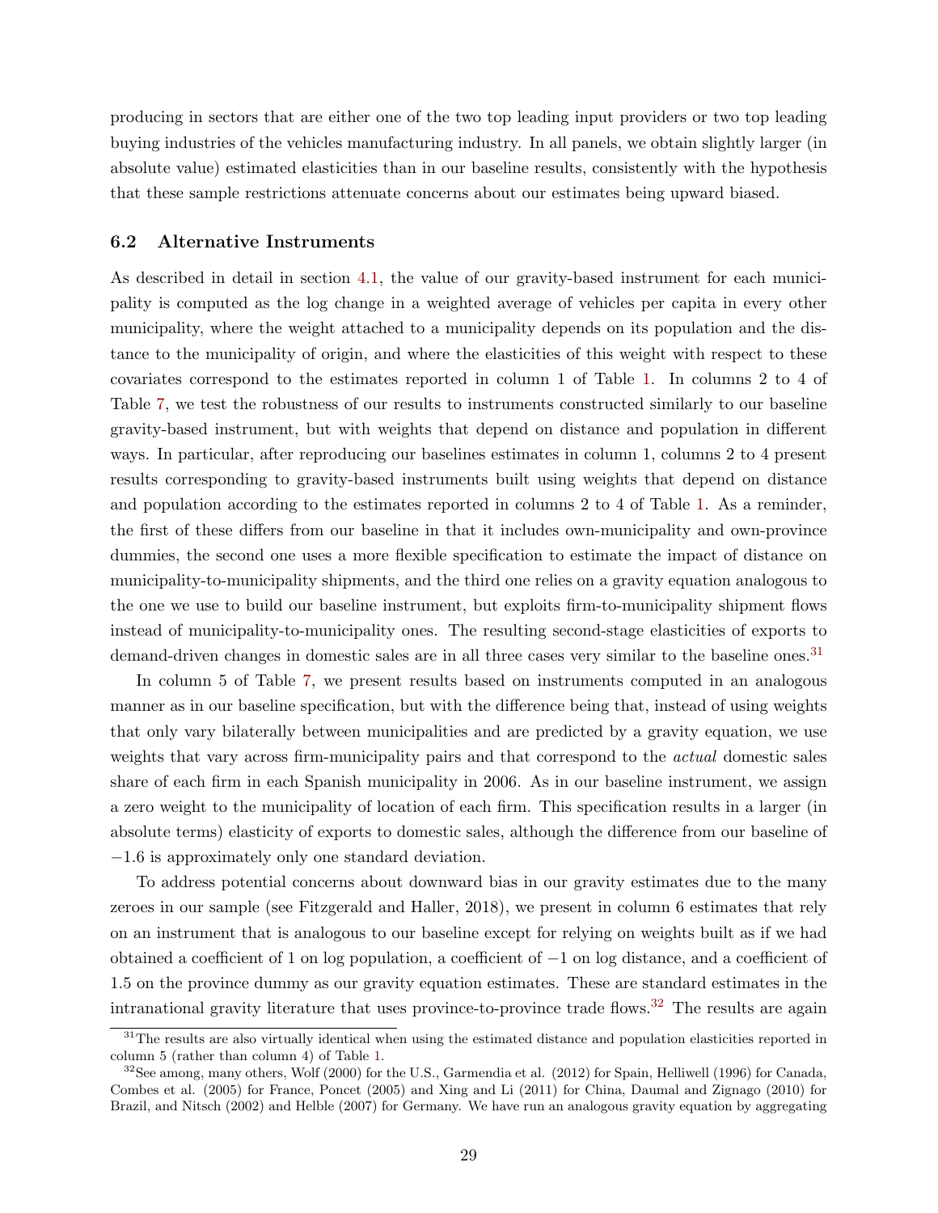producing in sectors that are either one of the two top leading input providers or two top leading buying industries of the vehicles manufacturing industry. In all panels, we obtain slightly larger (in absolute value) estimated elasticities than in our baseline results, consistently with the hypothesis that these sample restrictions attenuate concerns about our estimates being upward biased.

### 6.2 Alternative Instruments

As described in detail in section 4.1, the value of our gravity-based instrument for each municipality is computed as the log change in a weighted average of vehicles per capita in every other municipality, where the weight attached to a municipality depends on its population and the distance to the municipality of origin, and where the elasticities of this weight with respect to these covariates correspond to the estimates reported in column 1 of Table 1. In columns 2 to 4 of Table 7, we test the robustness of our results to instruments constructed similarly to our baseline gravity-based instrument, but with weights that depend on distance and population in different ways. In particular, after reproducing our baselines estimates in column 1, columns 2 to 4 present results corresponding to gravity-based instruments built using weights that depend on distance and population according to the estimates reported in columns 2 to 4 of Table 1. As a reminder, the first of these differs from our baseline in that it includes own-municipality and own-province dummies, the second one uses a more flexible specification to estimate the impact of distance on municipality-to-municipality shipments, and the third one relies on a gravity equation analogous to the one we use to build our baseline instrument, but exploits firm-to-municipality shipment flows instead of municipality-to-municipality ones. The resulting second-stage elasticities of exports to demand-driven changes in domestic sales are in all three cases very similar to the baseline ones.[31]

In column 5 of Table 7, we present results based on instruments computed in an analogous manner as in our baseline specification, but with the difference being that, instead of using weights that only vary bilaterally between municipalities and are predicted by a gravity equation, we use weights that vary across firm-municipality pairs and that correspond to the *actual* domestic sales share of each firm in each Spanish municipality in 2006. As in our baseline instrument, we assign a zero weight to the municipality of location of each firm. This specification results in a larger (in absolute terms) elasticity of exports to domestic sales, although the difference from our baseline of $-1.6$ is approximately only one standard deviation.

To address potential concerns about downward bias in our gravity estimates due to the many zeroes in our sample (see Fitzgerald and Haller, 2018), we present in column 6 estimates that rely on an instrument that is analogous to our baseline except for relying on weights built as if we had obtained a coefficient of 1 on log population, a coefficient of $-1$ on log distance, and a coefficient of 1.5 on the province dummy as our gravity equation estimates. These are standard estimates in the intranational gravity literature that uses province-to-province trade flows.[32] The results are again

---

[31] The results are also virtually identical when using the estimated distance and population elasticities reported in column 5 (rather than column 4) of Table 1.

[32] See among, many others, Wolf (2000) for the U.S., Garmendia et al. (2012) for Spain, Helliwell (1996) for Canada, Combes et al. (2005) for France, Poncet (2005) and Xing and Li (2011) for China, Daumal and Zignago (2010) for Brazil, and Nitsch (2002) and Helble (2007) for Germany. We have run an analogous gravity equation by aggregating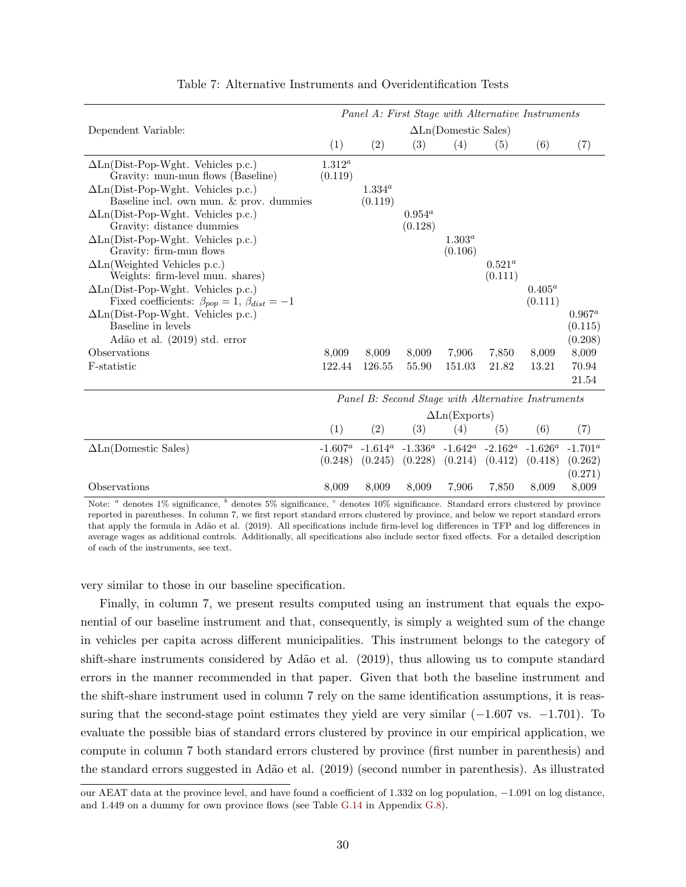Table 7: Alternative Instruments and Overidentification Tests

| | *Panel A: First Stage with Alternative Instruments* | | | | | | |
|---|---|---|---|---|---|---|---|
| Dependent Variable: | $\Delta$Ln(Domestic Sales) | | | | | | |
| | (1) | (2) | (3) | (4) | (5) | (6) | (7) |
| $\Delta$Ln(Dist-Pop-Wght. Vehicles p.c.) Gravity: mun-mun flows (Baseline) | 1.312[a] (0.119) | | | | | | |
| $\Delta$Ln(Dist-Pop-Wght. Vehicles p.c.) Baseline incl. own mun. & prov. dummies | | 1.334[a] (0.119) | | | | | |
| $\Delta$Ln(Dist-Pop-Wght. Vehicles p.c.) Gravity: distance dummies | | | 0.954[a] (0.128) | | | | |
| $\Delta$Ln(Dist-Pop-Wght. Vehicles p.c.) Gravity: firm-mun flows | | | | 1.303[a] (0.106) | | | |
| $\Delta$Ln(Weighted Vehicles p.c.) Weights: firm-level mun. shares | | | | | 0.521[a] (0.111) | | |
| $\Delta$Ln(Dist-Pop-Wght. Vehicles p.c.) Fixed coefficients: $\beta_{pop} = 1$, $\beta_{dist} = -1$ | | | | | | 0.405[a] (0.111) | |
| $\Delta$Ln(Dist-Pop-Wght. Vehicles p.c.) Baseline in levels | | | | | | | 0.967[a] (0.115) |
| Adão et al. (2019) std. error | | | | | | | (0.208) |
| Observations | 8,009 | 8,009 | 8,009 | 7,906 | 7,850 | 8,009 | 8,009 |
| F-statistic | 122.44 | 126.55 | 55.90 | 151.03 | 21.82 | 13.21 | 70.94 / 21.54 |
| | *Panel B: Second Stage with Alternative Instruments* | | | | | | |
| | $\Delta$Ln(Exports) | | | | | | |
| | (1) | (2) | (3) | (4) | (5) | (6) | (7) |
| $\Delta$Ln(Domestic Sales) | -1.607[a] (0.248) | -1.614[a] (0.245) | -1.336[a] (0.228) | -1.642[a] (0.214) | -2.162[a] (0.412) | -1.626[a] (0.418) | -1.701[a] (0.262) (0.271) |
| Observations | 8,009 | 8,009 | 8,009 | 7,906 | 7,850 | 8,009 | 8,009 |

Note: [a] denotes 1% significance, [b] denotes 5% significance, [c] denotes 10% significance. Standard errors clustered by province reported in parentheses. In column 7, we first report standard errors clustered by province, and below we report standard errors that apply the formula in Adão et al. (2019). All specifications include firm-level log differences in TFP and log differences in average wages as additional controls. Additionally, all specifications also include sector fixed effects. For a detailed description of each of the instruments, see text.

very similar to those in our baseline specification.

Finally, in column 7, we present results computed using an instrument that equals the exponential of our baseline instrument and that, consequently, is simply a weighted sum of the change in vehicles per capita across different municipalities. This instrument belongs to the category of shift-share instruments considered by Adão et al. (2019), thus allowing us to compute standard errors in the manner recommended in that paper. Given that both the baseline instrument and the shift-share instrument used in column 7 rely on the same identification assumptions, it is reassuring that the second-stage point estimates they yield are very similar ($-1.607$ vs. $-1.701$). To evaluate the possible bias of standard errors clustered by province in our empirical application, we compute in column 7 both standard errors clustered by province (first number in parenthesis) and the standard errors suggested in Adão et al. (2019) (second number in parenthesis). As illustrated

our AEAT data at the province level, and have found a coefficient of 1.332 on log population, $-1.091$ on log distance, and 1.449 on a dummy for own province flows (see Table G.14 in Appendix G.8).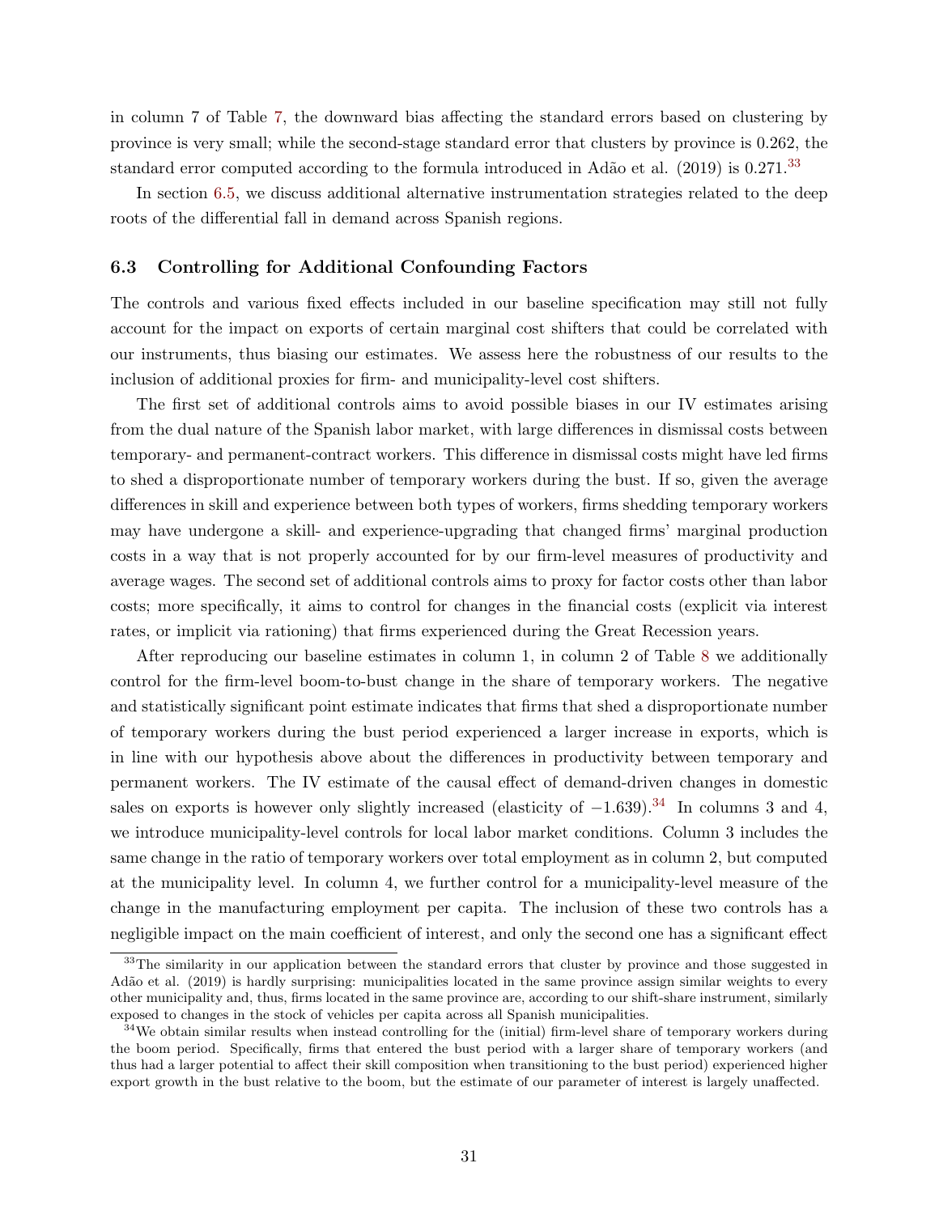in column 7 of Table 7, the downward bias affecting the standard errors based on clustering by province is very small; while the second-stage standard error that clusters by province is 0.262, the standard error computed according to the formula introduced in Adão et al. (2019) is 0.271.[33]

In section 6.5, we discuss additional alternative instrumentation strategies related to the deep roots of the differential fall in demand across Spanish regions.

### 6.3 Controlling for Additional Confounding Factors

The controls and various fixed effects included in our baseline specification may still not fully account for the impact on exports of certain marginal cost shifters that could be correlated with our instruments, thus biasing our estimates. We assess here the robustness of our results to the inclusion of additional proxies for firm- and municipality-level cost shifters.

The first set of additional controls aims to avoid possible biases in our IV estimates arising from the dual nature of the Spanish labor market, with large differences in dismissal costs between temporary- and permanent-contract workers. This difference in dismissal costs might have led firms to shed a disproportionate number of temporary workers during the bust. If so, given the average differences in skill and experience between both types of workers, firms shedding temporary workers may have undergone a skill- and experience-upgrading that changed firms' marginal production costs in a way that is not properly accounted for by our firm-level measures of productivity and average wages. The second set of additional controls aims to proxy for factor costs other than labor costs; more specifically, it aims to control for changes in the financial costs (explicit via interest rates, or implicit via rationing) that firms experienced during the Great Recession years.

After reproducing our baseline estimates in column 1, in column 2 of Table 8 we additionally control for the firm-level boom-to-bust change in the share of temporary workers. The negative and statistically significant point estimate indicates that firms that shed a disproportionate number of temporary workers during the bust period experienced a larger increase in exports, which is in line with our hypothesis above about the differences in productivity between temporary and permanent workers. The IV estimate of the causal effect of demand-driven changes in domestic sales on exports is however only slightly increased (elasticity of $-1.639$).[34] In columns 3 and 4, we introduce municipality-level controls for local labor market conditions. Column 3 includes the same change in the ratio of temporary workers over total employment as in column 2, but computed at the municipality level. In column 4, we further control for a municipality-level measure of the change in the manufacturing employment per capita. The inclusion of these two controls has a negligible impact on the main coefficient of interest, and only the second one has a significant effect

[33] The similarity in our application between the standard errors that cluster by province and those suggested in Adão et al. (2019) is hardly surprising: municipalities located in the same province assign similar weights to every other municipality and, thus, firms located in the same province are, according to our shift-share instrument, similarly exposed to changes in the stock of vehicles per capita across all Spanish municipalities.

[34] We obtain similar results when instead controlling for the (initial) firm-level share of temporary workers during the boom period. Specifically, firms that entered the bust period with a larger share of temporary workers (and thus had a larger potential to affect their skill composition when transitioning to the bust period) experienced higher export growth in the bust relative to the boom, but the estimate of our parameter of interest is largely unaffected.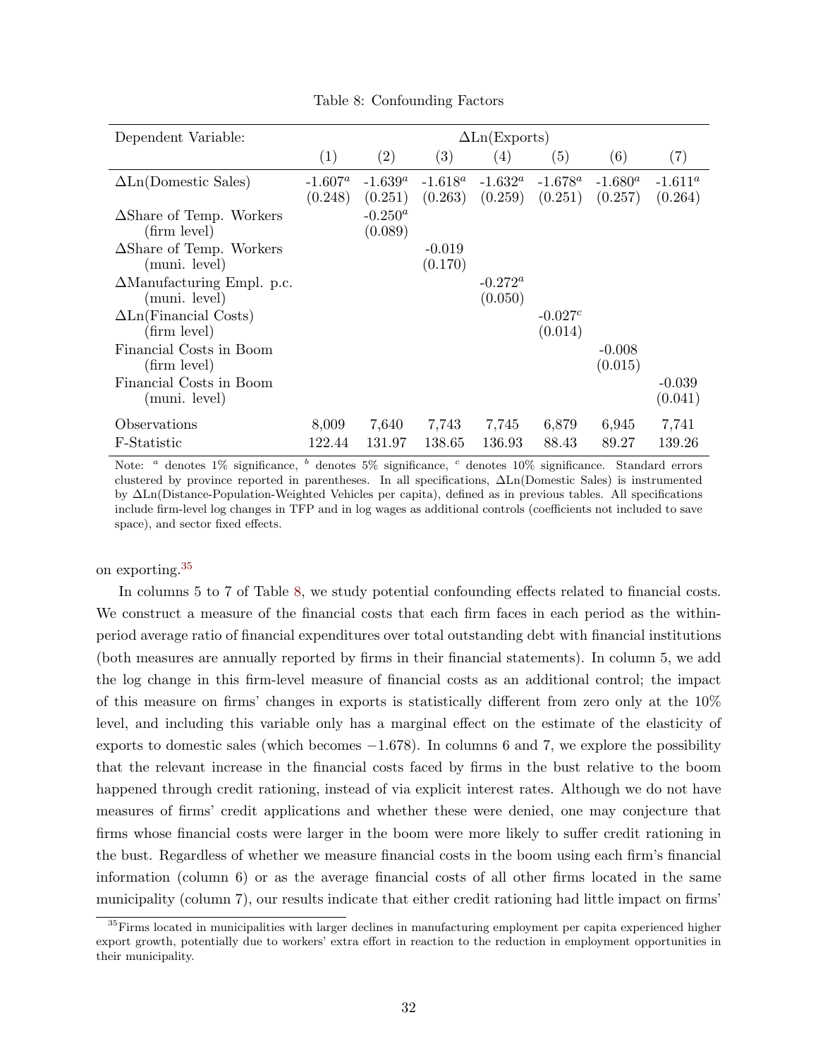Table 8: Confounding Factors

| Dependent Variable: | $\Delta$Ln(Exports) | | | | | | |
|---|---|---|---|---|---|---|---|
| | (1) | (2) | (3) | (4) | (5) | (6) | (7) |
| $\Delta$Ln(Domestic Sales) | -1.607[a] | -1.639[a] | -1.618[a] | -1.632[a] | -1.678[a] | -1.680[a] | -1.611[a] |
| | (0.248) | (0.251) | (0.263) | (0.259) | (0.251) | (0.257) | (0.264) |
| $\Delta$Share of Temp. Workers (firm level) | | -0.250[a] | | | | | |
| | | (0.089) | | | | | |
| $\Delta$Share of Temp. Workers (muni. level) | | | -0.019 | | | | |
| | | | (0.170) | | | | |
| $\Delta$Manufacturing Empl. p.c. (muni. level) | | | | -0.272[a] | | | |
| | | | | (0.050) | | | |
| $\Delta$Ln(Financial Costs) (firm level) | | | | | -0.027[c] | | |
| | | | | | (0.014) | | |
| Financial Costs in Boom (firm level) | | | | | | -0.008 | |
| | | | | | | (0.015) | |
| Financial Costs in Boom (muni. level) | | | | | | | -0.039 |
| | | | | | | | (0.041) |
| Observations | 8,009 | 7,640 | 7,743 | 7,745 | 6,879 | 6,945 | 7,741 |
| F-Statistic | 122.44 | 131.97 | 138.65 | 136.93 | 88.43 | 89.27 | 139.26 |

Note: [a] denotes 1% significance, [b] denotes 5% significance, [c] denotes 10% significance. Standard errors clustered by province reported in parentheses. In all specifications, $\Delta$Ln(Domestic Sales) is instrumented by $\Delta$Ln(Distance-Population-Weighted Vehicles per capita), defined as in previous tables. All specifications include firm-level log changes in TFP and in log wages as additional controls (coefficients not included to save space), and sector fixed effects.

on exporting.[35]

In columns 5 to 7 of Table 8, we study potential confounding effects related to financial costs. We construct a measure of the financial costs that each firm faces in each period as the within-period average ratio of financial expenditures over total outstanding debt with financial institutions (both measures are annually reported by firms in their financial statements). In column 5, we add the log change in this firm-level measure of financial costs as an additional control; the impact of this measure on firms' changes in exports is statistically different from zero only at the 10% level, and including this variable only has a marginal effect on the estimate of the elasticity of exports to domestic sales (which becomes $-1.678$). In columns 6 and 7, we explore the possibility that the relevant increase in the financial costs faced by firms in the bust relative to the boom happened through credit rationing, instead of via explicit interest rates. Although we do not have measures of firms' credit applications and whether these were denied, one may conjecture that firms whose financial costs were larger in the boom were more likely to suffer credit rationing in the bust. Regardless of whether we measure financial costs in the boom using each firm's financial information (column 6) or as the average financial costs of all other firms located in the same municipality (column 7), our results indicate that either credit rationing had little impact on firms'

[35] Firms located in municipalities with larger declines in manufacturing employment per capita experienced higher export growth, potentially due to workers' extra effort in reaction to the reduction in employment opportunities in their municipality.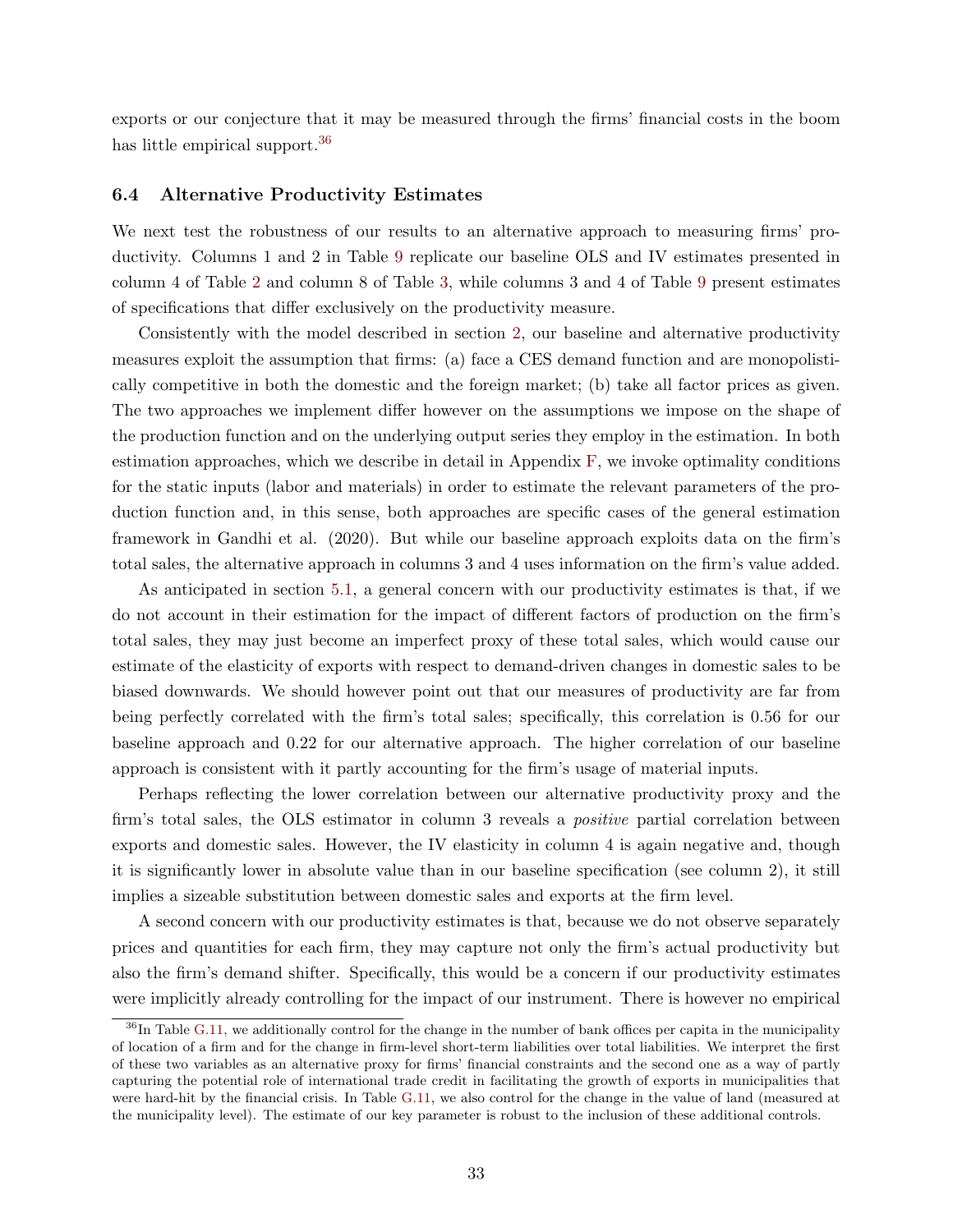exports or our conjecture that it may be measured through the firms' financial costs in the boom has little empirical support.[36]

### 6.4 Alternative Productivity Estimates

We next test the robustness of our results to an alternative approach to measuring firms' productivity. Columns 1 and 2 in Table 9 replicate our baseline OLS and IV estimates presented in column 4 of Table 2 and column 8 of Table 3, while columns 3 and 4 of Table 9 present estimates of specifications that differ exclusively on the productivity measure.

Consistently with the model described in section 2, our baseline and alternative productivity measures exploit the assumption that firms: (a) face a CES demand function and are monopolistically competitive in both the domestic and the foreign market; (b) take all factor prices as given. The two approaches we implement differ however on the assumptions we impose on the shape of the production function and on the underlying output series they employ in the estimation. In both estimation approaches, which we describe in detail in Appendix F, we invoke optimality conditions for the static inputs (labor and materials) in order to estimate the relevant parameters of the production function and, in this sense, both approaches are specific cases of the general estimation framework in Gandhi et al. (2020). But while our baseline approach exploits data on the firm's total sales, the alternative approach in columns 3 and 4 uses information on the firm's value added.

As anticipated in section 5.1, a general concern with our productivity estimates is that, if we do not account in their estimation for the impact of different factors of production on the firm's total sales, they may just become an imperfect proxy of these total sales, which would cause our estimate of the elasticity of exports with respect to demand-driven changes in domestic sales to be biased downwards. We should however point out that our measures of productivity are far from being perfectly correlated with the firm's total sales; specifically, this correlation is 0.56 for our baseline approach and 0.22 for our alternative approach. The higher correlation of our baseline approach is consistent with it partly accounting for the firm's usage of material inputs.

Perhaps reflecting the lower correlation between our alternative productivity proxy and the firm's total sales, the OLS estimator in column 3 reveals a *positive* partial correlation between exports and domestic sales. However, the IV elasticity in column 4 is again negative and, though it is significantly lower in absolute value than in our baseline specification (see column 2), it still implies a sizeable substitution between domestic sales and exports at the firm level.

A second concern with our productivity estimates is that, because we do not observe separately prices and quantities for each firm, they may capture not only the firm's actual productivity but also the firm's demand shifter. Specifically, this would be a concern if our productivity estimates were implicitly already controlling for the impact of our instrument. There is however no empirical

[36] In Table G.11, we additionally control for the change in the number of bank offices per capita in the municipality of location of a firm and for the change in firm-level short-term liabilities over total liabilities. We interpret the first of these two variables as an alternative proxy for firms' financial constraints and the second one as a way of partly capturing the potential role of international trade credit in facilitating the growth of exports in municipalities that were hard-hit by the financial crisis. In Table G.11, we also control for the change in the value of land (measured at the municipality level). The estimate of our key parameter is robust to the inclusion of these additional controls.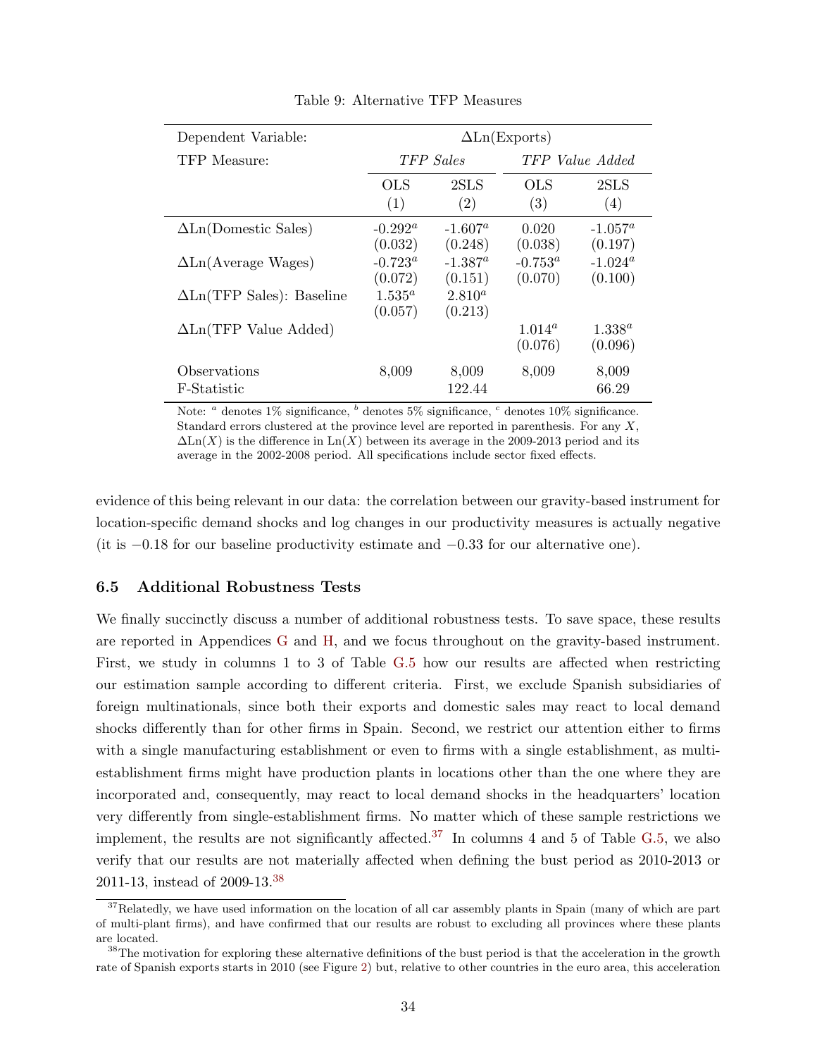Table 9: Alternative TFP Measures

| Dependent Variable: | $\Delta$Ln(Exports) | | | |
|---|---|---|---|---|
| TFP Measure: | *TFP Sales* | | *TFP Value Added* | |
| | OLS (1) | 2SLS (2) | OLS (3) | 2SLS (4) |
| $\Delta$Ln(Domestic Sales) | -0.292[a] (0.032) | -1.607[a] (0.248) | 0.020 (0.038) | -1.057[a] (0.197) |
| $\Delta$Ln(Average Wages) | -0.723[a] (0.072) | -1.387[a] (0.151) | -0.753[a] (0.070) | -1.024[a] (0.100) |
| $\Delta$Ln(TFP Sales): Baseline | 1.535[a] (0.057) | 2.810[a] (0.213) | | |
| $\Delta$Ln(TFP Value Added) | | | 1.014[a] (0.076) | 1.338[a] (0.096) |
| Observations | 8,009 | 8,009 | 8,009 | 8,009 |
| F-Statistic | | 122.44 | | 66.29 |

Note: [a] denotes 1% significance, [b] denotes 5% significance, [c] denotes 10% significance. Standard errors clustered at the province level are reported in parenthesis. For any $X$, $\Delta\text{Ln}(X)$ is the difference in $\text{Ln}(X)$ between its average in the 2009-2013 period and its average in the 2002-2008 period. All specifications include sector fixed effects.

evidence of this being relevant in our data: the correlation between our gravity-based instrument for location-specific demand shocks and log changes in our productivity measures is actually negative (it is $-0.18$ for our baseline productivity estimate and $-0.33$ for our alternative one).

### 6.5 Additional Robustness Tests

We finally succinctly discuss a number of additional robustness tests. To save space, these results are reported in Appendices G and H, and we focus throughout on the gravity-based instrument. First, we study in columns 1 to 3 of Table G.5 how our results are affected when restricting our estimation sample according to different criteria. First, we exclude Spanish subsidiaries of foreign multinationals, since both their exports and domestic sales may react to local demand shocks differently than for other firms in Spain. Second, we restrict our attention either to firms with a single manufacturing establishment or even to firms with a single establishment, as multi-establishment firms might have production plants in locations other than the one where they are incorporated and, consequently, may react to local demand shocks in the headquarters' location very differently from single-establishment firms. No matter which of these sample restrictions we implement, the results are not significantly affected.[37] In columns 4 and 5 of Table G.5, we also verify that our results are not materially affected when defining the bust period as 2010-2013 or 2011-13, instead of 2009-13.[38]

[37] Relatedly, we have used information on the location of all car assembly plants in Spain (many of which are part of multi-plant firms), and have confirmed that our results are robust to excluding all provinces where these plants are located.

[38] The motivation for exploring these alternative definitions of the bust period is that the acceleration in the growth rate of Spanish exports starts in 2010 (see Figure 2) but, relative to other countries in the euro area, this acceleration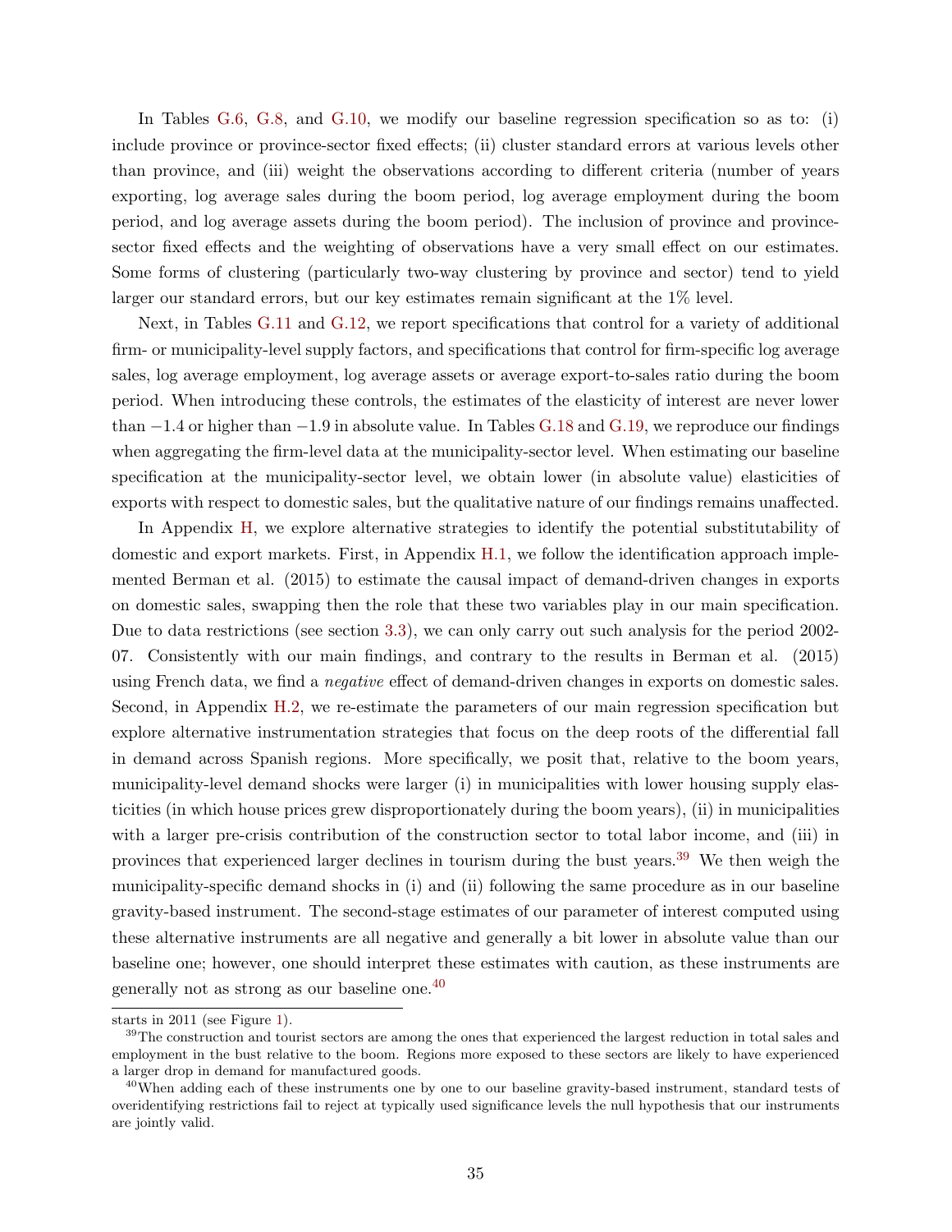In Tables G.6, G.8, and G.10, we modify our baseline regression specification so as to: (i) include province or province-sector fixed effects; (ii) cluster standard errors at various levels other than province, and (iii) weight the observations according to different criteria (number of years exporting, log average sales during the boom period, log average employment during the boom period, and log average assets during the boom period). The inclusion of province and province-sector fixed effects and the weighting of observations have a very small effect on our estimates. Some forms of clustering (particularly two-way clustering by province and sector) tend to yield larger our standard errors, but our key estimates remain significant at the 1% level.

Next, in Tables G.11 and G.12, we report specifications that control for a variety of additional firm- or municipality-level supply factors, and specifications that control for firm-specific log average sales, log average employment, log average assets or average export-to-sales ratio during the boom period. When introducing these controls, the estimates of the elasticity of interest are never lower than $-1.4$ or higher than $-1.9$ in absolute value. In Tables G.18 and G.19, we reproduce our findings when aggregating the firm-level data at the municipality-sector level. When estimating our baseline specification at the municipality-sector level, we obtain lower (in absolute value) elasticities of exports with respect to domestic sales, but the qualitative nature of our findings remains unaffected.

In Appendix H, we explore alternative strategies to identify the potential substitutability of domestic and export markets. First, in Appendix H.1, we follow the identification approach implemented Berman et al. (2015) to estimate the causal impact of demand-driven changes in exports on domestic sales, swapping then the role that these two variables play in our main specification. Due to data restrictions (see section 3.3), we can only carry out such analysis for the period 2002-07. Consistently with our main findings, and contrary to the results in Berman et al. (2015) using French data, we find a *negative* effect of demand-driven changes in exports on domestic sales. Second, in Appendix H.2, we re-estimate the parameters of our main regression specification but explore alternative instrumentation strategies that focus on the deep roots of the differential fall in demand across Spanish regions. More specifically, we posit that, relative to the boom years, municipality-level demand shocks were larger (i) in municipalities with lower housing supply elasticities (in which house prices grew disproportionately during the boom years), (ii) in municipalities with a larger pre-crisis contribution of the construction sector to total labor income, and (iii) in provinces that experienced larger declines in tourism during the bust years.[39] We then weigh the municipality-specific demand shocks in (i) and (ii) following the same procedure as in our baseline gravity-based instrument. The second-stage estimates of our parameter of interest computed using these alternative instruments are all negative and generally a bit lower in absolute value than our baseline one; however, one should interpret these estimates with caution, as these instruments are generally not as strong as our baseline one.[40]

---

starts in 2011 (see Figure 1).

[39] The construction and tourist sectors are among the ones that experienced the largest reduction in total sales and employment in the bust relative to the boom. Regions more exposed to these sectors are likely to have experienced a larger drop in demand for manufactured goods.

[40] When adding each of these instruments one by one to our baseline gravity-based instrument, standard tests of overidentifying restrictions fail to reject at typically used significance levels the null hypothesis that our instruments are jointly valid.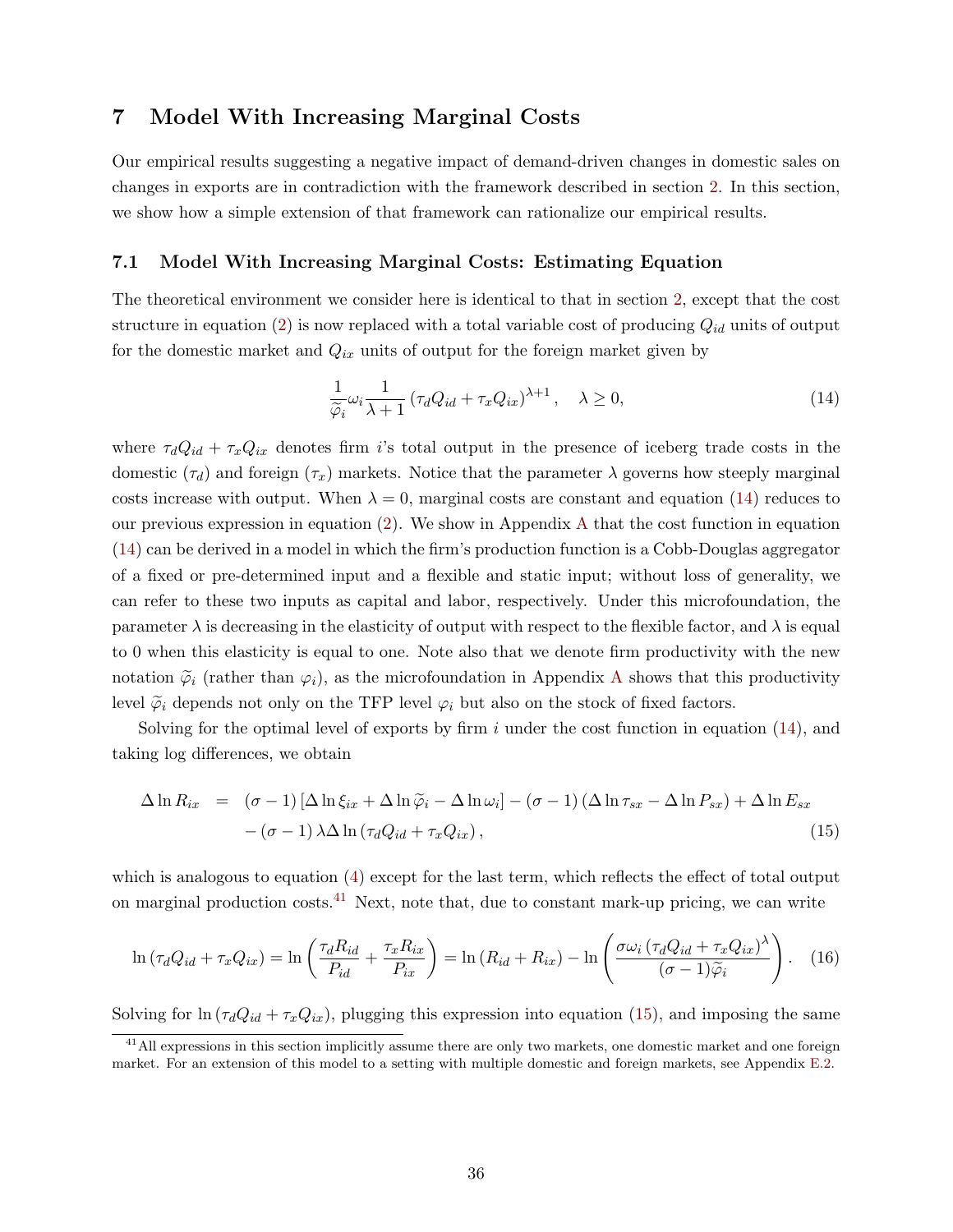## 7 Model With Increasing Marginal Costs

Our empirical results suggesting a negative impact of demand-driven changes in domestic sales on changes in exports are in contradiction with the framework described in section 2. In this section, we show how a simple extension of that framework can rationalize our empirical results.

### 7.1 Model With Increasing Marginal Costs: Estimating Equation

The theoretical environment we consider here is identical to that in section 2, except that the cost structure in equation (2) is now replaced with a total variable cost of producing $Q_{id}$ units of output for the domestic market and $Q_{ix}$ units of output for the foreign market given by

$$\frac{1}{\widetilde{\varphi}_i}\omega_i\frac{1}{\lambda+1}\left(\tau_d Q_{id}+\tau_x Q_{ix}\right)^{\lambda+1}, \quad \lambda \geq 0, \tag{14}$$

where $\tau_d Q_{id}+\tau_x Q_{ix}$ denotes firm $i$'s total output in the presence of iceberg trade costs in the domestic ($\tau_d$) and foreign ($\tau_x$) markets. Notice that the parameter $\lambda$ governs how steeply marginal costs increase with output. When $\lambda = 0$, marginal costs are constant and equation (14) reduces to our previous expression in equation (2). We show in Appendix A that the cost function in equation (14) can be derived in a model in which the firm's production function is a Cobb-Douglas aggregator of a fixed or pre-determined input and a flexible and static input; without loss of generality, we can refer to these two inputs as capital and labor, respectively. Under this microfoundation, the parameter $\lambda$ is decreasing in the elasticity of output with respect to the flexible factor, and $\lambda$ is equal to 0 when this elasticity is equal to one. Note also that we denote firm productivity with the new notation $\widetilde{\varphi}_i$ (rather than $\varphi_i$), as the microfoundation in Appendix A shows that this productivity level $\widetilde{\varphi}_i$ depends not only on the TFP level $\varphi_i$ but also on the stock of fixed factors.

Solving for the optimal level of exports by firm $i$ under the cost function in equation (14), and taking log differences, we obtain

$$\begin{aligned}\Delta \ln R_{ix} \;=\; & (\sigma-1)\left[\Delta \ln \xi_{ix} + \Delta \ln \widetilde{\varphi}_i - \Delta \ln \omega_i\right] - (\sigma-1)\left(\Delta \ln \tau_{sx} - \Delta \ln P_{sx}\right) + \Delta \ln E_{sx} \\ & - (\sigma-1)\,\lambda \Delta \ln\left(\tau_d Q_{id}+\tau_x Q_{ix}\right),\end{aligned} \tag{15}$$

which is analogous to equation (4) except for the last term, which reflects the effect of total output on marginal production costs.[41] Next, note that, due to constant mark-up pricing, we can write

$$\ln\left(\tau_d Q_{id}+\tau_x Q_{ix}\right) = \ln\left(\frac{\tau_d R_{id}}{P_{id}}+\frac{\tau_x R_{ix}}{P_{ix}}\right) = \ln\left(R_{id}+R_{ix}\right) - \ln\left(\frac{\sigma\omega_i\left(\tau_d Q_{id}+\tau_x Q_{ix}\right)^{\lambda}}{(\sigma-1)\widetilde{\varphi}_i}\right). \tag{16}$$

Solving for $\ln\left(\tau_d Q_{id}+\tau_x Q_{ix}\right)$, plugging this expression into equation (15), and imposing the same

[41] All expressions in this section implicitly assume there are only two markets, one domestic market and one foreign market. For an extension of this model to a setting with multiple domestic and foreign markets, see Appendix E.2.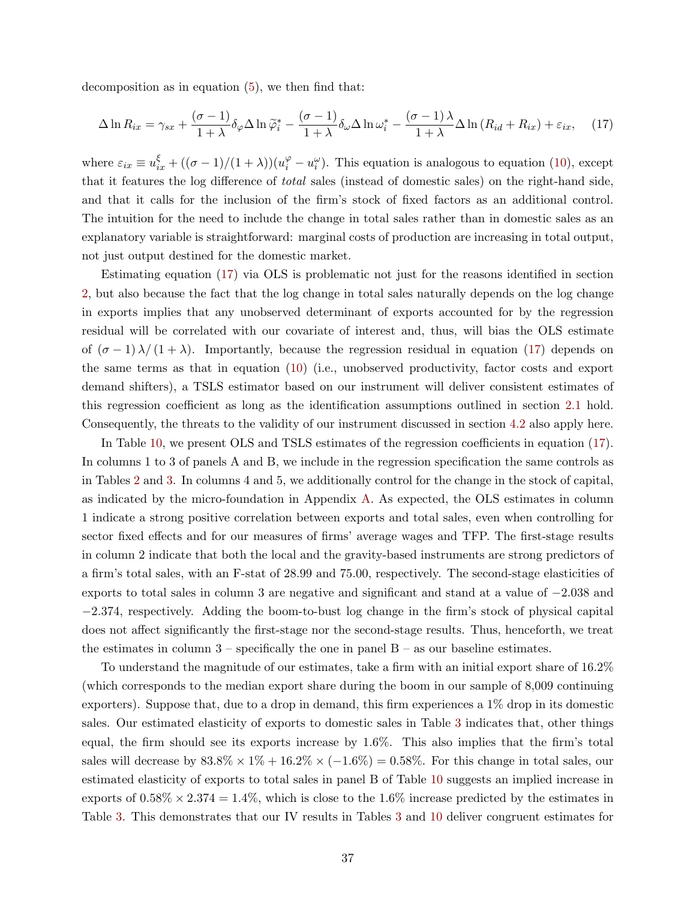decomposition as in equation (5), we then find that:

$$\Delta \ln R_{ix} = \gamma_{sx} + \frac{(\sigma - 1)}{1 + \lambda} \delta_{\varphi} \Delta \ln \widetilde{\varphi}_i^* - \frac{(\sigma - 1)}{1 + \lambda} \delta_{\omega} \Delta \ln \omega_i^* - \frac{(\sigma - 1)\lambda}{1 + \lambda} \Delta \ln (R_{id} + R_{ix}) + \varepsilon_{ix}, \quad (17)$$

where $\varepsilon_{ix} \equiv u_{ix}^{\xi} + ((\sigma - 1)/(1 + \lambda))(u_i^{\varphi} - u_i^{\omega})$. This equation is analogous to equation (10), except that it features the log difference of *total* sales (instead of domestic sales) on the right-hand side, and that it calls for the inclusion of the firm's stock of fixed factors as an additional control. The intuition for the need to include the change in total sales rather than in domestic sales as an explanatory variable is straightforward: marginal costs of production are increasing in total output, not just output destined for the domestic market.

Estimating equation (17) via OLS is problematic not just for the reasons identified in section 2, but also because the fact that the log change in total sales naturally depends on the log change in exports implies that any unobserved determinant of exports accounted for by the regression residual will be correlated with our covariate of interest and, thus, will bias the OLS estimate of $(\sigma - 1)\lambda/(1 + \lambda)$. Importantly, because the regression residual in equation (17) depends on the same terms as that in equation (10) (i.e., unobserved productivity, factor costs and export demand shifters), a TSLS estimator based on our instrument will deliver consistent estimates of this regression coefficient as long as the identification assumptions outlined in section 2.1 hold. Consequently, the threats to the validity of our instrument discussed in section 4.2 also apply here.

In Table 10, we present OLS and TSLS estimates of the regression coefficients in equation (17). In columns 1 to 3 of panels A and B, we include in the regression specification the same controls as in Tables 2 and 3. In columns 4 and 5, we additionally control for the change in the stock of capital, as indicated by the micro-foundation in Appendix A. As expected, the OLS estimates in column 1 indicate a strong positive correlation between exports and total sales, even when controlling for sector fixed effects and for our measures of firms' average wages and TFP. The first-stage results in column 2 indicate that both the local and the gravity-based instruments are strong predictors of a firm's total sales, with an F-stat of 28.99 and 75.00, respectively. The second-stage elasticities of exports to total sales in column 3 are negative and significant and stand at a value of $-2.038$ and $-2.374$, respectively. Adding the boom-to-bust log change in the firm's stock of physical capital does not affect significantly the first-stage nor the second-stage results. Thus, henceforth, we treat the estimates in column 3 – specifically the one in panel B – as our baseline estimates.

To understand the magnitude of our estimates, take a firm with an initial export share of 16.2% (which corresponds to the median export share during the boom in our sample of 8,009 continuing exporters). Suppose that, due to a drop in demand, this firm experiences a 1% drop in its domestic sales. Our estimated elasticity of exports to domestic sales in Table 3 indicates that, other things equal, the firm should see its exports increase by 1.6%. This also implies that the firm's total sales will decrease by $83.8\% \times 1\% + 16.2\% \times (-1.6\%) = 0.58\%$. For this change in total sales, our estimated elasticity of exports to total sales in panel B of Table 10 suggests an implied increase in exports of $0.58\% \times 2.374 = 1.4\%$, which is close to the 1.6% increase predicted by the estimates in Table 3. This demonstrates that our IV results in Tables 3 and 10 deliver congruent estimates for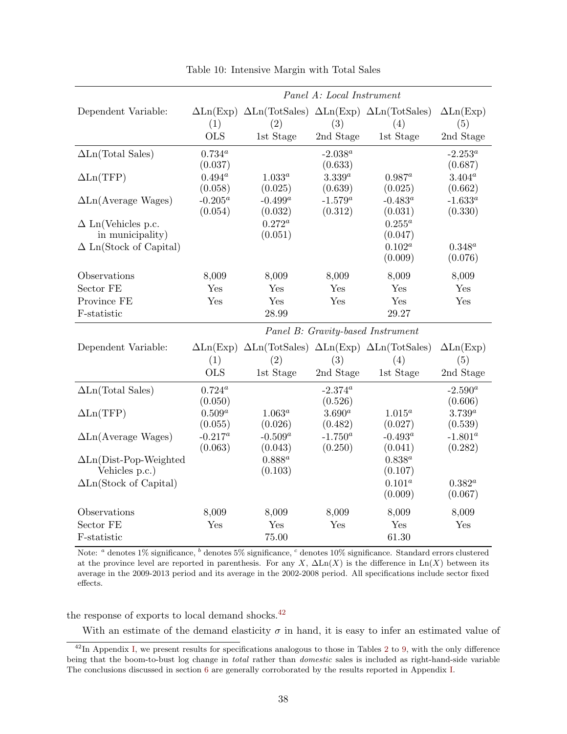Table 10: Intensive Margin with Total Sales

| | *Panel A: Local Instrument* | | | | |
|---|---|---|---|---|---|
| Dependent Variable: | ΔLn(Exp) | ΔLn(TotSales) | ΔLn(Exp) | ΔLn(TotSales) | ΔLn(Exp) |
| | (1) | (2) | (3) | (4) | (5) |
| | OLS | 1st Stage | 2nd Stage | 1st Stage | 2nd Stage |
| ΔLn(Total Sales) | 0.734[a] | | -2.038[a] | | -2.253[a] |
| | (0.037) | | (0.633) | | (0.687) |
| ΔLn(TFP) | 0.494[a] | 1.033[a] | 3.339[a] | 0.987[a] | 3.404[a] |
| | (0.058) | (0.025) | (0.639) | (0.025) | (0.662) |
| ΔLn(Average Wages) | -0.205[a] | -0.499[a] | -1.579[a] | -0.483[a] | -1.633[a] |
| | (0.054) | (0.032) | (0.312) | (0.031) | (0.330) |
| Δ Ln(Vehicles p.c. in municipality) | | 0.272[a] | | 0.255[a] | |
| | | (0.051) | | (0.047) | |
| Δ Ln(Stock of Capital) | | | | 0.102[a] | 0.348[a] |
| | | | | (0.009) | (0.076) |
| Observations | 8,009 | 8,009 | 8,009 | 8,009 | 8,009 |
| Sector FE | Yes | Yes | Yes | Yes | Yes |
| Province FE | Yes | Yes | Yes | Yes | Yes |
| F-statistic | | 28.99 | | 29.27 | |
| | *Panel B: Gravity-based Instrument* | | | | |
| Dependent Variable: | ΔLn(Exp) | ΔLn(TotSales) | ΔLn(Exp) | ΔLn(TotSales) | ΔLn(Exp) |
| | (1) | (2) | (3) | (4) | (5) |
| | OLS | 1st Stage | 2nd Stage | 1st Stage | 2nd Stage |
| ΔLn(Total Sales) | 0.724[a] | | -2.374[a] | | -2.590[a] |
| | (0.050) | | (0.526) | | (0.606) |
| ΔLn(TFP) | 0.509[a] | 1.063[a] | 3.690[a] | 1.015[a] | 3.739[a] |
| | (0.055) | (0.026) | (0.482) | (0.027) | (0.539) |
| ΔLn(Average Wages) | -0.217[a] | -0.509[a] | -1.750[a] | -0.493[a] | -1.801[a] |
| | (0.063) | (0.043) | (0.250) | (0.041) | (0.282) |
| ΔLn(Dist-Pop-Weighted Vehicles p.c.) | | 0.888[a] | | 0.838[a] | |
| | | (0.103) | | (0.107) | |
| ΔLn(Stock of Capital) | | | | 0.101[a] | 0.382[a] |
| | | | | (0.009) | (0.067) |
| Observations | 8,009 | 8,009 | 8,009 | 8,009 | 8,009 |
| Sector FE | Yes | Yes | Yes | Yes | Yes |
| F-statistic | | 75.00 | | 61.30 | |

Note: [a] denotes 1% significance, [b] denotes 5% significance, [c] denotes 10% significance. Standard errors clustered at the province level are reported in parenthesis. For any $X$, $\Delta\text{Ln}(X)$ is the difference in $\text{Ln}(X)$ between its average in the 2009-2013 period and its average in the 2002-2008 period. All specifications include sector fixed effects.

the response of exports to local demand shocks.[42]

With an estimate of the demand elasticity $\sigma$ in hand, it is easy to infer an estimated value of

[42] In Appendix I, we present results for specifications analogous to those in Tables 2 to 9, with the only difference being that the boom-to-bust log change in *total* rather than *domestic* sales is included as right-hand-side variable The conclusions discussed in section 6 are generally corroborated by the results reported in Appendix I.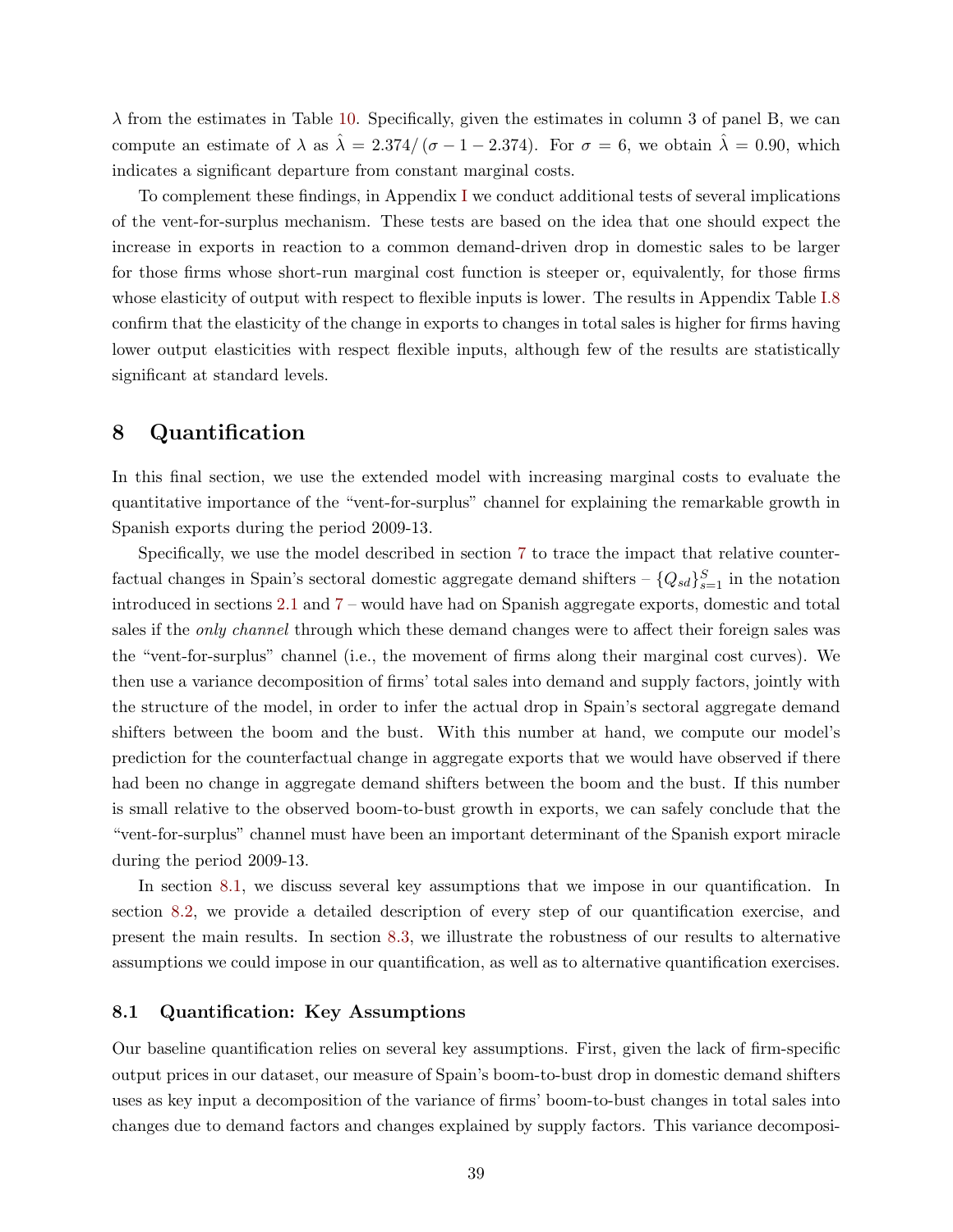$\lambda$ from the estimates in Table 10. Specifically, given the estimates in column 3 of panel B, we can compute an estimate of $\lambda$ as $\hat{\lambda} = 2.374/(\sigma - 1 - 2.374)$. For $\sigma = 6$, we obtain $\hat{\lambda} = 0.90$, which indicates a significant departure from constant marginal costs.

To complement these findings, in Appendix I we conduct additional tests of several implications of the vent-for-surplus mechanism. These tests are based on the idea that one should expect the increase in exports in reaction to a common demand-driven drop in domestic sales to be larger for those firms whose short-run marginal cost function is steeper or, equivalently, for those firms whose elasticity of output with respect to flexible inputs is lower. The results in Appendix Table I.8 confirm that the elasticity of the change in exports to changes in total sales is higher for firms having lower output elasticities with respect flexible inputs, although few of the results are statistically significant at standard levels.

## 8 Quantification

In this final section, we use the extended model with increasing marginal costs to evaluate the quantitative importance of the "vent-for-surplus" channel for explaining the remarkable growth in Spanish exports during the period 2009-13.

Specifically, we use the model described in section 7 to trace the impact that relative counterfactual changes in Spain's sectoral domestic aggregate demand shifters – $\{Q_{sd}\}_{s=1}^{S}$ in the notation introduced in sections 2.1 and 7 – would have had on Spanish aggregate exports, domestic and total sales if the *only channel* through which these demand changes were to affect their foreign sales was the "vent-for-surplus" channel (i.e., the movement of firms along their marginal cost curves). We then use a variance decomposition of firms' total sales into demand and supply factors, jointly with the structure of the model, in order to infer the actual drop in Spain's sectoral aggregate demand shifters between the boom and the bust. With this number at hand, we compute our model's prediction for the counterfactual change in aggregate exports that we would have observed if there had been no change in aggregate demand shifters between the boom and the bust. If this number is small relative to the observed boom-to-bust growth in exports, we can safely conclude that the "vent-for-surplus" channel must have been an important determinant of the Spanish export miracle during the period 2009-13.

In section 8.1, we discuss several key assumptions that we impose in our quantification. In section 8.2, we provide a detailed description of every step of our quantification exercise, and present the main results. In section 8.3, we illustrate the robustness of our results to alternative assumptions we could impose in our quantification, as well as to alternative quantification exercises.

### 8.1 Quantification: Key Assumptions

Our baseline quantification relies on several key assumptions. First, given the lack of firm-specific output prices in our dataset, our measure of Spain's boom-to-bust drop in domestic demand shifters uses as key input a decomposition of the variance of firms' boom-to-bust changes in total sales into changes due to demand factors and changes explained by supply factors. This variance decomposi-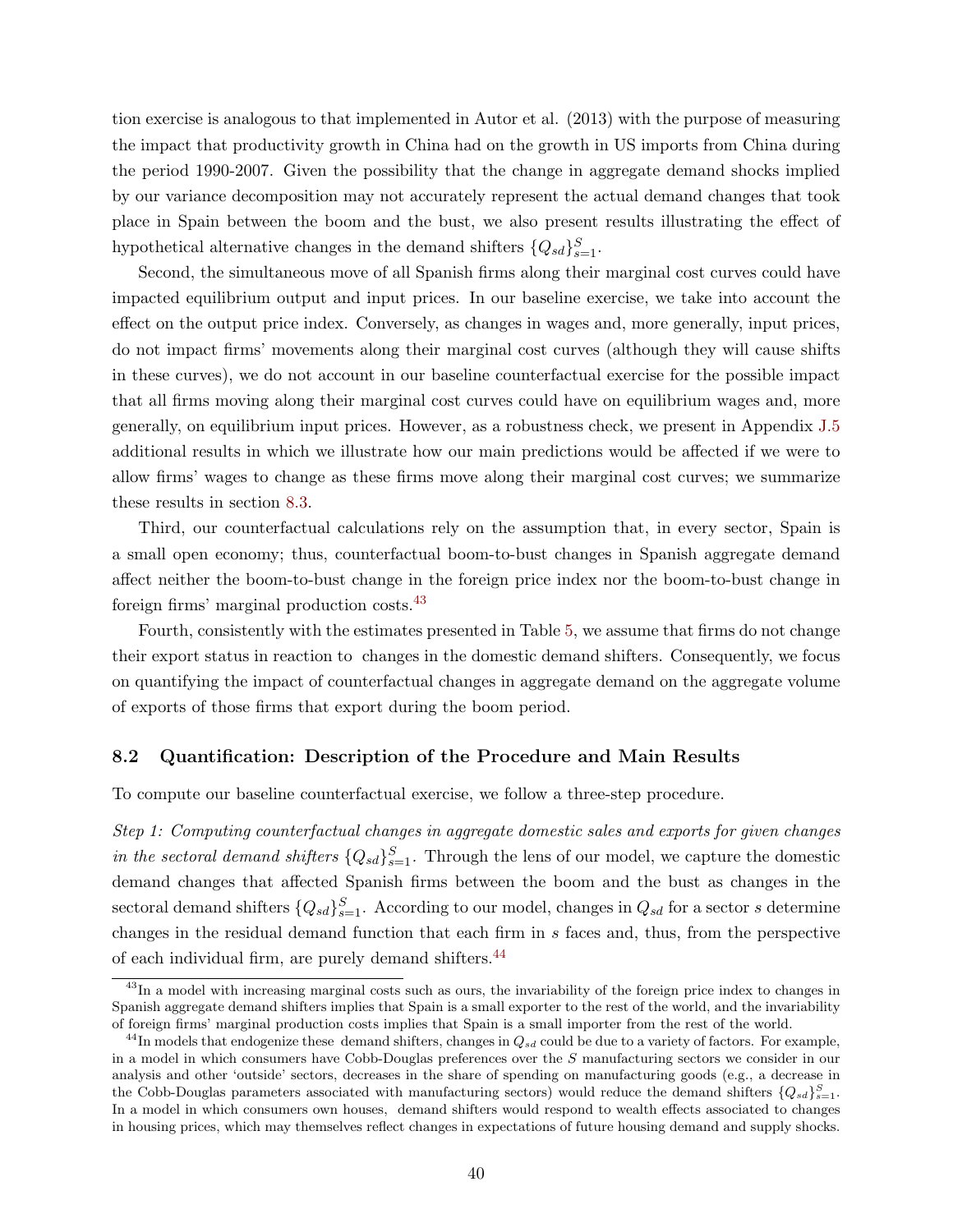tion exercise is analogous to that implemented in Autor et al. (2013) with the purpose of measuring the impact that productivity growth in China had on the growth in US imports from China during the period 1990-2007. Given the possibility that the change in aggregate demand shocks implied by our variance decomposition may not accurately represent the actual demand changes that took place in Spain between the boom and the bust, we also present results illustrating the effect of hypothetical alternative changes in the demand shifters $\{Q_{sd}\}_{s=1}^{S}$.

Second, the simultaneous move of all Spanish firms along their marginal cost curves could have impacted equilibrium output and input prices. In our baseline exercise, we take into account the effect on the output price index. Conversely, as changes in wages and, more generally, input prices, do not impact firms' movements along their marginal cost curves (although they will cause shifts in these curves), we do not account in our baseline counterfactual exercise for the possible impact that all firms moving along their marginal cost curves could have on equilibrium wages and, more generally, on equilibrium input prices. However, as a robustness check, we present in Appendix J.5 additional results in which we illustrate how our main predictions would be affected if we were to allow firms' wages to change as these firms move along their marginal cost curves; we summarize these results in section 8.3.

Third, our counterfactual calculations rely on the assumption that, in every sector, Spain is a small open economy; thus, counterfactual boom-to-bust changes in Spanish aggregate demand affect neither the boom-to-bust change in the foreign price index nor the boom-to-bust change in foreign firms' marginal production costs.[43]

Fourth, consistently with the estimates presented in Table 5, we assume that firms do not change their export status in reaction to changes in the domestic demand shifters. Consequently, we focus on quantifying the impact of counterfactual changes in aggregate demand on the aggregate volume of exports of those firms that export during the boom period.

### 8.2 Quantification: Description of the Procedure and Main Results

To compute our baseline counterfactual exercise, we follow a three-step procedure.

*Step 1: Computing counterfactual changes in aggregate domestic sales and exports for given changes in the sectoral demand shifters* $\{Q_{sd}\}_{s=1}^{S}$. Through the lens of our model, we capture the domestic demand changes that affected Spanish firms between the boom and the bust as changes in the sectoral demand shifters $\{Q_{sd}\}_{s=1}^{S}$. According to our model, changes in $Q_{sd}$ for a sector $s$ determine changes in the residual demand function that each firm in $s$ faces and, thus, from the perspective of each individual firm, are purely demand shifters.[44]

[43] In a model with increasing marginal costs such as ours, the invariability of the foreign price index to changes in Spanish aggregate demand shifters implies that Spain is a small exporter to the rest of the world, and the invariability of foreign firms' marginal production costs implies that Spain is a small importer from the rest of the world.

[44] In models that endogenize these demand shifters, changes in $Q_{sd}$ could be due to a variety of factors. For example, in a model in which consumers have Cobb-Douglas preferences over the $S$ manufacturing sectors we consider in our analysis and other 'outside' sectors, decreases in the share of spending on manufacturing goods (e.g., a decrease in the Cobb-Douglas parameters associated with manufacturing sectors) would reduce the demand shifters $\{Q_{sd}\}_{s=1}^{S}$. In a model in which consumers own houses, demand shifters would respond to wealth effects associated to changes in housing prices, which may themselves reflect changes in expectations of future housing demand and supply shocks.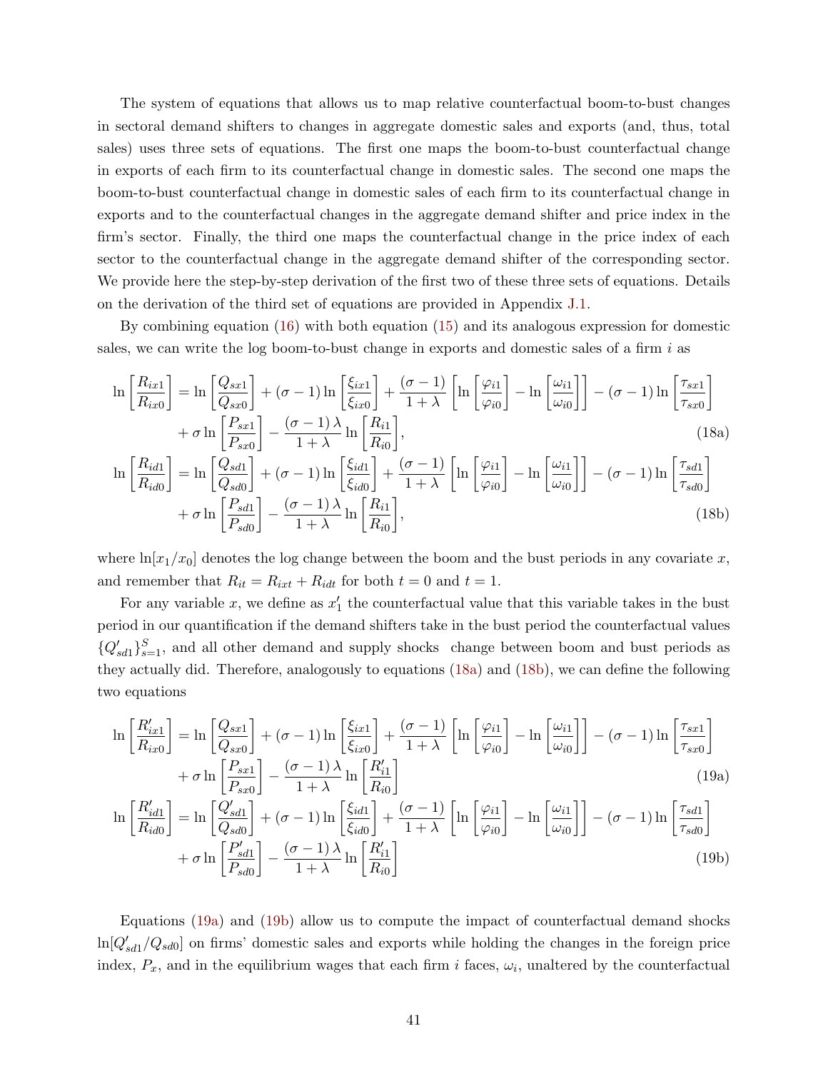The system of equations that allows us to map relative counterfactual boom-to-bust changes in sectoral demand shifters to changes in aggregate domestic sales and exports (and, thus, total sales) uses three sets of equations. The first one maps the boom-to-bust counterfactual change in exports of each firm to its counterfactual change in domestic sales. The second one maps the boom-to-bust counterfactual change in domestic sales of each firm to its counterfactual change in exports and to the counterfactual changes in the aggregate demand shifter and price index in the firm's sector. Finally, the third one maps the counterfactual change in the price index of each sector to the counterfactual change in the aggregate demand shifter of the corresponding sector. We provide here the step-by-step derivation of the first two of these three sets of equations. Details on the derivation of the third set of equations are provided in Appendix J.1.

By combining equation (16) with both equation (15) and its analogous expression for domestic sales, we can write the log boom-to-bust change in exports and domestic sales of a firm $i$ as

$$\ln\left[\frac{R_{ix1}}{R_{ix0}}\right] = \ln\left[\frac{Q_{sx1}}{Q_{sx0}}\right] + (\sigma-1)\ln\left[\frac{\xi_{ix1}}{\xi_{ix0}}\right] + \frac{(\sigma-1)}{1+\lambda}\left[\ln\left[\frac{\varphi_{i1}}{\varphi_{i0}}\right] - \ln\left[\frac{\omega_{i1}}{\omega_{i0}}\right]\right] - (\sigma-1)\ln\left[\frac{\tau_{sx1}}{\tau_{sx0}}\right]$$
$$+ \sigma\ln\left[\frac{P_{sx1}}{P_{sx0}}\right] - \frac{(\sigma-1)\lambda}{1+\lambda}\ln\left[\frac{R_{i1}}{R_{i0}}\right], \tag{18a}$$

$$\ln\left[\frac{R_{id1}}{R_{id0}}\right] = \ln\left[\frac{Q_{sd1}}{Q_{sd0}}\right] + (\sigma-1)\ln\left[\frac{\xi_{id1}}{\xi_{id0}}\right] + \frac{(\sigma-1)}{1+\lambda}\left[\ln\left[\frac{\varphi_{i1}}{\varphi_{i0}}\right] - \ln\left[\frac{\omega_{i1}}{\omega_{i0}}\right]\right] - (\sigma-1)\ln\left[\frac{\tau_{sd1}}{\tau_{sd0}}\right]$$
$$+ \sigma\ln\left[\frac{P_{sd1}}{P_{sd0}}\right] - \frac{(\sigma-1)\lambda}{1+\lambda}\ln\left[\frac{R_{i1}}{R_{i0}}\right], \tag{18b}$$

where $\ln[x_1/x_0]$ denotes the log change between the boom and the bust periods in any covariate $x$, and remember that $R_{it} = R_{ixt} + R_{idt}$ for both $t = 0$ and $t = 1$.

For any variable $x$, we define as $x'_1$ the counterfactual value that this variable takes in the bust period in our quantification if the demand shifters take in the bust period the counterfactual values $\{Q'_{sd1}\}_{s=1}^{S}$, and all other demand and supply shocks change between boom and bust periods as they actually did. Therefore, analogously to equations (18a) and (18b), we can define the following two equations

$$\ln\left[\frac{R'_{ix1}}{R_{ix0}}\right] = \ln\left[\frac{Q_{sx1}}{Q_{sx0}}\right] + (\sigma-1)\ln\left[\frac{\xi_{ix1}}{\xi_{ix0}}\right] + \frac{(\sigma-1)}{1+\lambda}\left[\ln\left[\frac{\varphi_{i1}}{\varphi_{i0}}\right] - \ln\left[\frac{\omega_{i1}}{\omega_{i0}}\right]\right] - (\sigma-1)\ln\left[\frac{\tau_{sx1}}{\tau_{sx0}}\right]$$
$$+ \sigma\ln\left[\frac{P_{sx1}}{P_{sx0}}\right] - \frac{(\sigma-1)\lambda}{1+\lambda}\ln\left[\frac{R'_{i1}}{R_{i0}}\right] \tag{19a}$$

$$\ln\left[\frac{R'_{id1}}{R_{id0}}\right] = \ln\left[\frac{Q'_{sd1}}{Q_{sd0}}\right] + (\sigma-1)\ln\left[\frac{\xi_{id1}}{\xi_{id0}}\right] + \frac{(\sigma-1)}{1+\lambda}\left[\ln\left[\frac{\varphi_{i1}}{\varphi_{i0}}\right] - \ln\left[\frac{\omega_{i1}}{\omega_{i0}}\right]\right] - (\sigma-1)\ln\left[\frac{\tau_{sd1}}{\tau_{sd0}}\right]$$
$$+ \sigma\ln\left[\frac{P'_{sd1}}{P_{sd0}}\right] - \frac{(\sigma-1)\lambda}{1+\lambda}\ln\left[\frac{R'_{i1}}{R_{i0}}\right] \tag{19b}$$

Equations (19a) and (19b) allow us to compute the impact of counterfactual demand shocks $\ln[Q'_{sd1}/Q_{sd0}]$ on firms' domestic sales and exports while holding the changes in the foreign price index, $P_x$, and in the equilibrium wages that each firm $i$ faces, $\omega_i$, unaltered by the counterfactual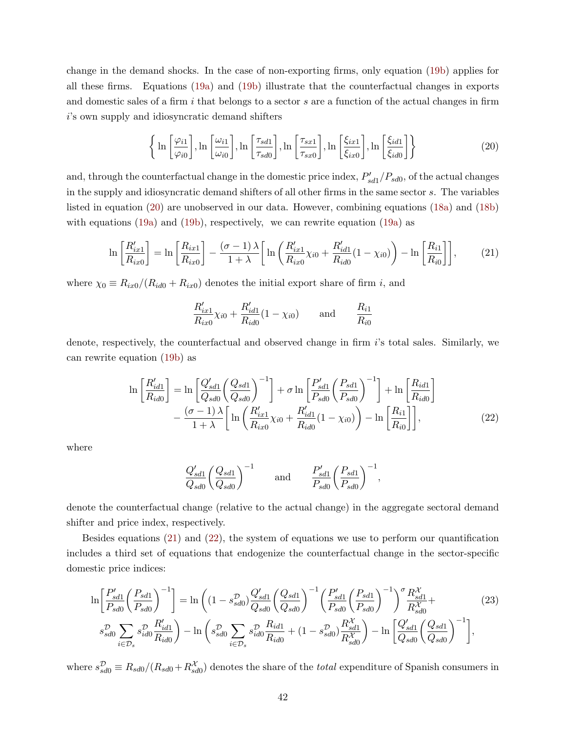change in the demand shocks. In the case of non-exporting firms, only equation (19b) applies for all these firms. Equations (19a) and (19b) illustrate that the counterfactual changes in exports and domestic sales of a firm $i$ that belongs to a sector $s$ are a function of the actual changes in firm $i$'s own supply and idiosyncratic demand shifters

$$\left\{ \ln\left[\frac{\varphi_{i1}}{\varphi_{i0}}\right], \ln\left[\frac{\omega_{i1}}{\omega_{i0}}\right], \ln\left[\frac{\tau_{sd1}}{\tau_{sd0}}\right], \ln\left[\frac{\tau_{sx1}}{\tau_{sx0}}\right], \ln\left[\frac{\xi_{ix1}}{\xi_{ix0}}\right], \ln\left[\frac{\xi_{id1}}{\xi_{id0}}\right] \right\} \tag{20}$$

and, through the counterfactual change in the domestic price index, $P'_{sd1}/P_{sd0}$, of the actual changes in the supply and idiosyncratic demand shifters of all other firms in the same sector $s$. The variables listed in equation (20) are unobserved in our data. However, combining equations (18a) and (18b) with equations (19a) and (19b), respectively, we can rewrite equation (19a) as

$$\ln\left[\frac{R'_{ix1}}{R_{ix0}}\right] = \ln\left[\frac{R_{ix1}}{R_{ix0}}\right] - \frac{(\sigma-1)\lambda}{1+\lambda}\left[\ln\left(\frac{R'_{ix1}}{R_{ix0}}\chi_{i0} + \frac{R'_{id1}}{R_{id0}}(1-\chi_{i0})\right) - \ln\left[\frac{R_{i1}}{R_{i0}}\right]\right], \tag{21}$$

where $\chi_0 \equiv R_{ix0}/(R_{id0}+R_{ix0})$ denotes the initial export share of firm $i$, and

$$\frac{R'_{ix1}}{R_{ix0}}\chi_{i0} + \frac{R'_{id1}}{R_{id0}}(1-\chi_{i0}) \qquad \text{and} \qquad \frac{R_{i1}}{R_{i0}}$$

denote, respectively, the counterfactual and observed change in firm $i$'s total sales. Similarly, we can rewrite equation (19b) as

$$\begin{aligned}\ln\left[\frac{R'_{id1}}{R_{id0}}\right] = {} & \ln\left[\frac{Q'_{sd1}}{Q_{sd0}}\left(\frac{Q_{sd1}}{Q_{sd0}}\right)^{-1}\right] + \sigma\ln\left[\frac{P'_{sd1}}{P_{sd0}}\left(\frac{P_{sd1}}{P_{sd0}}\right)^{-1}\right] + \ln\left[\frac{R_{id1}}{R_{id0}}\right] \\ & - \frac{(\sigma-1)\lambda}{1+\lambda}\left[\ln\left(\frac{R'_{ix1}}{R_{ix0}}\chi_{i0} + \frac{R'_{id1}}{R_{id0}}(1-\chi_{i0})\right) - \ln\left[\frac{R_{i1}}{R_{i0}}\right]\right],\end{aligned} \tag{22}$$

where

$$\frac{Q'_{sd1}}{Q_{sd0}}\left(\frac{Q_{sd1}}{Q_{sd0}}\right)^{-1} \qquad \text{and} \qquad \frac{P'_{sd1}}{P_{sd0}}\left(\frac{P_{sd1}}{P_{sd0}}\right)^{-1},$$

denote the counterfactual change (relative to the actual change) in the aggregate sectoral demand shifter and price index, respectively.

Besides equations (21) and (22), the system of equations we use to perform our quantification includes a third set of equations that endogenize the counterfactual change in the sector-specific domestic price indices:

$$\begin{aligned}\ln\left[\frac{P'_{sd1}}{P_{sd0}}\left(\frac{P_{sd1}}{P_{sd0}}\right)^{-1}\right] = {} & \ln\left((1-s^{\mathcal{D}}_{sd0})\frac{Q'_{sd1}}{Q_{sd0}}\left(\frac{Q_{sd1}}{Q_{sd0}}\right)^{-1}\left(\frac{P'_{sd1}}{P_{sd0}}\left(\frac{P_{sd1}}{P_{sd0}}\right)^{-1}\right)^{\sigma}\frac{R^{\mathcal{X}}_{sd1}}{R^{\mathcal{X}}_{sd0}} + \right. \\ & \left. s^{\mathcal{D}}_{sd0}\sum_{i\in\mathcal{D}_s} s^{\mathcal{D}}_{id0}\frac{R'_{id1}}{R_{id0}}\right) - \ln\left(s^{\mathcal{D}}_{sd0}\sum_{i\in\mathcal{D}_s} s^{\mathcal{D}}_{id0}\frac{R_{id1}}{R_{id0}} + (1-s^{\mathcal{D}}_{sd0})\frac{R^{\mathcal{X}}_{sd1}}{R^{\mathcal{X}}_{sd0}}\right) - \ln\left[\frac{Q'_{sd1}}{Q_{sd0}}\left(\frac{Q_{sd1}}{Q_{sd0}}\right)^{-1}\right],\end{aligned} \tag{23}$$

where $s^{\mathcal{D}}_{sd0} \equiv R_{sd0}/(R_{sd0}+R^{\mathcal{X}}_{sd0})$ denotes the share of the *total* expenditure of Spanish consumers in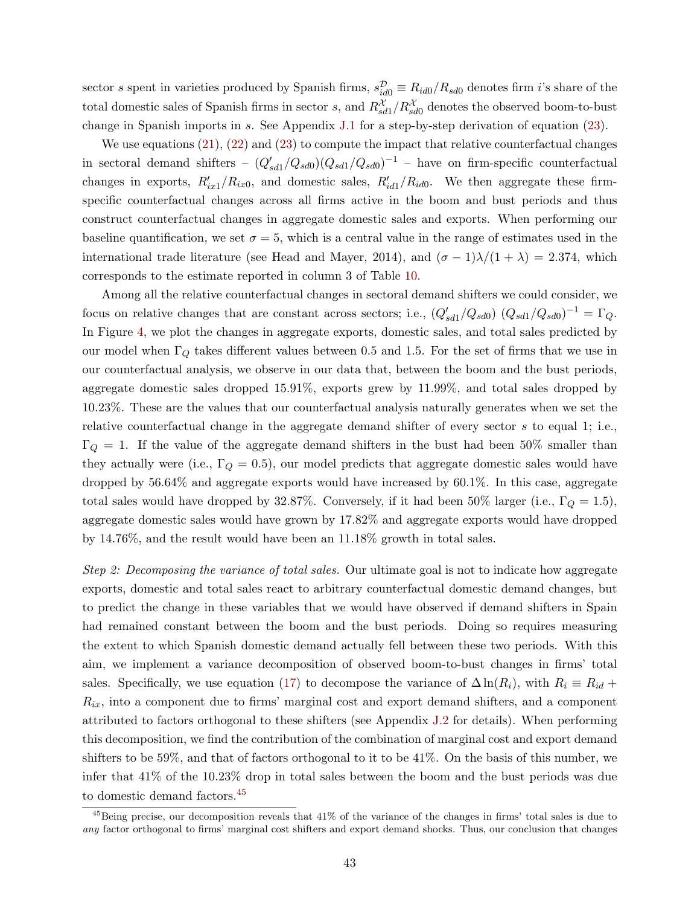sector $s$ spent in varieties produced by Spanish firms, $s^{\mathcal{D}}_{id0} \equiv R_{id0}/R_{sd0}$ denotes firm $i$'s share of the total domestic sales of Spanish firms in sector $s$, and $R^{\mathcal{X}}_{sd1}/R^{\mathcal{X}}_{sd0}$ denotes the observed boom-to-bust change in Spanish imports in $s$. See Appendix J.1 for a step-by-step derivation of equation (23).

We use equations (21), (22) and (23) to compute the impact that relative counterfactual changes in sectoral demand shifters – $(Q'_{sd1}/Q_{sd0})(Q_{sd1}/Q_{sd0})^{-1}$ – have on firm-specific counterfactual changes in exports, $R'_{ix1}/R_{ix0}$, and domestic sales, $R'_{id1}/R_{id0}$. We then aggregate these firm-specific counterfactual changes across all firms active in the boom and bust periods and thus construct counterfactual changes in aggregate domestic sales and exports. When performing our baseline quantification, we set $\sigma = 5$, which is a central value in the range of estimates used in the international trade literature (see Head and Mayer, 2014), and $(\sigma - 1)\lambda/(1 + \lambda) = 2.374$, which corresponds to the estimate reported in column 3 of Table 10.

Among all the relative counterfactual changes in sectoral demand shifters we could consider, we focus on relative changes that are constant across sectors; i.e., $(Q'_{sd1}/Q_{sd0})\ (Q_{sd1}/Q_{sd0})^{-1} = \Gamma_Q$. In Figure 4, we plot the changes in aggregate exports, domestic sales, and total sales predicted by our model when $\Gamma_Q$ takes different values between 0.5 and 1.5. For the set of firms that we use in our counterfactual analysis, we observe in our data that, between the boom and the bust periods, aggregate domestic sales dropped 15.91%, exports grew by 11.99%, and total sales dropped by 10.23%. These are the values that our counterfactual analysis naturally generates when we set the relative counterfactual change in the aggregate demand shifter of every sector $s$ to equal 1; i.e., $\Gamma_Q = 1$. If the value of the aggregate demand shifters in the bust had been 50% smaller than they actually were (i.e., $\Gamma_Q = 0.5$), our model predicts that aggregate domestic sales would have dropped by 56.64% and aggregate exports would have increased by 60.1%. In this case, aggregate total sales would have dropped by 32.87%. Conversely, if it had been 50% larger (i.e., $\Gamma_Q = 1.5$), aggregate domestic sales would have grown by 17.82% and aggregate exports would have dropped by 14.76%, and the result would have been an 11.18% growth in total sales.

*Step 2: Decomposing the variance of total sales.* Our ultimate goal is not to indicate how aggregate exports, domestic and total sales react to arbitrary counterfactual domestic demand changes, but to predict the change in these variables that we would have observed if demand shifters in Spain had remained constant between the boom and the bust periods. Doing so requires measuring the extent to which Spanish domestic demand actually fell between these two periods. With this aim, we implement a variance decomposition of observed boom-to-bust changes in firms' total sales. Specifically, we use equation (17) to decompose the variance of $\Delta \ln(R_i)$, with $R_i \equiv R_{id} + R_{ix}$, into a component due to firms' marginal cost and export demand shifters, and a component attributed to factors orthogonal to these shifters (see Appendix J.2 for details). When performing this decomposition, we find the contribution of the combination of marginal cost and export demand shifters to be 59%, and that of factors orthogonal to it to be 41%. On the basis of this number, we infer that 41% of the 10.23% drop in total sales between the boom and the bust periods was due to domestic demand factors.[45]

[45] Being precise, our decomposition reveals that 41% of the variance of the changes in firms' total sales is due to *any* factor orthogonal to firms' marginal cost shifters and export demand shocks. Thus, our conclusion that changes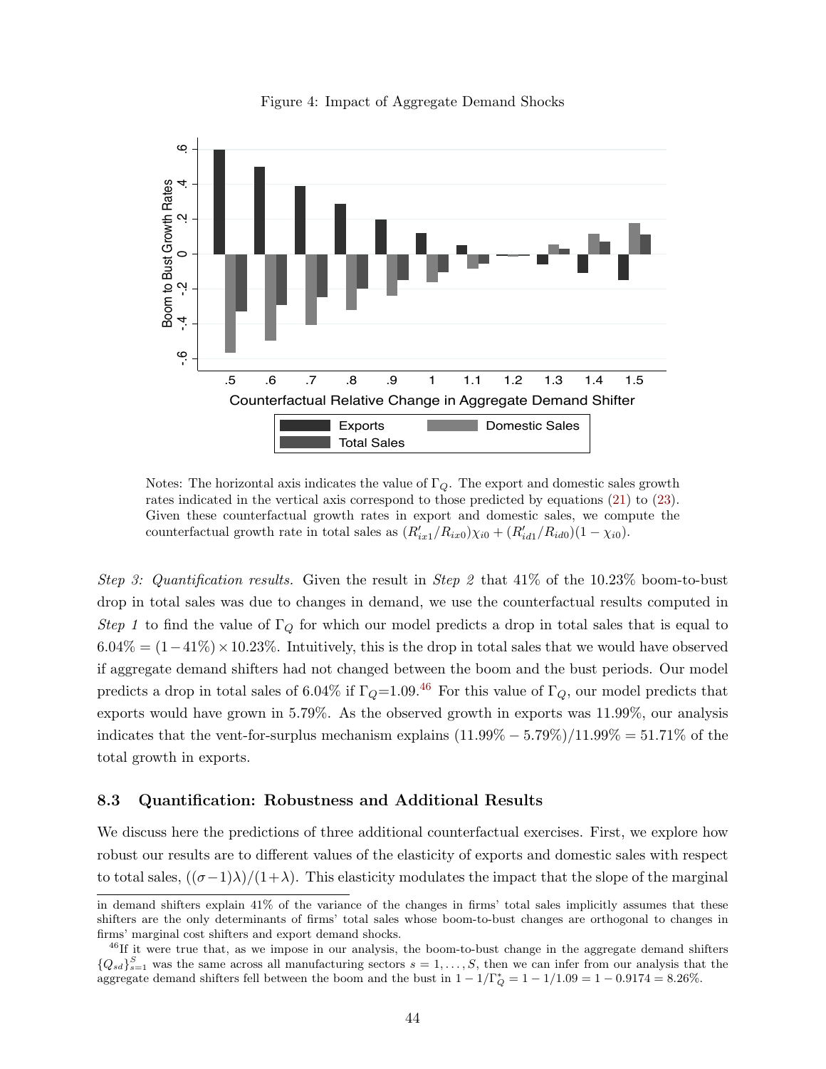Figure 4: Impact of Aggregate Demand Shocks

Notes: The horizontal axis indicates the value of $\Gamma_Q$. The export and domestic sales growth rates indicated in the vertical axis correspond to those predicted by equations (21) to (23). Given these counterfactual growth rates in export and domestic sales, we compute the counterfactual growth rate in total sales as $(R'_{ix1}/R_{ix0})\chi_{i0} + (R'_{id1}/R_{id0})(1 - \chi_{i0})$.

*Step 3: Quantification results.* Given the result in *Step 2* that 41% of the 10.23% boom-to-bust drop in total sales was due to changes in demand, we use the counterfactual results computed in *Step 1* to find the value of $\Gamma_Q$ for which our model predicts a drop in total sales that is equal to $6.04\% = (1-41\%) \times 10.23\%$. Intuitively, this is the drop in total sales that we would have observed if aggregate demand shifters had not changed between the boom and the bust periods. Our model predicts a drop in total sales of 6.04% if $\Gamma_Q$=1.09.[46] For this value of $\Gamma_Q$, our model predicts that exports would have grown in 5.79%. As the observed growth in exports was 11.99%, our analysis indicates that the vent-for-surplus mechanism explains $(11.99\% - 5.79\%)/11.99\% = 51.71\%$ of the total growth in exports.

### 8.3 Quantification: Robustness and Additional Results

We discuss here the predictions of three additional counterfactual exercises. First, we explore how robust our results are to different values of the elasticity of exports and domestic sales with respect to total sales, $((\sigma-1)\lambda)/(1+\lambda)$. This elasticity modulates the impact that the slope of the marginal

in demand shifters explain 41% of the variance of the changes in firms' total sales implicitly assumes that these shifters are the only determinants of firms' total sales whose boom-to-bust changes are orthogonal to changes in firms' marginal cost shifters and export demand shocks.

[46] If it were true that, as we impose in our analysis, the boom-to-bust change in the aggregate demand shifters $\{Q_{sd}\}_{s=1}^{S}$ was the same across all manufacturing sectors $s = 1, \ldots, S$, then we can infer from our analysis that the aggregate demand shifters fell between the boom and the bust in $1 - 1/\Gamma_Q^* = 1 - 1/1.09 = 1 - 0.9174 = 8.26\%$.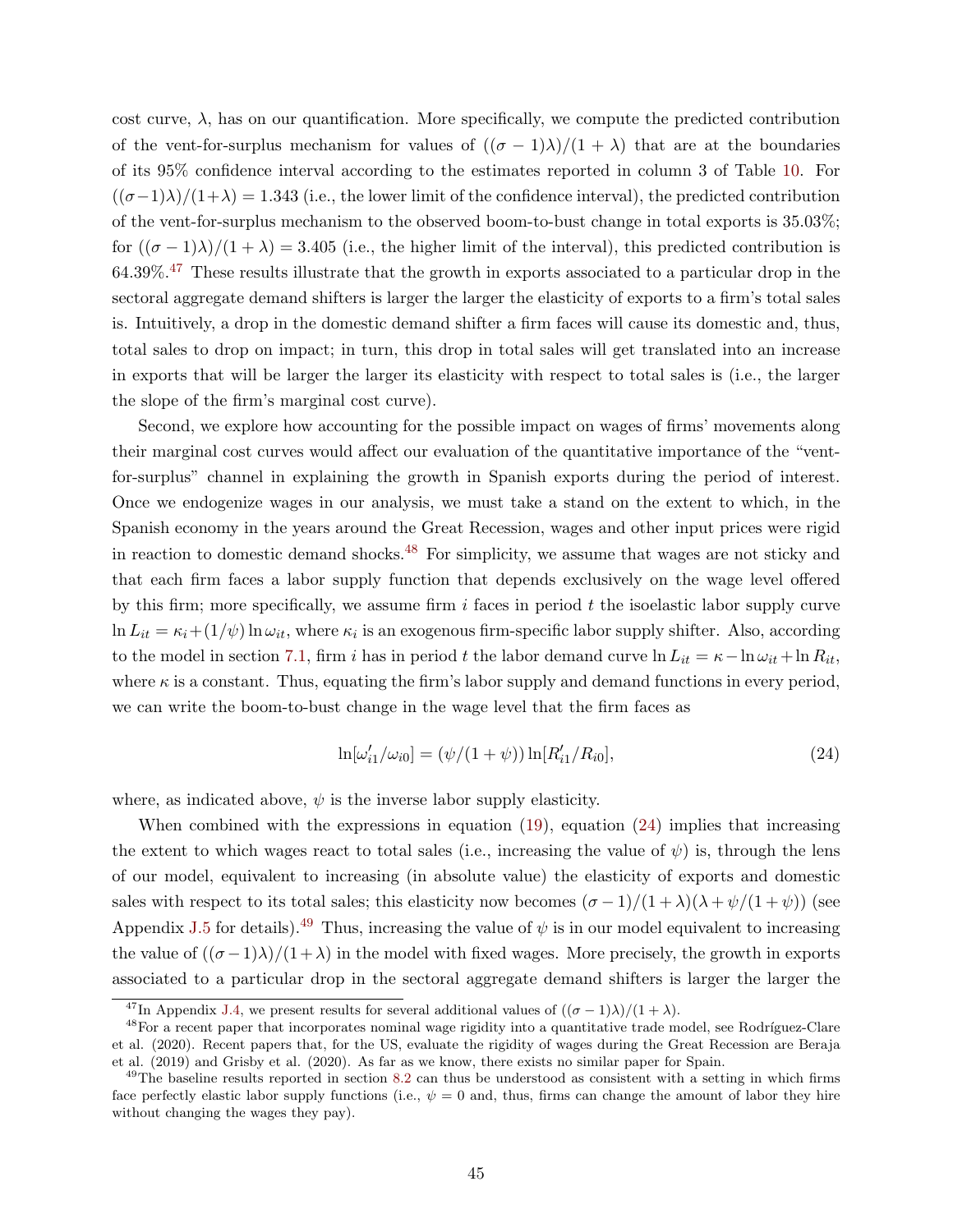cost curve, $\lambda$, has on our quantification. More specifically, we compute the predicted contribution of the vent-for-surplus mechanism for values of $((\sigma - 1)\lambda)/(1 + \lambda)$ that are at the boundaries of its 95% confidence interval according to the estimates reported in column 3 of Table 10. For $((\sigma-1)\lambda)/(1+\lambda) = 1.343$ (i.e., the lower limit of the confidence interval), the predicted contribution of the vent-for-surplus mechanism to the observed boom-to-bust change in total exports is 35.03%; for $((\sigma - 1)\lambda)/(1 + \lambda) = 3.405$ (i.e., the higher limit of the interval), this predicted contribution is 64.39%.[47] These results illustrate that the growth in exports associated to a particular drop in the sectoral aggregate demand shifters is larger the larger the elasticity of exports to a firm's total sales is. Intuitively, a drop in the domestic demand shifter a firm faces will cause its domestic and, thus, total sales to drop on impact; in turn, this drop in total sales will get translated into an increase in exports that will be larger the larger its elasticity with respect to total sales is (i.e., the larger the slope of the firm's marginal cost curve).

Second, we explore how accounting for the possible impact on wages of firms' movements along their marginal cost curves would affect our evaluation of the quantitative importance of the "vent-for-surplus" channel in explaining the growth in Spanish exports during the period of interest. Once we endogenize wages in our analysis, we must take a stand on the extent to which, in the Spanish economy in the years around the Great Recession, wages and other input prices were rigid in reaction to domestic demand shocks.[48] For simplicity, we assume that wages are not sticky and that each firm faces a labor supply function that depends exclusively on the wage level offered by this firm; more specifically, we assume firm $i$ faces in period $t$ the isoelastic labor supply curve $\ln L_{it} = \kappa_i + (1/\psi) \ln \omega_{it}$, where $\kappa_i$ is an exogenous firm-specific labor supply shifter. Also, according to the model in section 7.1, firm $i$ has in period $t$ the labor demand curve $\ln L_{it} = \kappa - \ln \omega_{it} + \ln R_{it}$, where $\kappa$ is a constant. Thus, equating the firm's labor supply and demand functions in every period, we can write the boom-to-bust change in the wage level that the firm faces as

$$\ln[\omega'_{i1}/\omega_{i0}] = (\psi/(1+\psi)) \ln[R'_{i1}/R_{i0}], \tag{24}$$

where, as indicated above, $\psi$ is the inverse labor supply elasticity.

When combined with the expressions in equation (19), equation (24) implies that increasing the extent to which wages react to total sales (i.e., increasing the value of $\psi$) is, through the lens of our model, equivalent to increasing (in absolute value) the elasticity of exports and domestic sales with respect to its total sales; this elasticity now becomes $(\sigma - 1)/(1 + \lambda)(\lambda + \psi/(1 + \psi))$ (see Appendix J.5 for details).[49] Thus, increasing the value of $\psi$ is in our model equivalent to increasing the value of $((\sigma-1)\lambda)/(1+\lambda)$ in the model with fixed wages. More precisely, the growth in exports associated to a particular drop in the sectoral aggregate demand shifters is larger the larger the

[47] In Appendix J.4, we present results for several additional values of $((\sigma - 1)\lambda)/(1 + \lambda)$.

[48] For a recent paper that incorporates nominal wage rigidity into a quantitative trade model, see Rodríguez-Clare et al. (2020). Recent papers that, for the US, evaluate the rigidity of wages during the Great Recession are Beraja et al. (2019) and Grisby et al. (2020). As far as we know, there exists no similar paper for Spain.

[49] The baseline results reported in section 8.2 can thus be understood as consistent with a setting in which firms face perfectly elastic labor supply functions (i.e., $\psi = 0$ and, thus, firms can change the amount of labor they hire without changing the wages they pay).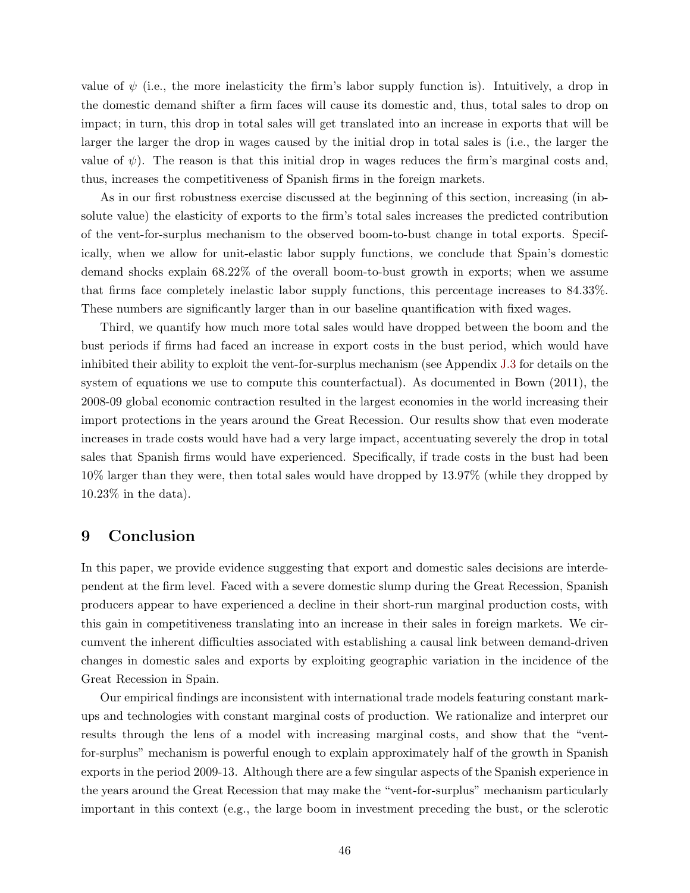value of $\psi$ (i.e., the more inelasticity the firm's labor supply function is). Intuitively, a drop in the domestic demand shifter a firm faces will cause its domestic and, thus, total sales to drop on impact; in turn, this drop in total sales will get translated into an increase in exports that will be larger the larger the drop in wages caused by the initial drop in total sales is (i.e., the larger the value of $\psi$). The reason is that this initial drop in wages reduces the firm's marginal costs and, thus, increases the competitiveness of Spanish firms in the foreign markets.

As in our first robustness exercise discussed at the beginning of this section, increasing (in absolute value) the elasticity of exports to the firm's total sales increases the predicted contribution of the vent-for-surplus mechanism to the observed boom-to-bust change in total exports. Specifically, when we allow for unit-elastic labor supply functions, we conclude that Spain's domestic demand shocks explain 68.22% of the overall boom-to-bust growth in exports; when we assume that firms face completely inelastic labor supply functions, this percentage increases to 84.33%. These numbers are significantly larger than in our baseline quantification with fixed wages.

Third, we quantify how much more total sales would have dropped between the boom and the bust periods if firms had faced an increase in export costs in the bust period, which would have inhibited their ability to exploit the vent-for-surplus mechanism (see Appendix J.3 for details on the system of equations we use to compute this counterfactual). As documented in Bown (2011), the 2008-09 global economic contraction resulted in the largest economies in the world increasing their import protections in the years around the Great Recession. Our results show that even moderate increases in trade costs would have had a very large impact, accentuating severely the drop in total sales that Spanish firms would have experienced. Specifically, if trade costs in the bust had been 10% larger than they were, then total sales would have dropped by 13.97% (while they dropped by 10.23% in the data).

# 9 Conclusion

In this paper, we provide evidence suggesting that export and domestic sales decisions are interdependent at the firm level. Faced with a severe domestic slump during the Great Recession, Spanish producers appear to have experienced a decline in their short-run marginal production costs, with this gain in competitiveness translating into an increase in their sales in foreign markets. We circumvent the inherent difficulties associated with establishing a causal link between demand-driven changes in domestic sales and exports by exploiting geographic variation in the incidence of the Great Recession in Spain.

Our empirical findings are inconsistent with international trade models featuring constant markups and technologies with constant marginal costs of production. We rationalize and interpret our results through the lens of a model with increasing marginal costs, and show that the "vent-for-surplus" mechanism is powerful enough to explain approximately half of the growth in Spanish exports in the period 2009-13. Although there are a few singular aspects of the Spanish experience in the years around the Great Recession that may make the "vent-for-surplus" mechanism particularly important in this context (e.g., the large boom in investment preceding the bust, or the sclerotic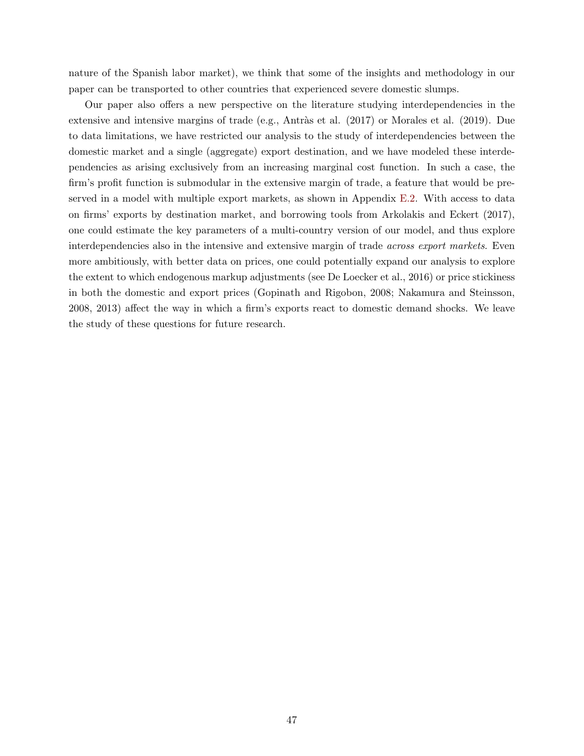nature of the Spanish labor market), we think that some of the insights and methodology in our paper can be transported to other countries that experienced severe domestic slumps.

Our paper also offers a new perspective on the literature studying interdependencies in the extensive and intensive margins of trade (e.g., Antràs et al. (2017) or Morales et al. (2019). Due to data limitations, we have restricted our analysis to the study of interdependencies between the domestic market and a single (aggregate) export destination, and we have modeled these interdependencies as arising exclusively from an increasing marginal cost function. In such a case, the firm's profit function is submodular in the extensive margin of trade, a feature that would be preserved in a model with multiple export markets, as shown in Appendix E.2. With access to data on firms' exports by destination market, and borrowing tools from Arkolakis and Eckert (2017), one could estimate the key parameters of a multi-country version of our model, and thus explore interdependencies also in the intensive and extensive margin of trade *across export markets.* Even more ambitiously, with better data on prices, one could potentially expand our analysis to explore the extent to which endogenous markup adjustments (see De Loecker et al., 2016) or price stickiness in both the domestic and export prices (Gopinath and Rigobon, 2008; Nakamura and Steinsson, 2008, 2013) affect the way in which a firm's exports react to domestic demand shocks. We leave the study of these questions for future research.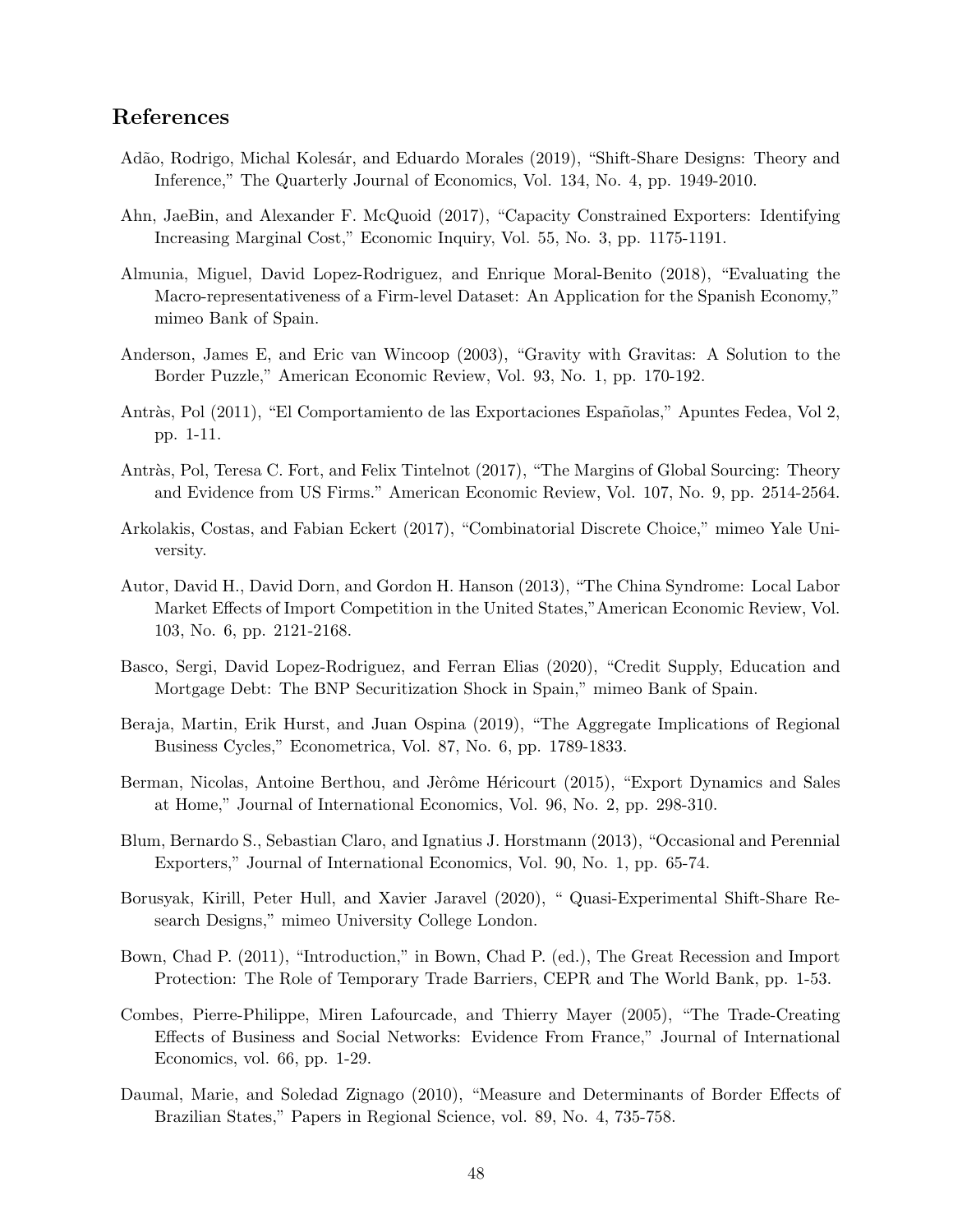# References

Adão, Rodrigo, Michal Kolesár, and Eduardo Morales (2019), "Shift-Share Designs: Theory and Inference," The Quarterly Journal of Economics, Vol. 134, No. 4, pp. 1949-2010.

Ahn, JaeBin, and Alexander F. McQuoid (2017), "Capacity Constrained Exporters: Identifying Increasing Marginal Cost," Economic Inquiry, Vol. 55, No. 3, pp. 1175-1191.

Almunia, Miguel, David Lopez-Rodriguez, and Enrique Moral-Benito (2018), "Evaluating the Macro-representativeness of a Firm-level Dataset: An Application for the Spanish Economy," mimeo Bank of Spain.

Anderson, James E, and Eric van Wincoop (2003), "Gravity with Gravitas: A Solution to the Border Puzzle," American Economic Review, Vol. 93, No. 1, pp. 170-192.

Antràs, Pol (2011), "El Comportamiento de las Exportaciones Españolas," Apuntes Fedea, Vol 2, pp. 1-11.

Antràs, Pol, Teresa C. Fort, and Felix Tintelnot (2017), "The Margins of Global Sourcing: Theory and Evidence from US Firms." American Economic Review, Vol. 107, No. 9, pp. 2514-2564.

Arkolakis, Costas, and Fabian Eckert (2017), "Combinatorial Discrete Choice," mimeo Yale University.

Autor, David H., David Dorn, and Gordon H. Hanson (2013), "The China Syndrome: Local Labor Market Effects of Import Competition in the United States,"American Economic Review, Vol. 103, No. 6, pp. 2121-2168.

Basco, Sergi, David Lopez-Rodriguez, and Ferran Elias (2020), "Credit Supply, Education and Mortgage Debt: The BNP Securitization Shock in Spain," mimeo Bank of Spain.

Beraja, Martin, Erik Hurst, and Juan Ospina (2019), "The Aggregate Implications of Regional Business Cycles," Econometrica, Vol. 87, No. 6, pp. 1789-1833.

Berman, Nicolas, Antoine Berthou, and Jèrôme Héricourt (2015), "Export Dynamics and Sales at Home," Journal of International Economics, Vol. 96, No. 2, pp. 298-310.

Blum, Bernardo S., Sebastian Claro, and Ignatius J. Horstmann (2013), "Occasional and Perennial Exporters," Journal of International Economics, Vol. 90, No. 1, pp. 65-74.

Borusyak, Kirill, Peter Hull, and Xavier Jaravel (2020), " Quasi-Experimental Shift-Share Research Designs," mimeo University College London.

Bown, Chad P. (2011), "Introduction," in Bown, Chad P. (ed.), The Great Recession and Import Protection: The Role of Temporary Trade Barriers, CEPR and The World Bank, pp. 1-53.

Combes, Pierre-Philippe, Miren Lafourcade, and Thierry Mayer (2005), "The Trade-Creating Effects of Business and Social Networks: Evidence From France," Journal of International Economics, vol. 66, pp. 1-29.

Daumal, Marie, and Soledad Zignago (2010), "Measure and Determinants of Border Effects of Brazilian States," Papers in Regional Science, vol. 89, No. 4, 735-758.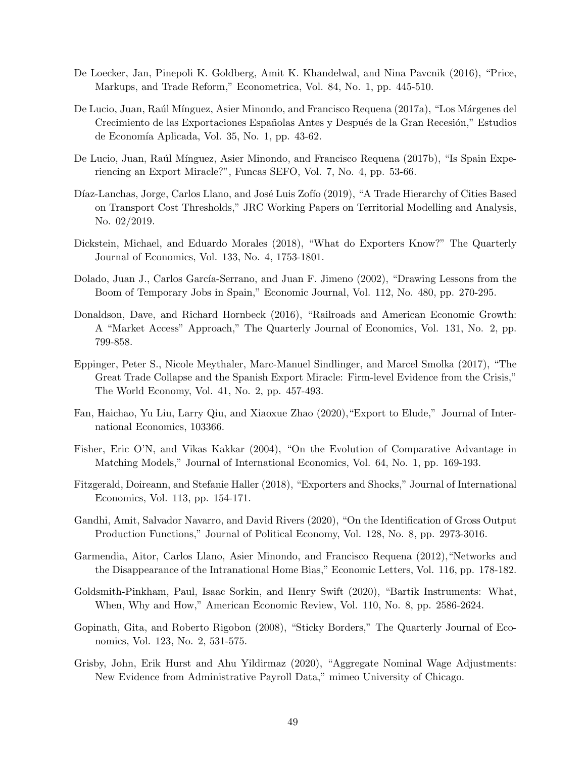De Loecker, Jan, Pinepoli K. Goldberg, Amit K. Khandelwal, and Nina Pavcnik (2016), "Price, Markups, and Trade Reform," Econometrica, Vol. 84, No. 1, pp. 445-510.

De Lucio, Juan, Raúl Mínguez, Asier Minondo, and Francisco Requena (2017a), "Los Márgenes del Crecimiento de las Exportaciones Españolas Antes y Después de la Gran Recesión," Estudios de Economía Aplicada, Vol. 35, No. 1, pp. 43-62.

De Lucio, Juan, Raúl Mínguez, Asier Minondo, and Francisco Requena (2017b), "Is Spain Experiencing an Export Miracle?", Funcas SEFO, Vol. 7, No. 4, pp. 53-66.

Díaz-Lanchas, Jorge, Carlos Llano, and José Luis Zofío (2019), "A Trade Hierarchy of Cities Based on Transport Cost Thresholds," JRC Working Papers on Territorial Modelling and Analysis, No. 02/2019.

Dickstein, Michael, and Eduardo Morales (2018), "What do Exporters Know?" The Quarterly Journal of Economics, Vol. 133, No. 4, 1753-1801.

Dolado, Juan J., Carlos García-Serrano, and Juan F. Jimeno (2002), "Drawing Lessons from the Boom of Temporary Jobs in Spain," Economic Journal, Vol. 112, No. 480, pp. 270-295.

Donaldson, Dave, and Richard Hornbeck (2016), "Railroads and American Economic Growth: A "Market Access" Approach," The Quarterly Journal of Economics, Vol. 131, No. 2, pp. 799-858.

Eppinger, Peter S., Nicole Meythaler, Marc-Manuel Sindlinger, and Marcel Smolka (2017), "The Great Trade Collapse and the Spanish Export Miracle: Firm-level Evidence from the Crisis," The World Economy, Vol. 41, No. 2, pp. 457-493.

Fan, Haichao, Yu Liu, Larry Qiu, and Xiaoxue Zhao (2020), "Export to Elude," Journal of International Economics, 103366.

Fisher, Eric O'N, and Vikas Kakkar (2004), "On the Evolution of Comparative Advantage in Matching Models," Journal of International Economics, Vol. 64, No. 1, pp. 169-193.

Fitzgerald, Doireann, and Stefanie Haller (2018), "Exporters and Shocks," Journal of International Economics, Vol. 113, pp. 154-171.

Gandhi, Amit, Salvador Navarro, and David Rivers (2020), "On the Identification of Gross Output Production Functions," Journal of Political Economy, Vol. 128, No. 8, pp. 2973-3016.

Garmendia, Aitor, Carlos Llano, Asier Minondo, and Francisco Requena (2012), "Networks and the Disappearance of the Intranational Home Bias," Economic Letters, Vol. 116, pp. 178-182.

Goldsmith-Pinkham, Paul, Isaac Sorkin, and Henry Swift (2020), "Bartik Instruments: What, When, Why and How," American Economic Review, Vol. 110, No. 8, pp. 2586-2624.

Gopinath, Gita, and Roberto Rigobon (2008), "Sticky Borders," The Quarterly Journal of Economics, Vol. 123, No. 2, 531-575.

Grisby, John, Erik Hurst and Ahu Yildirmaz (2020), "Aggregate Nominal Wage Adjustments: New Evidence from Administrative Payroll Data," mimeo University of Chicago.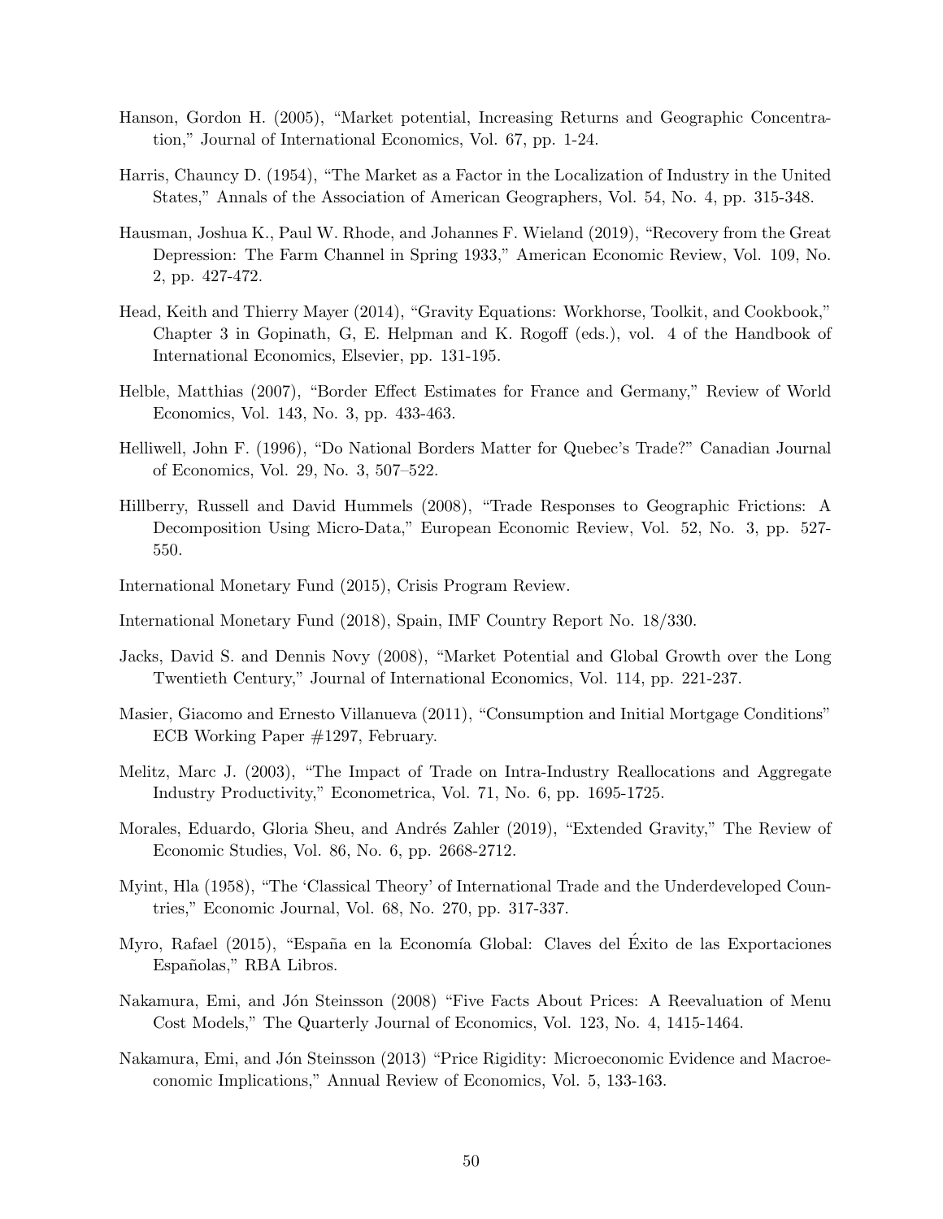Hanson, Gordon H. (2005), "Market potential, Increasing Returns and Geographic Concentration," Journal of International Economics, Vol. 67, pp. 1-24.

Harris, Chauncy D. (1954), "The Market as a Factor in the Localization of Industry in the United States," Annals of the Association of American Geographers, Vol. 54, No. 4, pp. 315-348.

Hausman, Joshua K., Paul W. Rhode, and Johannes F. Wieland (2019), "Recovery from the Great Depression: The Farm Channel in Spring 1933," American Economic Review, Vol. 109, No. 2, pp. 427-472.

Head, Keith and Thierry Mayer (2014), "Gravity Equations: Workhorse, Toolkit, and Cookbook," Chapter 3 in Gopinath, G, E. Helpman and K. Rogoff (eds.), vol. 4 of the Handbook of International Economics, Elsevier, pp. 131-195.

Helble, Matthias (2007), "Border Effect Estimates for France and Germany," Review of World Economics, Vol. 143, No. 3, pp. 433-463.

Helliwell, John F. (1996), "Do National Borders Matter for Quebec's Trade?" Canadian Journal of Economics, Vol. 29, No. 3, 507–522.

Hillberry, Russell and David Hummels (2008), "Trade Responses to Geographic Frictions: A Decomposition Using Micro-Data," European Economic Review, Vol. 52, No. 3, pp. 527-550.

International Monetary Fund (2015), Crisis Program Review.

International Monetary Fund (2018), Spain, IMF Country Report No. 18/330.

Jacks, David S. and Dennis Novy (2008), "Market Potential and Global Growth over the Long Twentieth Century," Journal of International Economics, Vol. 114, pp. 221-237.

Masier, Giacomo and Ernesto Villanueva (2011), "Consumption and Initial Mortgage Conditions" ECB Working Paper #1297, February.

Melitz, Marc J. (2003), "The Impact of Trade on Intra-Industry Reallocations and Aggregate Industry Productivity," Econometrica, Vol. 71, No. 6, pp. 1695-1725.

Morales, Eduardo, Gloria Sheu, and Andrés Zahler (2019), "Extended Gravity," The Review of Economic Studies, Vol. 86, No. 6, pp. 2668-2712.

Myint, Hla (1958), "The 'Classical Theory' of International Trade and the Underdeveloped Countries," Economic Journal, Vol. 68, No. 270, pp. 317-337.

Myro, Rafael (2015), "España en la Economía Global: Claves del Éxito de las Exportaciones Españolas," RBA Libros.

Nakamura, Emi, and Jón Steinsson (2008) "Five Facts About Prices: A Reevaluation of Menu Cost Models," The Quarterly Journal of Economics, Vol. 123, No. 4, 1415-1464.

Nakamura, Emi, and Jón Steinsson (2013) "Price Rigidity: Microeconomic Evidence and Macroeconomic Implications," Annual Review of Economics, Vol. 5, 133-163.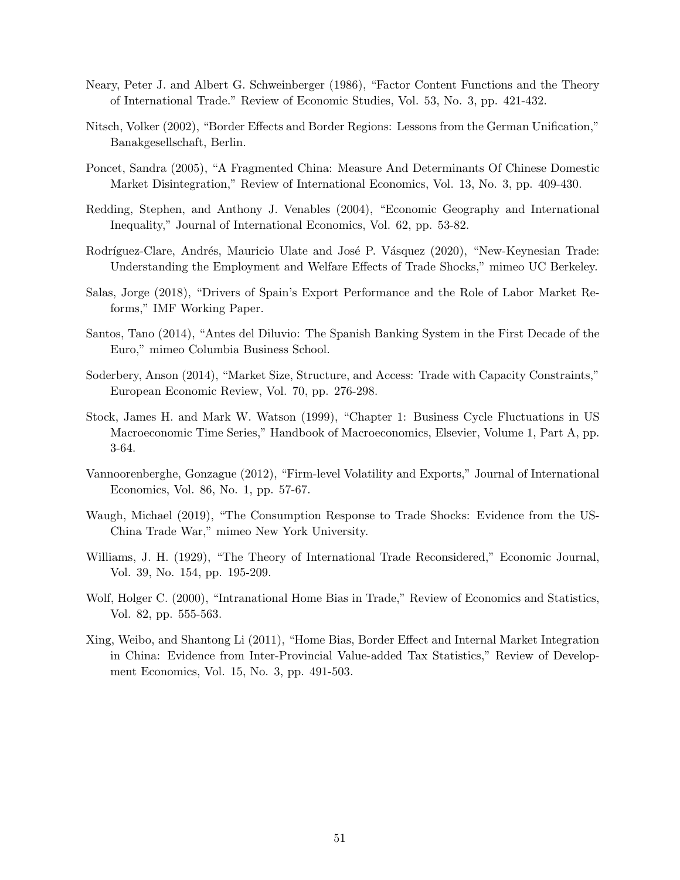Neary, Peter J. and Albert G. Schweinberger (1986), "Factor Content Functions and the Theory of International Trade." Review of Economic Studies, Vol. 53, No. 3, pp. 421-432.

Nitsch, Volker (2002), "Border Effects and Border Regions: Lessons from the German Unification," Banakgesellschaft, Berlin.

Poncet, Sandra (2005), "A Fragmented China: Measure And Determinants Of Chinese Domestic Market Disintegration," Review of International Economics, Vol. 13, No. 3, pp. 409-430.

Redding, Stephen, and Anthony J. Venables (2004), "Economic Geography and International Inequality," Journal of International Economics, Vol. 62, pp. 53-82.

Rodríguez-Clare, Andrés, Mauricio Ulate and José P. Vásquez (2020), "New-Keynesian Trade: Understanding the Employment and Welfare Effects of Trade Shocks," mimeo UC Berkeley.

Salas, Jorge (2018), "Drivers of Spain's Export Performance and the Role of Labor Market Reforms," IMF Working Paper.

Santos, Tano (2014), "Antes del Diluvio: The Spanish Banking System in the First Decade of the Euro," mimeo Columbia Business School.

Soderbery, Anson (2014), "Market Size, Structure, and Access: Trade with Capacity Constraints," European Economic Review, Vol. 70, pp. 276-298.

Stock, James H. and Mark W. Watson (1999), "Chapter 1: Business Cycle Fluctuations in US Macroeconomic Time Series," Handbook of Macroeconomics, Elsevier, Volume 1, Part A, pp. 3-64.

Vannoorenberghe, Gonzague (2012), "Firm-level Volatility and Exports," Journal of International Economics, Vol. 86, No. 1, pp. 57-67.

Waugh, Michael (2019), "The Consumption Response to Trade Shocks: Evidence from the US-China Trade War," mimeo New York University.

Williams, J. H. (1929), "The Theory of International Trade Reconsidered," Economic Journal, Vol. 39, No. 154, pp. 195-209.

Wolf, Holger C. (2000), "Intranational Home Bias in Trade," Review of Economics and Statistics, Vol. 82, pp. 555-563.

Xing, Weibo, and Shantong Li (2011), "Home Bias, Border Effect and Internal Market Integration in China: Evidence from Inter-Provincial Value-added Tax Statistics," Review of Development Economics, Vol. 15, No. 3, pp. 491-503.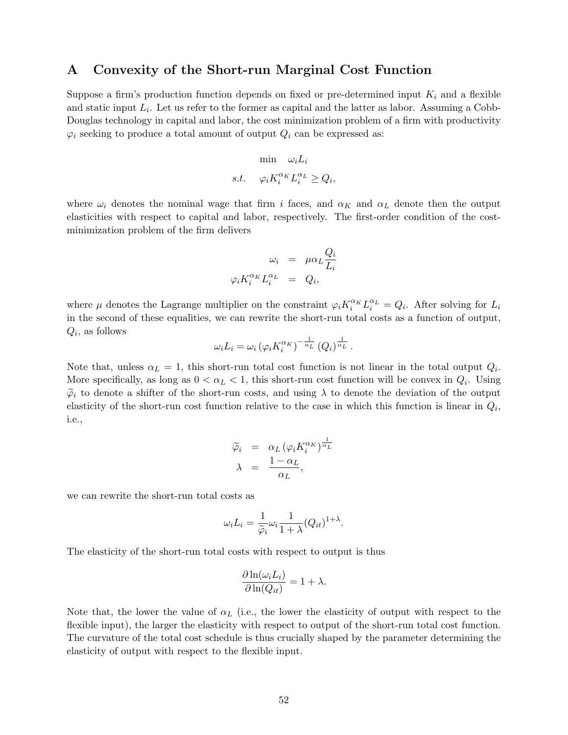# A Convexity of the Short-run Marginal Cost Function

Suppose a firm's production function depends on fixed or pre-determined input $K_i$ and a flexible and static input $L_i$. Let us refer to the former as capital and the latter as labor. Assuming a Cobb-Douglas technology in capital and labor, the cost minimization problem of a firm with productivity $\varphi_i$ seeking to produce a total amount of output $Q_i$ can be expressed as:

$$
\begin{aligned}
&\min \quad \omega_i L_i \\
&s.t. \quad \varphi_i K_i^{\alpha_K} L_i^{\alpha_L} \geq Q_i,
\end{aligned}
$$

where $\omega_i$ denotes the nominal wage that firm $i$ faces, and $\alpha_K$ and $\alpha_L$ denote then the output elasticities with respect to capital and labor, respectively. The first-order condition of the cost-minimization problem of the firm delivers

$$
\begin{aligned}
\omega_i &= \mu \alpha_L \frac{Q_i}{L_i} \\
\varphi_i K_i^{\alpha_K} L_i^{\alpha_L} &= Q_i,
\end{aligned}
$$

where $\mu$ denotes the Lagrange multiplier on the constraint $\varphi_i K_i^{\alpha_K} L_i^{\alpha_L} = Q_i$. After solving for $L_i$ in the second of these equalities, we can rewrite the short-run total costs as a function of output, $Q_i$, as follows

$$
\omega_i L_i = \omega_i \left(\varphi_i K_i^{\alpha_K}\right)^{-\frac{1}{\alpha_L}} \left(Q_i\right)^{\frac{1}{\alpha_L}}.
$$

Note that, unless $\alpha_L = 1$, this short-run total cost function is not linear in the total output $Q_i$. More specifically, as long as $0 < \alpha_L < 1$, this short-run cost function will be convex in $Q_i$. Using $\widetilde{\varphi}_i$ to denote a shifter of the short-run costs, and using $\lambda$ to denote the deviation of the output elasticity of the short-run cost function relative to the case in which this function is linear in $Q_i$, i.e.,

$$
\begin{aligned}
\widetilde{\varphi}_i &= \alpha_L \left(\varphi_i K_i^{\alpha_K}\right)^{\frac{1}{\alpha_L}} \\
\lambda &= \frac{1-\alpha_L}{\alpha_L},
\end{aligned}
$$

we can rewrite the short-run total costs as

$$
\omega_i L_i = \frac{1}{\widetilde{\varphi}_i} \omega_i \frac{1}{1+\lambda} (Q_{it})^{1+\lambda}.
$$

The elasticity of the short-run total costs with respect to output is thus

$$
\frac{\partial \ln(\omega_i L_i)}{\partial \ln(Q_{it})} = 1 + \lambda.
$$

Note that, the lower the value of $\alpha_L$ (i.e., the lower the elasticity of output with respect to the flexible input), the larger the elasticity with respect to output of the short-run total cost function. The curvature of the total cost schedule is thus crucially shaped by the parameter determining the elasticity of output with respect to the flexible input.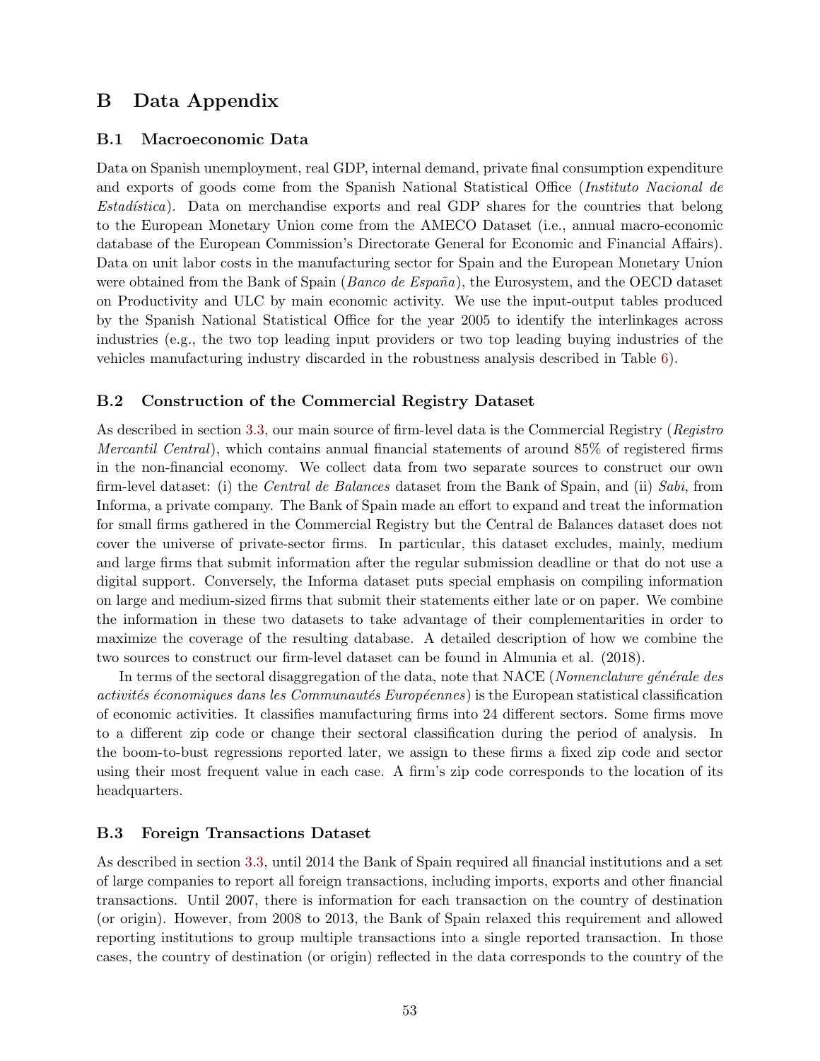# B Data Appendix

## B.1 Macroeconomic Data

Data on Spanish unemployment, real GDP, internal demand, private final consumption expenditure and exports of goods come from the Spanish National Statistical Office (*Instituto Nacional de Estadística*). Data on merchandise exports and real GDP shares for the countries that belong to the European Monetary Union come from the AMECO Dataset (i.e., annual macro-economic database of the European Commission's Directorate General for Economic and Financial Affairs). Data on unit labor costs in the manufacturing sector for Spain and the European Monetary Union were obtained from the Bank of Spain (*Banco de España*), the Eurosystem, and the OECD dataset on Productivity and ULC by main economic activity. We use the input-output tables produced by the Spanish National Statistical Office for the year 2005 to identify the interlinkages across industries (e.g., the two top leading input providers or two top leading buying industries of the vehicles manufacturing industry discarded in the robustness analysis described in Table 6).

## B.2 Construction of the Commercial Registry Dataset

As described in section 3.3, our main source of firm-level data is the Commercial Registry (*Registro Mercantil Central*), which contains annual financial statements of around 85% of registered firms in the non-financial economy. We collect data from two separate sources to construct our own firm-level dataset: (i) the *Central de Balances* dataset from the Bank of Spain, and (ii) *Sabi*, from Informa, a private company. The Bank of Spain made an effort to expand and treat the information for small firms gathered in the Commercial Registry but the Central de Balances dataset does not cover the universe of private-sector firms. In particular, this dataset excludes, mainly, medium and large firms that submit information after the regular submission deadline or that do not use a digital support. Conversely, the Informa dataset puts special emphasis on compiling information on large and medium-sized firms that submit their statements either late or on paper. We combine the information in these two datasets to take advantage of their complementarities in order to maximize the coverage of the resulting database. A detailed description of how we combine the two sources to construct our firm-level dataset can be found in Almunia et al. (2018).

In terms of the sectoral disaggregation of the data, note that NACE (*Nomenclature générale des activités économiques dans les Communautés Européennes*) is the European statistical classification of economic activities. It classifies manufacturing firms into 24 different sectors. Some firms move to a different zip code or change their sectoral classification during the period of analysis. In the boom-to-bust regressions reported later, we assign to these firms a fixed zip code and sector using their most frequent value in each case. A firm's zip code corresponds to the location of its headquarters.

## B.3 Foreign Transactions Dataset

As described in section 3.3, until 2014 the Bank of Spain required all financial institutions and a set of large companies to report all foreign transactions, including imports, exports and other financial transactions. Until 2007, there is information for each transaction on the country of destination (or origin). However, from 2008 to 2013, the Bank of Spain relaxed this requirement and allowed reporting institutions to group multiple transactions into a single reported transaction. In those cases, the country of destination (or origin) reflected in the data corresponds to the country of the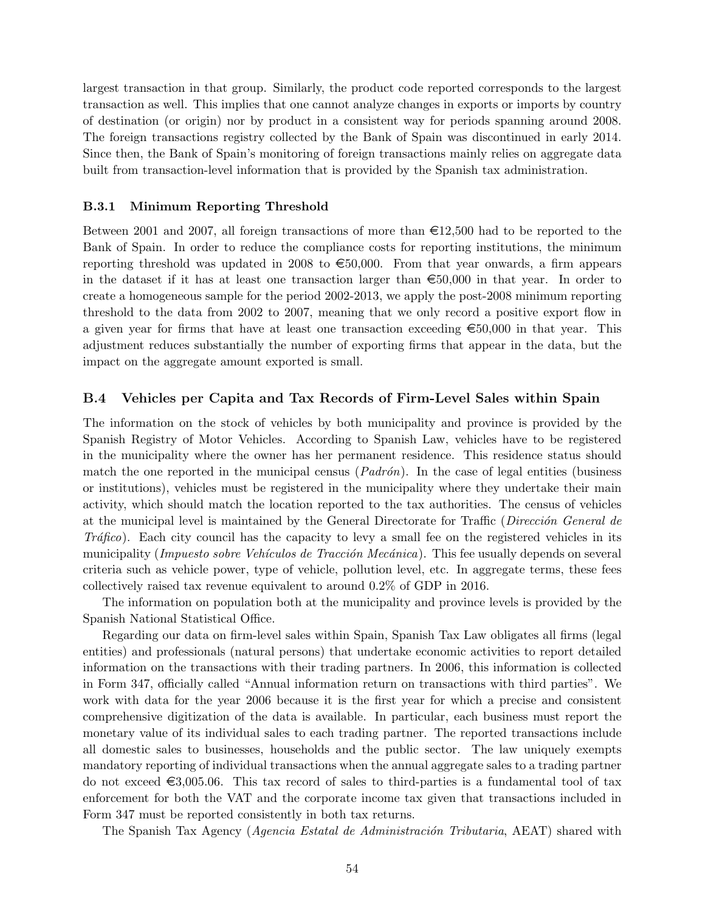largest transaction in that group. Similarly, the product code reported corresponds to the largest transaction as well. This implies that one cannot analyze changes in exports or imports by country of destination (or origin) nor by product in a consistent way for periods spanning around 2008. The foreign transactions registry collected by the Bank of Spain was discontinued in early 2014. Since then, the Bank of Spain's monitoring of foreign transactions mainly relies on aggregate data built from transaction-level information that is provided by the Spanish tax administration.

### B.3.1 Minimum Reporting Threshold

Between 2001 and 2007, all foreign transactions of more than €12,500 had to be reported to the Bank of Spain. In order to reduce the compliance costs for reporting institutions, the minimum reporting threshold was updated in 2008 to €50,000. From that year onwards, a firm appears in the dataset if it has at least one transaction larger than €50,000 in that year. In order to create a homogeneous sample for the period 2002-2013, we apply the post-2008 minimum reporting threshold to the data from 2002 to 2007, meaning that we only record a positive export flow in a given year for firms that have at least one transaction exceeding €50,000 in that year. This adjustment reduces substantially the number of exporting firms that appear in the data, but the impact on the aggregate amount exported is small.

## B.4 Vehicles per Capita and Tax Records of Firm-Level Sales within Spain

The information on the stock of vehicles by both municipality and province is provided by the Spanish Registry of Motor Vehicles. According to Spanish Law, vehicles have to be registered in the municipality where the owner has her permanent residence. This residence status should match the one reported in the municipal census (*Padrón*). In the case of legal entities (business or institutions), vehicles must be registered in the municipality where they undertake their main activity, which should match the location reported to the tax authorities. The census of vehicles at the municipal level is maintained by the General Directorate for Traffic (*Dirección General de Tráfico*). Each city council has the capacity to levy a small fee on the registered vehicles in its municipality (*Impuesto sobre Vehículos de Tracción Mecánica*). This fee usually depends on several criteria such as vehicle power, type of vehicle, pollution level, etc. In aggregate terms, these fees collectively raised tax revenue equivalent to around 0.2% of GDP in 2016.

The information on population both at the municipality and province levels is provided by the Spanish National Statistical Office.

Regarding our data on firm-level sales within Spain, Spanish Tax Law obligates all firms (legal entities) and professionals (natural persons) that undertake economic activities to report detailed information on the transactions with their trading partners. In 2006, this information is collected in Form 347, officially called "Annual information return on transactions with third parties". We work with data for the year 2006 because it is the first year for which a precise and consistent comprehensive digitization of the data is available. In particular, each business must report the monetary value of its individual sales to each trading partner. The reported transactions include all domestic sales to businesses, households and the public sector. The law uniquely exempts mandatory reporting of individual transactions when the annual aggregate sales to a trading partner do not exceed €3,005.06. This tax record of sales to third-parties is a fundamental tool of tax enforcement for both the VAT and the corporate income tax given that transactions included in Form 347 must be reported consistently in both tax returns.

The Spanish Tax Agency (*Agencia Estatal de Administración Tributaria*, AEAT) shared with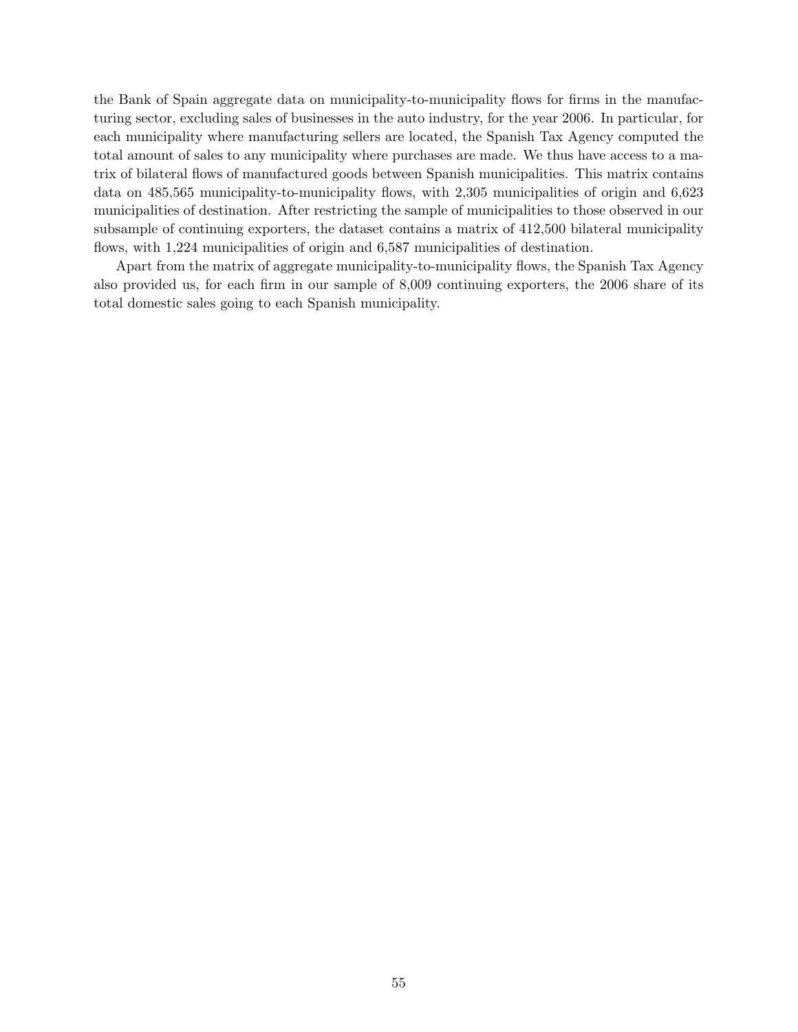the Bank of Spain aggregate data on municipality-to-municipality flows for firms in the manufacturing sector, excluding sales of businesses in the auto industry, for the year 2006. In particular, for each municipality where manufacturing sellers are located, the Spanish Tax Agency computed the total amount of sales to any municipality where purchases are made. We thus have access to a matrix of bilateral flows of manufactured goods between Spanish municipalities. This matrix contains data on 485,565 municipality-to-municipality flows, with 2,305 municipalities of origin and 6,623 municipalities of destination. After restricting the sample of municipalities to those observed in our subsample of continuing exporters, the dataset contains a matrix of 412,500 bilateral municipality flows, with 1,224 municipalities of origin and 6,587 municipalities of destination.

Apart from the matrix of aggregate municipality-to-municipality flows, the Spanish Tax Agency also provided us, for each firm in our sample of 8,009 continuing exporters, the 2006 share of its total domestic sales going to each Spanish municipality.